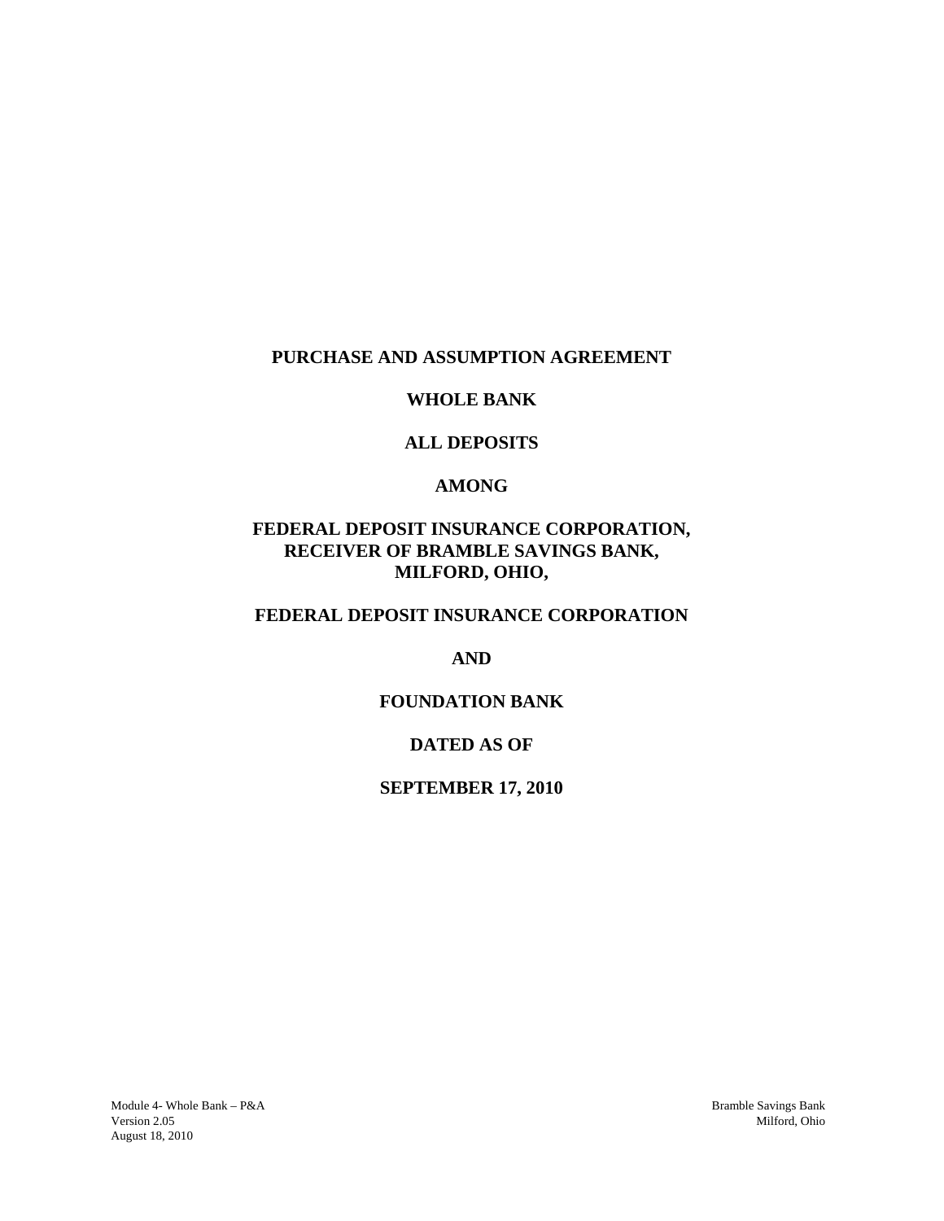# PURCHASE AND ASSUMPTION AGREEMENT

# WHOLE BANK

# ALL DEPOSITS

# AMONG

# FEDERAL DEPOSIT INSURANCE CORPORATION, RECEIVER OF BRAMBLE SAVINGS BANK, MILFORD, OHIO,

# FEDERAL DEPOSIT INSURANCE CORPORATION

# AND

# FOUNDATION BANK

# DATED AS OF

# SEPTEMBER 17, 2010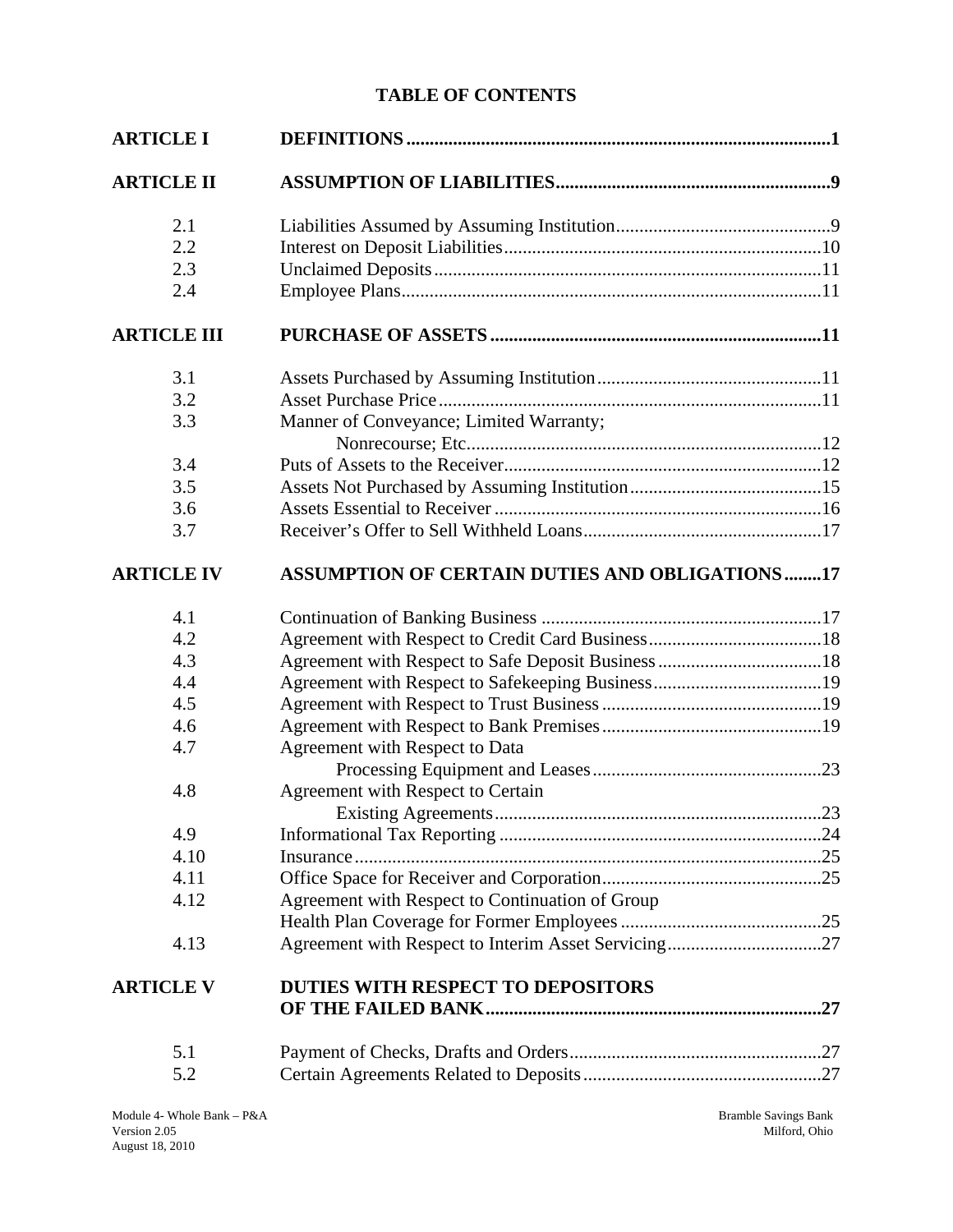# TABLE OF CONTENTS

| | | |
|---|---|---|
| **ARTICLE I** | **DEFINITIONS** | **1** |
| **ARTICLE II** | **ASSUMPTION OF LIABILITIES** | **9** |
| 2.1 | Liabilities Assumed by Assuming Institution | 9 |
| 2.2 | Interest on Deposit Liabilities | 10 |
| 2.3 | Unclaimed Deposits | 11 |
| 2.4 | Employee Plans | 11 |
| **ARTICLE III** | **PURCHASE OF ASSETS** | **11** |
| 3.1 | Assets Purchased by Assuming Institution | 11 |
| 3.2 | Asset Purchase Price | 11 |
| 3.3 | Manner of Conveyance; Limited Warranty; Nonrecourse; Etc. | 12 |
| 3.4 | Puts of Assets to the Receiver | 12 |
| 3.5 | Assets Not Purchased by Assuming Institution | 15 |
| 3.6 | Assets Essential to Receiver | 16 |
| 3.7 | Receiver's Offer to Sell Withheld Loans | 17 |
| **ARTICLE IV** | **ASSUMPTION OF CERTAIN DUTIES AND OBLIGATIONS** | **17** |
| 4.1 | Continuation of Banking Business | 17 |
| 4.2 | Agreement with Respect to Credit Card Business | 18 |
| 4.3 | Agreement with Respect to Safe Deposit Business | 18 |
| 4.4 | Agreement with Respect to Safekeeping Business | 19 |
| 4.5 | Agreement with Respect to Trust Business | 19 |
| 4.6 | Agreement with Respect to Bank Premises | 19 |
| 4.7 | Agreement with Respect to Data Processing Equipment and Leases | 23 |
| 4.8 | Agreement with Respect to Certain Existing Agreements | 23 |
| 4.9 | Informational Tax Reporting | 24 |
| 4.10 | Insurance | 25 |
| 4.11 | Office Space for Receiver and Corporation | 25 |
| 4.12 | Agreement with Respect to Continuation of Group Health Plan Coverage for Former Employees | 25 |
| 4.13 | Agreement with Respect to Interim Asset Servicing | 27 |
| **ARTICLE V** | **DUTIES WITH RESPECT TO DEPOSITORS OF THE FAILED BANK** | **27** |
| 5.1 | Payment of Checks, Drafts and Orders | 27 |
| 5.2 | Certain Agreements Related to Deposits | 27 |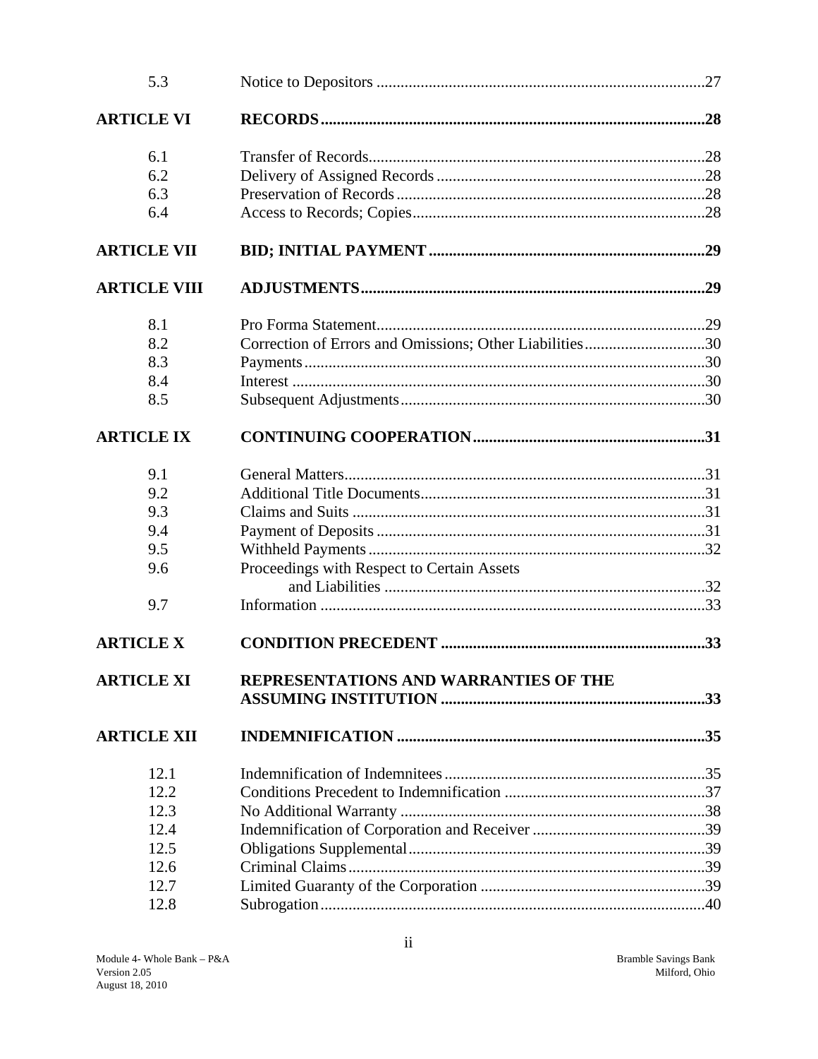| | | |
|---|---|---|
| 5.3 | Notice to Depositors | 27 |
| **ARTICLE VI** | **RECORDS** | **28** |
| 6.1 | Transfer of Records | 28 |
| 6.2 | Delivery of Assigned Records | 28 |
| 6.3 | Preservation of Records | 28 |
| 6.4 | Access to Records; Copies | 28 |
| **ARTICLE VII** | **BID; INITIAL PAYMENT** | **29** |
| **ARTICLE VIII** | **ADJUSTMENTS** | **29** |
| 8.1 | Pro Forma Statement | 29 |
| 8.2 | Correction of Errors and Omissions; Other Liabilities | 30 |
| 8.3 | Payments | 30 |
| 8.4 | Interest | 30 |
| 8.5 | Subsequent Adjustments | 30 |
| **ARTICLE IX** | **CONTINUING COOPERATION** | **31** |
| 9.1 | General Matters | 31 |
| 9.2 | Additional Title Documents | 31 |
| 9.3 | Claims and Suits | 31 |
| 9.4 | Payment of Deposits | 31 |
| 9.5 | Withheld Payments | 32 |
| 9.6 | Proceedings with Respect to Certain Assets and Liabilities | 32 |
| 9.7 | Information | 33 |
| **ARTICLE X** | **CONDITION PRECEDENT** | **33** |
| **ARTICLE XI** | **REPRESENTATIONS AND WARRANTIES OF THE ASSUMING INSTITUTION** | **33** |
| **ARTICLE XII** | **INDEMNIFICATION** | **35** |
| 12.1 | Indemnification of Indemnitees | 35 |
| 12.2 | Conditions Precedent to Indemnification | 37 |
| 12.3 | No Additional Warranty | 38 |
| 12.4 | Indemnification of Corporation and Receiver | 39 |
| 12.5 | Obligations Supplemental | 39 |
| 12.6 | Criminal Claims | 39 |
| 12.7 | Limited Guaranty of the Corporation | 39 |
| 12.8 | Subrogation | 40 |

Module 4- Whole Bank – P&A
Version 2.05
August 18, 2010

Bramble Savings Bank
Milford, Ohio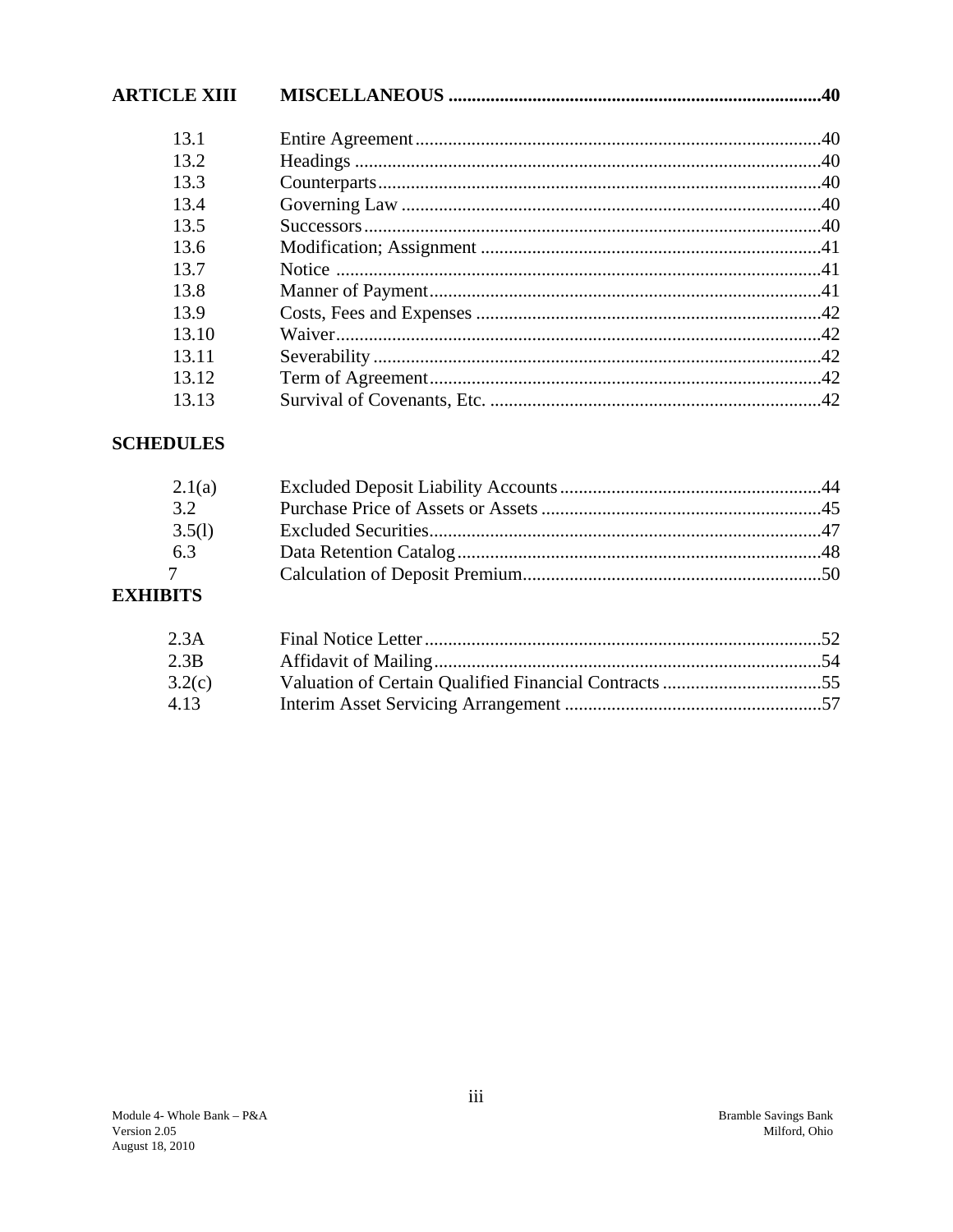| **ARTICLE XIII** | **MISCELLANEOUS** | **40** |
|---|---|---|
| 13.1 | Entire Agreement | 40 |
| 13.2 | Headings | 40 |
| 13.3 | Counterparts | 40 |
| 13.4 | Governing Law | 40 |
| 13.5 | Successors | 40 |
| 13.6 | Modification; Assignment | 41 |
| 13.7 | Notice | 41 |
| 13.8 | Manner of Payment | 41 |
| 13.9 | Costs, Fees and Expenses | 42 |
| 13.10 | Waiver | 42 |
| 13.11 | Severability | 42 |
| 13.12 | Term of Agreement | 42 |
| 13.13 | Survival of Covenants, Etc. | 42 |

**SCHEDULES**

| | | |
|---|---|---|
| 2.1(a) | Excluded Deposit Liability Accounts | 44 |
| 3.2 | Purchase Price of Assets or Assets | 45 |
| 3.5(l) | Excluded Securities | 47 |
| 6.3 | Data Retention Catalog | 48 |
| 7 | Calculation of Deposit Premium | 50 |

**EXHIBITS**

| | | |
|---|---|---|
| 2.3A | Final Notice Letter | 52 |
| 2.3B | Affidavit of Mailing | 54 |
| 3.2(c) | Valuation of Certain Qualified Financial Contracts | 55 |
| 4.13 | Interim Asset Servicing Arrangement | 57 |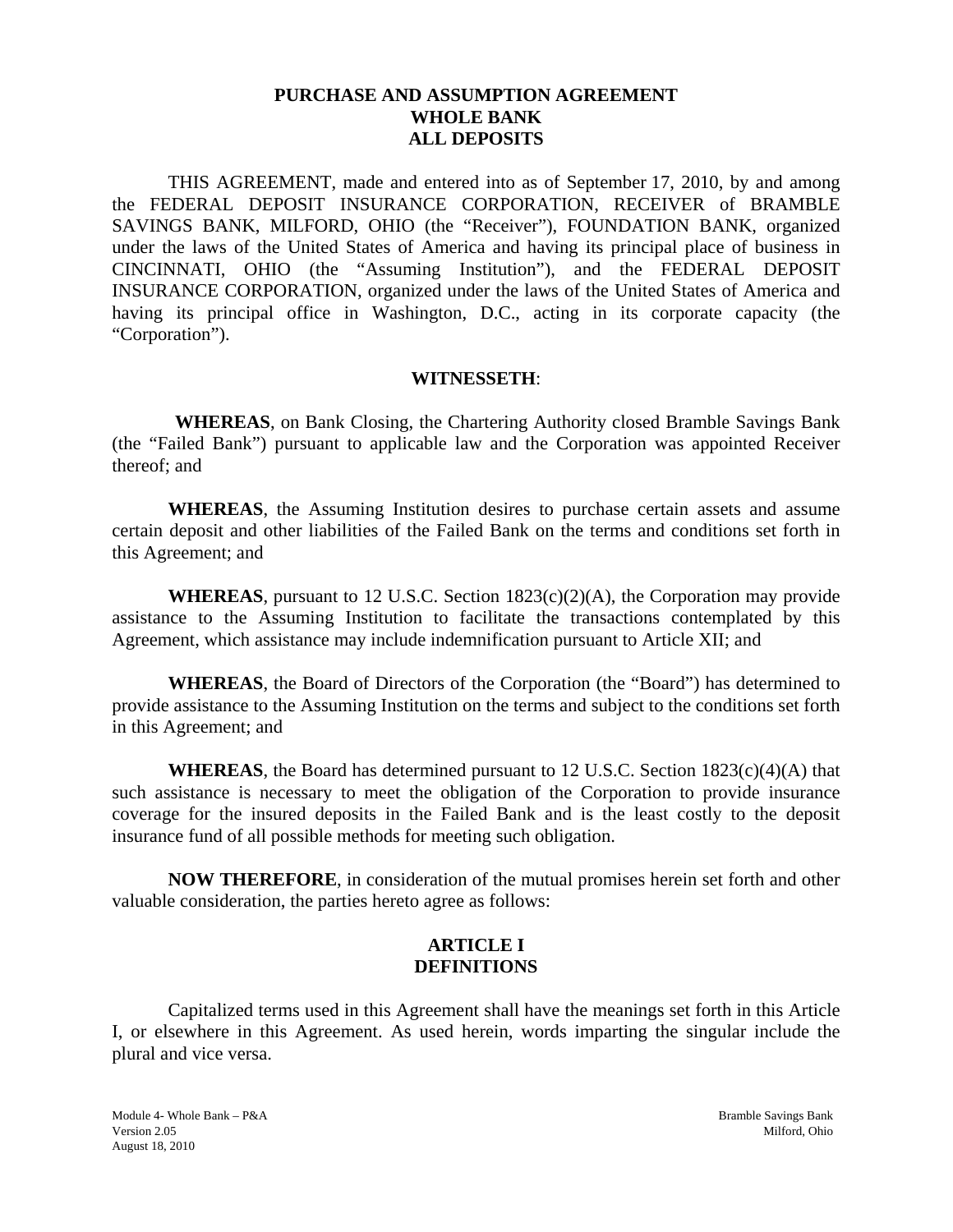# PURCHASE AND ASSUMPTION AGREEMENT
# WHOLE BANK
# ALL DEPOSITS

THIS AGREEMENT, made and entered into as of September 17, 2010, by and among the FEDERAL DEPOSIT INSURANCE CORPORATION, RECEIVER of BRAMBLE SAVINGS BANK, MILFORD, OHIO (the "Receiver"), FOUNDATION BANK, organized under the laws of the United States of America and having its principal place of business in CINCINNATI, OHIO (the "Assuming Institution"), and the FEDERAL DEPOSIT INSURANCE CORPORATION, organized under the laws of the United States of America and having its principal office in Washington, D.C., acting in its corporate capacity (the "Corporation").

## WITNESSETH:

**WHEREAS**, on Bank Closing, the Chartering Authority closed Bramble Savings Bank (the "Failed Bank") pursuant to applicable law and the Corporation was appointed Receiver thereof; and

**WHEREAS**, the Assuming Institution desires to purchase certain assets and assume certain deposit and other liabilities of the Failed Bank on the terms and conditions set forth in this Agreement; and

**WHEREAS**, pursuant to 12 U.S.C. Section 1823(c)(2)(A), the Corporation may provide assistance to the Assuming Institution to facilitate the transactions contemplated by this Agreement, which assistance may include indemnification pursuant to Article XII; and

**WHEREAS**, the Board of Directors of the Corporation (the "Board") has determined to provide assistance to the Assuming Institution on the terms and subject to the conditions set forth in this Agreement; and

**WHEREAS**, the Board has determined pursuant to 12 U.S.C. Section 1823(c)(4)(A) that such assistance is necessary to meet the obligation of the Corporation to provide insurance coverage for the insured deposits in the Failed Bank and is the least costly to the deposit insurance fund of all possible methods for meeting such obligation.

**NOW THEREFORE**, in consideration of the mutual promises herein set forth and other valuable consideration, the parties hereto agree as follows:

## ARTICLE I
## DEFINITIONS

Capitalized terms used in this Agreement shall have the meanings set forth in this Article I, or elsewhere in this Agreement. As used herein, words imparting the singular include the plural and vice versa.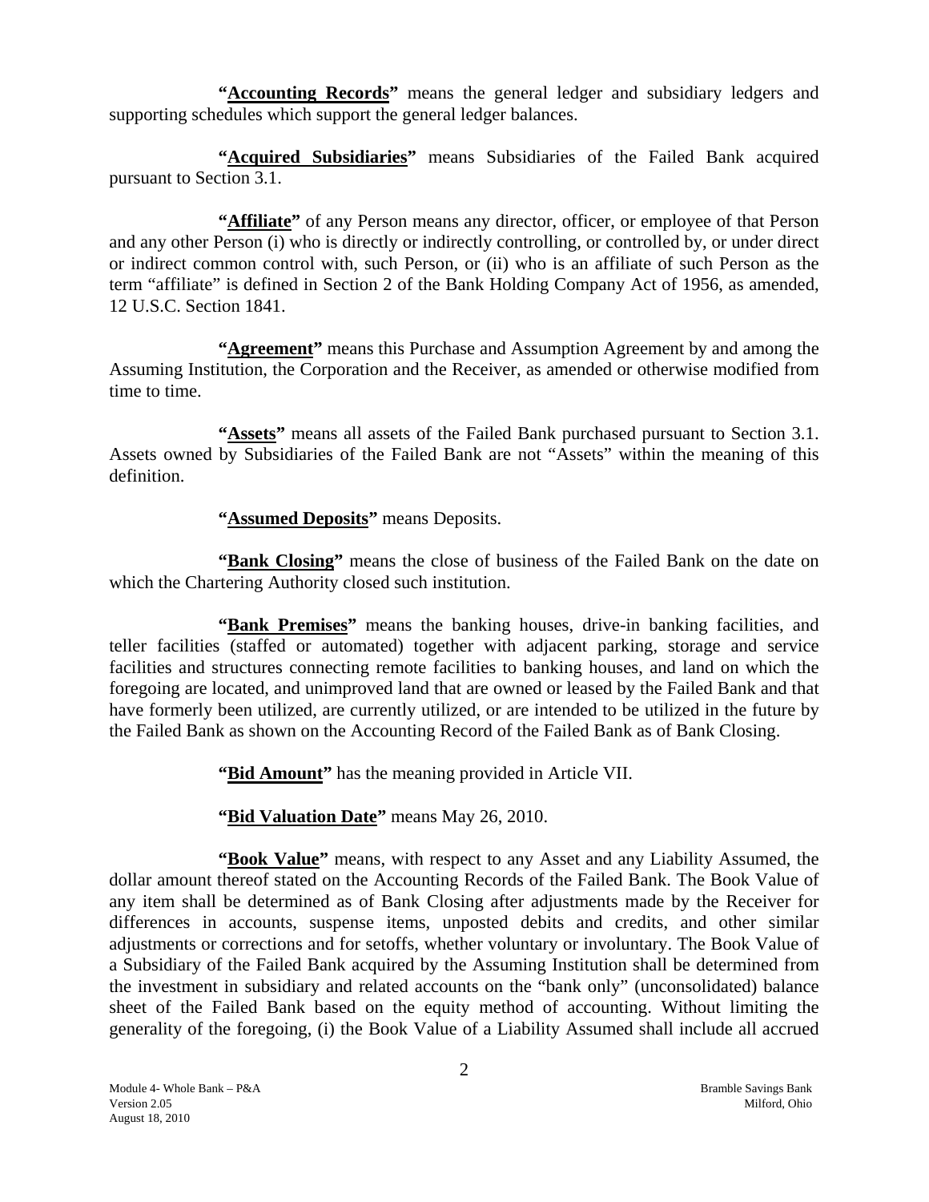**"<u>Accounting Records</u>"** means the general ledger and subsidiary ledgers and supporting schedules which support the general ledger balances.

**"<u>Acquired Subsidiaries</u>"** means Subsidiaries of the Failed Bank acquired pursuant to Section 3.1.

**"<u>Affiliate</u>"** of any Person means any director, officer, or employee of that Person and any other Person (i) who is directly or indirectly controlling, or controlled by, or under direct or indirect common control with, such Person, or (ii) who is an affiliate of such Person as the term "affiliate" is defined in Section 2 of the Bank Holding Company Act of 1956, as amended, 12 U.S.C. Section 1841.

**"<u>Agreement</u>"** means this Purchase and Assumption Agreement by and among the Assuming Institution, the Corporation and the Receiver, as amended or otherwise modified from time to time.

**"<u>Assets</u>"** means all assets of the Failed Bank purchased pursuant to Section 3.1. Assets owned by Subsidiaries of the Failed Bank are not "Assets" within the meaning of this definition.

**"<u>Assumed Deposits</u>"** means Deposits.

**"<u>Bank Closing</u>"** means the close of business of the Failed Bank on the date on which the Chartering Authority closed such institution.

**"<u>Bank Premises</u>"** means the banking houses, drive-in banking facilities, and teller facilities (staffed or automated) together with adjacent parking, storage and service facilities and structures connecting remote facilities to banking houses, and land on which the foregoing are located, and unimproved land that are owned or leased by the Failed Bank and that have formerly been utilized, are currently utilized, or are intended to be utilized in the future by the Failed Bank as shown on the Accounting Record of the Failed Bank as of Bank Closing.

**"<u>Bid Amount</u>"** has the meaning provided in Article VII.

**"<u>Bid Valuation Date</u>"** means May 26, 2010.

**"<u>Book Value</u>"** means, with respect to any Asset and any Liability Assumed, the dollar amount thereof stated on the Accounting Records of the Failed Bank. The Book Value of any item shall be determined as of Bank Closing after adjustments made by the Receiver for differences in accounts, suspense items, unposted debits and credits, and other similar adjustments or corrections and for setoffs, whether voluntary or involuntary. The Book Value of a Subsidiary of the Failed Bank acquired by the Assuming Institution shall be determined from the investment in subsidiary and related accounts on the "bank only" (unconsolidated) balance sheet of the Failed Bank based on the equity method of accounting. Without limiting the generality of the foregoing, (i) the Book Value of a Liability Assumed shall include all accrued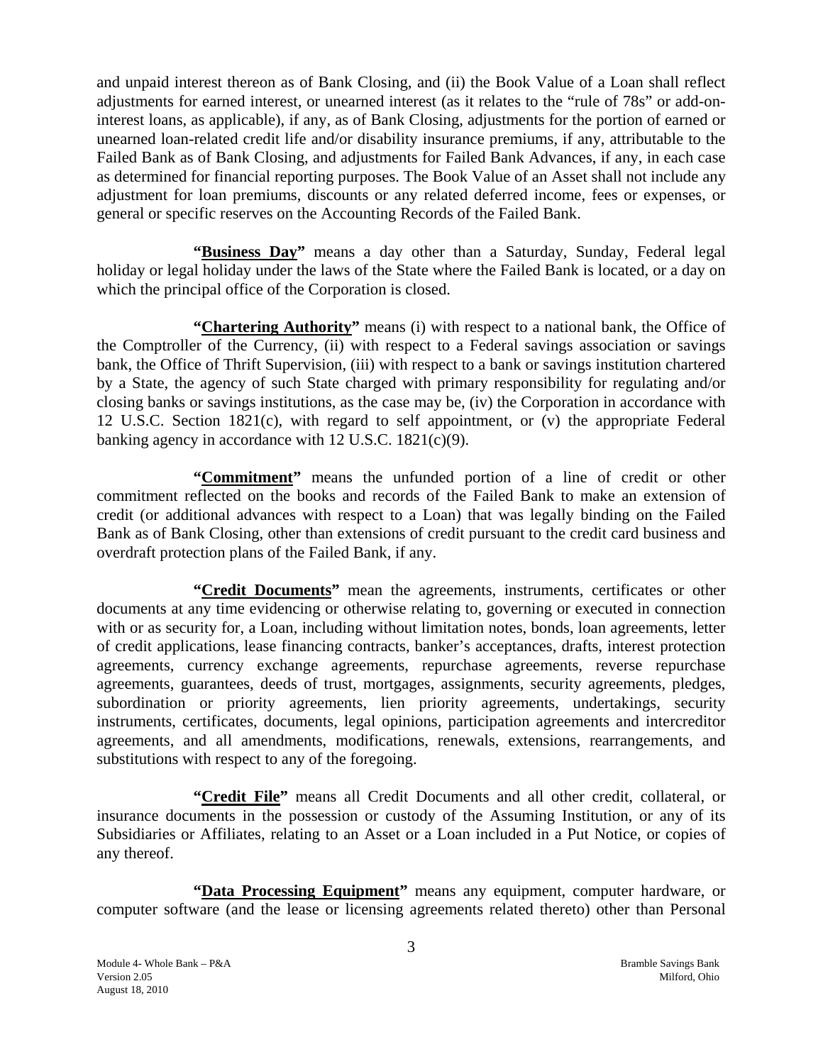and unpaid interest thereon as of Bank Closing, and (ii) the Book Value of a Loan shall reflect adjustments for earned interest, or unearned interest (as it relates to the "rule of 78s" or add-on-interest loans, as applicable), if any, as of Bank Closing, adjustments for the portion of earned or unearned loan-related credit life and/or disability insurance premiums, if any, attributable to the Failed Bank as of Bank Closing, and adjustments for Failed Bank Advances, if any, in each case as determined for financial reporting purposes. The Book Value of an Asset shall not include any adjustment for loan premiums, discounts or any related deferred income, fees or expenses, or general or specific reserves on the Accounting Records of the Failed Bank.

**"Business Day"** means a day other than a Saturday, Sunday, Federal legal holiday or legal holiday under the laws of the State where the Failed Bank is located, or a day on which the principal office of the Corporation is closed.

**"Chartering Authority"** means (i) with respect to a national bank, the Office of the Comptroller of the Currency, (ii) with respect to a Federal savings association or savings bank, the Office of Thrift Supervision, (iii) with respect to a bank or savings institution chartered by a State, the agency of such State charged with primary responsibility for regulating and/or closing banks or savings institutions, as the case may be, (iv) the Corporation in accordance with 12 U.S.C. Section 1821(c), with regard to self appointment, or (v) the appropriate Federal banking agency in accordance with 12 U.S.C. 1821(c)(9).

**"Commitment"** means the unfunded portion of a line of credit or other commitment reflected on the books and records of the Failed Bank to make an extension of credit (or additional advances with respect to a Loan) that was legally binding on the Failed Bank as of Bank Closing, other than extensions of credit pursuant to the credit card business and overdraft protection plans of the Failed Bank, if any.

**"Credit Documents"** mean the agreements, instruments, certificates or other documents at any time evidencing or otherwise relating to, governing or executed in connection with or as security for, a Loan, including without limitation notes, bonds, loan agreements, letter of credit applications, lease financing contracts, banker's acceptances, drafts, interest protection agreements, currency exchange agreements, repurchase agreements, reverse repurchase agreements, guarantees, deeds of trust, mortgages, assignments, security agreements, pledges, subordination or priority agreements, lien priority agreements, undertakings, security instruments, certificates, documents, legal opinions, participation agreements and intercreditor agreements, and all amendments, modifications, renewals, extensions, rearrangements, and substitutions with respect to any of the foregoing.

**"Credit File"** means all Credit Documents and all other credit, collateral, or insurance documents in the possession or custody of the Assuming Institution, or any of its Subsidiaries or Affiliates, relating to an Asset or a Loan included in a Put Notice, or copies of any thereof.

**"Data Processing Equipment"** means any equipment, computer hardware, or computer software (and the lease or licensing agreements related thereto) other than Personal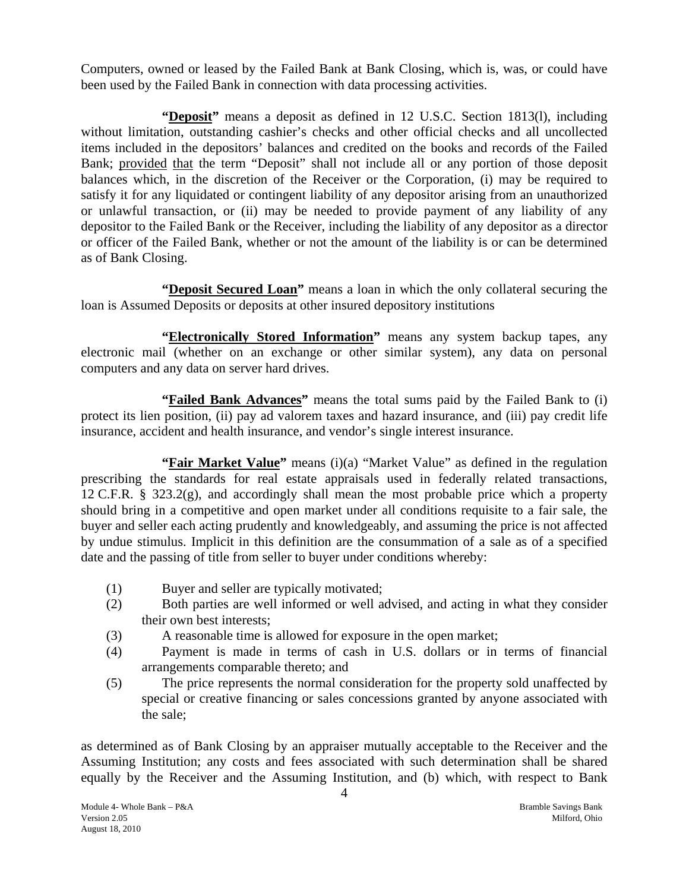Computers, owned or leased by the Failed Bank at Bank Closing, which is, was, or could have been used by the Failed Bank in connection with data processing activities.

**"Deposit"** means a deposit as defined in 12 U.S.C. Section 1813(l), including without limitation, outstanding cashier's checks and other official checks and all uncollected items included in the depositors' balances and credited on the books and records of the Failed Bank; provided that the term "Deposit" shall not include all or any portion of those deposit balances which, in the discretion of the Receiver or the Corporation, (i) may be required to satisfy it for any liquidated or contingent liability of any depositor arising from an unauthorized or unlawful transaction, or (ii) may be needed to provide payment of any liability of any depositor to the Failed Bank or the Receiver, including the liability of any depositor as a director or officer of the Failed Bank, whether or not the amount of the liability is or can be determined as of Bank Closing.

**"Deposit Secured Loan"** means a loan in which the only collateral securing the loan is Assumed Deposits or deposits at other insured depository institutions

**"Electronically Stored Information"** means any system backup tapes, any electronic mail (whether on an exchange or other similar system), any data on personal computers and any data on server hard drives.

**"Failed Bank Advances"** means the total sums paid by the Failed Bank to (i) protect its lien position, (ii) pay ad valorem taxes and hazard insurance, and (iii) pay credit life insurance, accident and health insurance, and vendor's single interest insurance.

**"Fair Market Value"** means (i)(a) "Market Value" as defined in the regulation prescribing the standards for real estate appraisals used in federally related transactions, 12 C.F.R. § 323.2(g), and accordingly shall mean the most probable price which a property should bring in a competitive and open market under all conditions requisite to a fair sale, the buyer and seller each acting prudently and knowledgeably, and assuming the price is not affected by undue stimulus. Implicit in this definition are the consummation of a sale as of a specified date and the passing of title from seller to buyer under conditions whereby:

(1) Buyer and seller are typically motivated;
(2) Both parties are well informed or well advised, and acting in what they consider their own best interests;
(3) A reasonable time is allowed for exposure in the open market;
(4) Payment is made in terms of cash in U.S. dollars or in terms of financial arrangements comparable thereto; and
(5) The price represents the normal consideration for the property sold unaffected by special or creative financing or sales concessions granted by anyone associated with the sale;

as determined as of Bank Closing by an appraiser mutually acceptable to the Receiver and the Assuming Institution; any costs and fees associated with such determination shall be shared equally by the Receiver and the Assuming Institution, and (b) which, with respect to Bank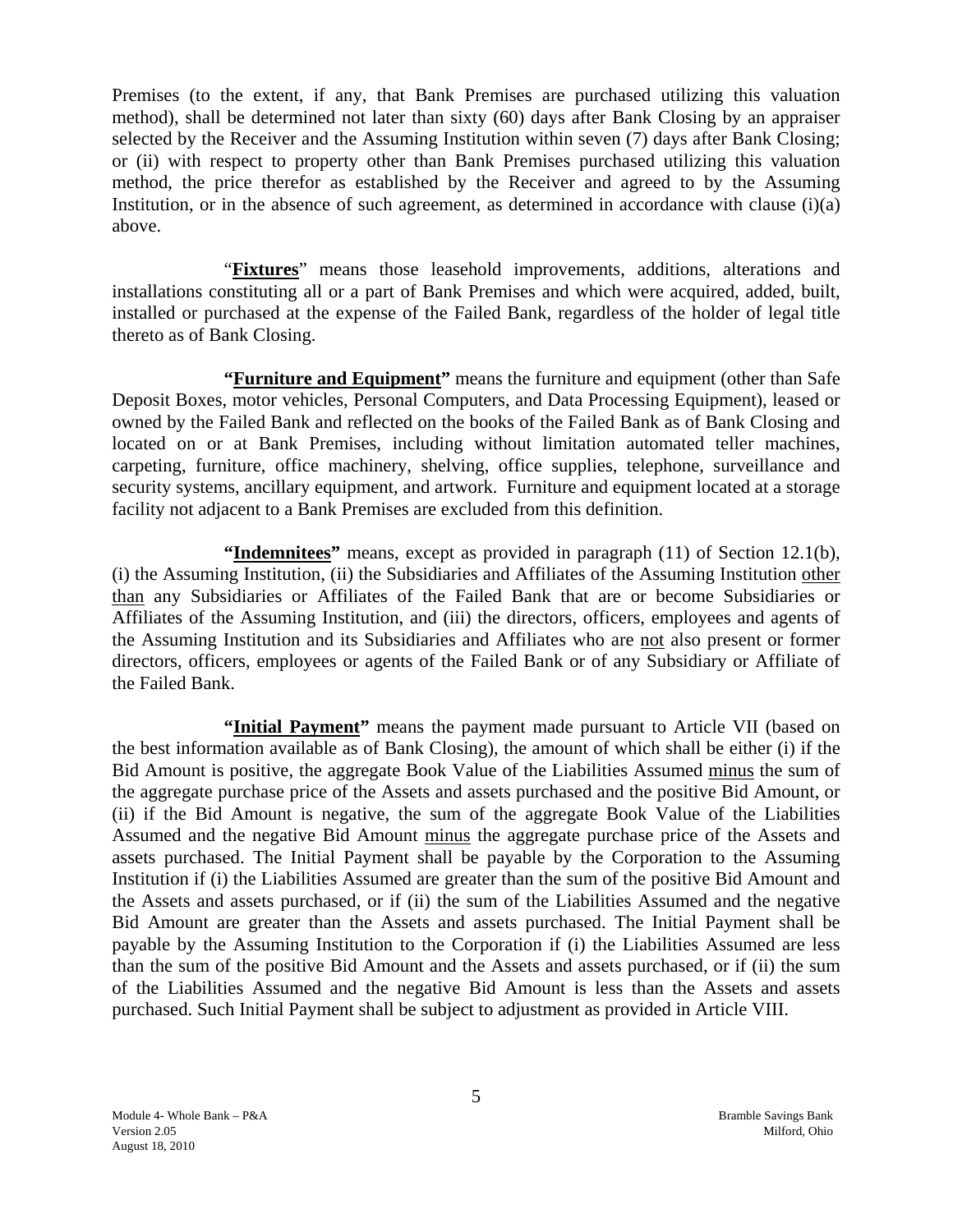Premises (to the extent, if any, that Bank Premises are purchased utilizing this valuation method), shall be determined not later than sixty (60) days after Bank Closing by an appraiser selected by the Receiver and the Assuming Institution within seven (7) days after Bank Closing; or (ii) with respect to property other than Bank Premises purchased utilizing this valuation method, the price therefor as established by the Receiver and agreed to by the Assuming Institution, or in the absence of such agreement, as determined in accordance with clause (i)(a) above.

"**Fixtures**" means those leasehold improvements, additions, alterations and installations constituting all or a part of Bank Premises and which were acquired, added, built, installed or purchased at the expense of the Failed Bank, regardless of the holder of legal title thereto as of Bank Closing.

**"Furniture and Equipment"** means the furniture and equipment (other than Safe Deposit Boxes, motor vehicles, Personal Computers, and Data Processing Equipment), leased or owned by the Failed Bank and reflected on the books of the Failed Bank as of Bank Closing and located on or at Bank Premises, including without limitation automated teller machines, carpeting, furniture, office machinery, shelving, office supplies, telephone, surveillance and security systems, ancillary equipment, and artwork. Furniture and equipment located at a storage facility not adjacent to a Bank Premises are excluded from this definition.

**"Indemnitees"** means, except as provided in paragraph (11) of Section 12.1(b), (i) the Assuming Institution, (ii) the Subsidiaries and Affiliates of the Assuming Institution other than any Subsidiaries or Affiliates of the Failed Bank that are or become Subsidiaries or Affiliates of the Assuming Institution, and (iii) the directors, officers, employees and agents of the Assuming Institution and its Subsidiaries and Affiliates who are not also present or former directors, officers, employees or agents of the Failed Bank or of any Subsidiary or Affiliate of the Failed Bank.

**"Initial Payment"** means the payment made pursuant to Article VII (based on the best information available as of Bank Closing), the amount of which shall be either (i) if the Bid Amount is positive, the aggregate Book Value of the Liabilities Assumed minus the sum of the aggregate purchase price of the Assets and assets purchased and the positive Bid Amount, or (ii) if the Bid Amount is negative, the sum of the aggregate Book Value of the Liabilities Assumed and the negative Bid Amount minus the aggregate purchase price of the Assets and assets purchased. The Initial Payment shall be payable by the Corporation to the Assuming Institution if (i) the Liabilities Assumed are greater than the sum of the positive Bid Amount and the Assets and assets purchased, or if (ii) the sum of the Liabilities Assumed and the negative Bid Amount are greater than the Assets and assets purchased. The Initial Payment shall be payable by the Assuming Institution to the Corporation if (i) the Liabilities Assumed are less than the sum of the positive Bid Amount and the Assets and assets purchased, or if (ii) the sum of the Liabilities Assumed and the negative Bid Amount is less than the Assets and assets purchased. Such Initial Payment shall be subject to adjustment as provided in Article VIII.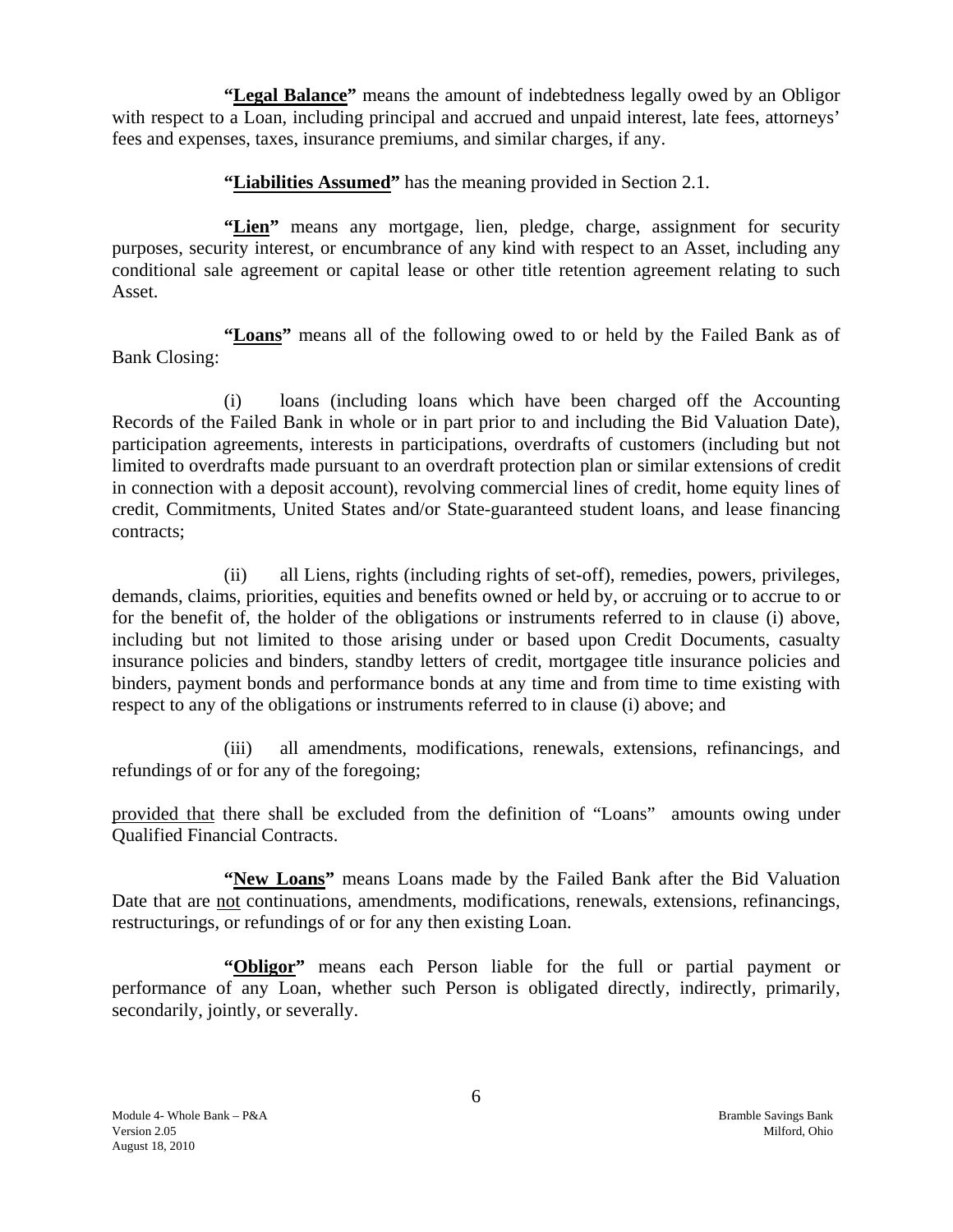**"<u>Legal Balance</u>"** means the amount of indebtedness legally owed by an Obligor with respect to a Loan, including principal and accrued and unpaid interest, late fees, attorneys' fees and expenses, taxes, insurance premiums, and similar charges, if any.

**"<u>Liabilities Assumed</u>"** has the meaning provided in Section 2.1.

**"<u>Lien</u>"** means any mortgage, lien, pledge, charge, assignment for security purposes, security interest, or encumbrance of any kind with respect to an Asset, including any conditional sale agreement or capital lease or other title retention agreement relating to such Asset.

**"<u>Loans</u>"** means all of the following owed to or held by the Failed Bank as of Bank Closing:

(i) loans (including loans which have been charged off the Accounting Records of the Failed Bank in whole or in part prior to and including the Bid Valuation Date), participation agreements, interests in participations, overdrafts of customers (including but not limited to overdrafts made pursuant to an overdraft protection plan or similar extensions of credit in connection with a deposit account), revolving commercial lines of credit, home equity lines of credit, Commitments, United States and/or State-guaranteed student loans, and lease financing contracts;

(ii) all Liens, rights (including rights of set-off), remedies, powers, privileges, demands, claims, priorities, equities and benefits owned or held by, or accruing or to accrue to or for the benefit of, the holder of the obligations or instruments referred to in clause (i) above, including but not limited to those arising under or based upon Credit Documents, casualty insurance policies and binders, standby letters of credit, mortgagee title insurance policies and binders, payment bonds and performance bonds at any time and from time to time existing with respect to any of the obligations or instruments referred to in clause (i) above; and

(iii) all amendments, modifications, renewals, extensions, refinancings, and refundings of or for any of the foregoing;

<u>provided that</u> there shall be excluded from the definition of "Loans" amounts owing under Qualified Financial Contracts.

**"<u>New Loans</u>"** means Loans made by the Failed Bank after the Bid Valuation Date that are <u>not</u> continuations, amendments, modifications, renewals, extensions, refinancings, restructurings, or refundings of or for any then existing Loan.

**"<u>Obligor</u>"** means each Person liable for the full or partial payment or performance of any Loan, whether such Person is obligated directly, indirectly, primarily, secondarily, jointly, or severally.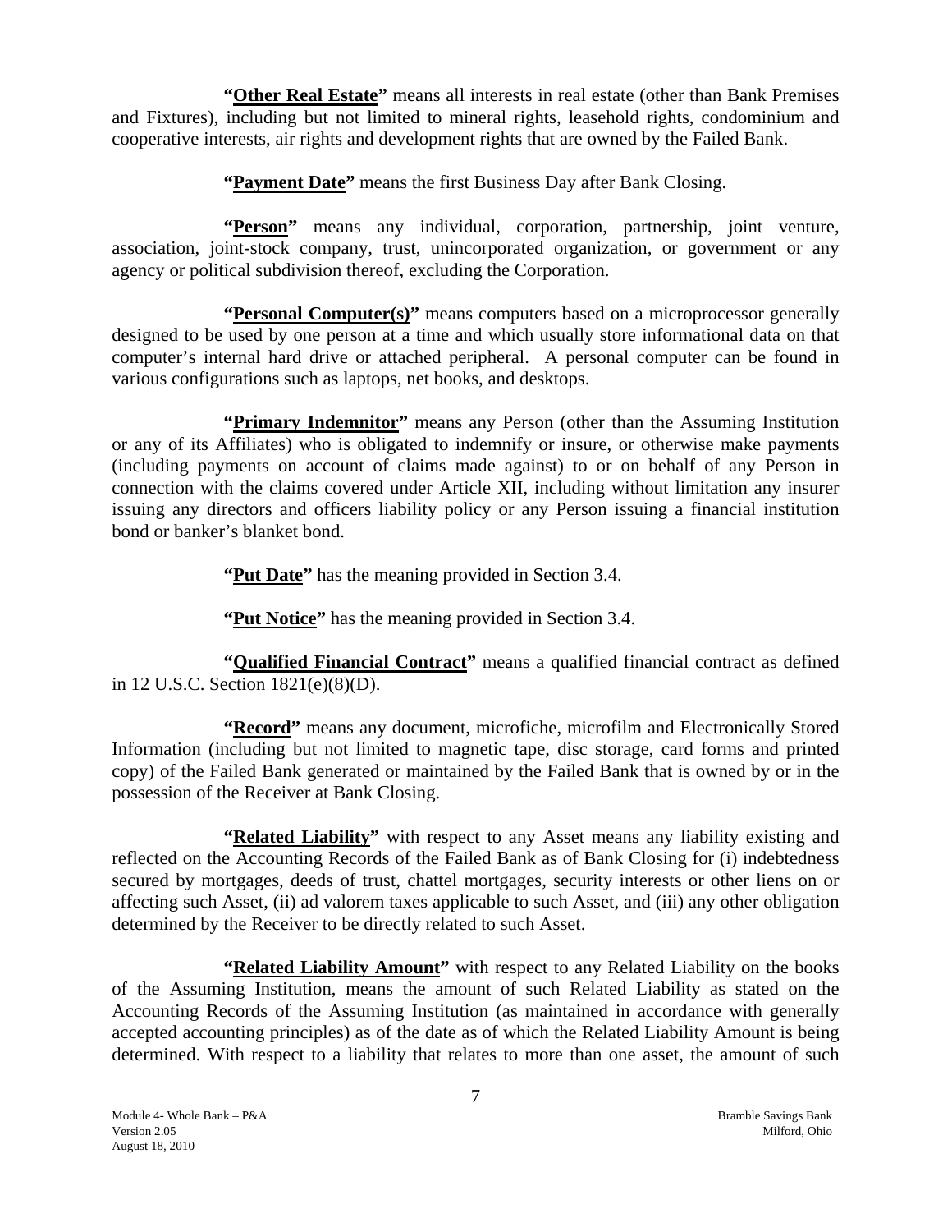**"Other Real Estate"** means all interests in real estate (other than Bank Premises and Fixtures), including but not limited to mineral rights, leasehold rights, condominium and cooperative interests, air rights and development rights that are owned by the Failed Bank.

**"Payment Date"** means the first Business Day after Bank Closing.

**"Person"** means any individual, corporation, partnership, joint venture, association, joint-stock company, trust, unincorporated organization, or government or any agency or political subdivision thereof, excluding the Corporation.

**"Personal Computer(s)"** means computers based on a microprocessor generally designed to be used by one person at a time and which usually store informational data on that computer's internal hard drive or attached peripheral. A personal computer can be found in various configurations such as laptops, net books, and desktops.

**"Primary Indemnitor"** means any Person (other than the Assuming Institution or any of its Affiliates) who is obligated to indemnify or insure, or otherwise make payments (including payments on account of claims made against) to or on behalf of any Person in connection with the claims covered under Article XII, including without limitation any insurer issuing any directors and officers liability policy or any Person issuing a financial institution bond or banker's blanket bond.

**"Put Date"** has the meaning provided in Section 3.4.

**"Put Notice"** has the meaning provided in Section 3.4.

**"Qualified Financial Contract"** means a qualified financial contract as defined in 12 U.S.C. Section 1821(e)(8)(D).

**"Record"** means any document, microfiche, microfilm and Electronically Stored Information (including but not limited to magnetic tape, disc storage, card forms and printed copy) of the Failed Bank generated or maintained by the Failed Bank that is owned by or in the possession of the Receiver at Bank Closing.

**"Related Liability"** with respect to any Asset means any liability existing and reflected on the Accounting Records of the Failed Bank as of Bank Closing for (i) indebtedness secured by mortgages, deeds of trust, chattel mortgages, security interests or other liens on or affecting such Asset, (ii) ad valorem taxes applicable to such Asset, and (iii) any other obligation determined by the Receiver to be directly related to such Asset.

**"Related Liability Amount"** with respect to any Related Liability on the books of the Assuming Institution, means the amount of such Related Liability as stated on the Accounting Records of the Assuming Institution (as maintained in accordance with generally accepted accounting principles) as of the date as of which the Related Liability Amount is being determined. With respect to a liability that relates to more than one asset, the amount of such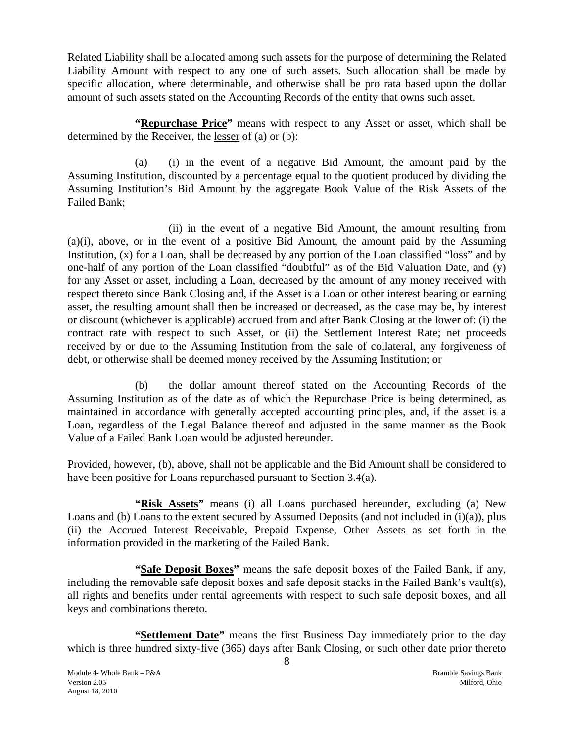Related Liability shall be allocated among such assets for the purpose of determining the Related Liability Amount with respect to any one of such assets. Such allocation shall be made by specific allocation, where determinable, and otherwise shall be pro rata based upon the dollar amount of such assets stated on the Accounting Records of the entity that owns such asset.

**"Repurchase Price"** means with respect to any Asset or asset, which shall be determined by the Receiver, the lesser of (a) or (b):

(a) (i) in the event of a negative Bid Amount, the amount paid by the Assuming Institution, discounted by a percentage equal to the quotient produced by dividing the Assuming Institution's Bid Amount by the aggregate Book Value of the Risk Assets of the Failed Bank;

(ii) in the event of a negative Bid Amount, the amount resulting from (a)(i), above, or in the event of a positive Bid Amount, the amount paid by the Assuming Institution, (x) for a Loan, shall be decreased by any portion of the Loan classified "loss" and by one-half of any portion of the Loan classified "doubtful" as of the Bid Valuation Date, and (y) for any Asset or asset, including a Loan, decreased by the amount of any money received with respect thereto since Bank Closing and, if the Asset is a Loan or other interest bearing or earning asset, the resulting amount shall then be increased or decreased, as the case may be, by interest or discount (whichever is applicable) accrued from and after Bank Closing at the lower of: (i) the contract rate with respect to such Asset, or (ii) the Settlement Interest Rate; net proceeds received by or due to the Assuming Institution from the sale of collateral, any forgiveness of debt, or otherwise shall be deemed money received by the Assuming Institution; or

(b) the dollar amount thereof stated on the Accounting Records of the Assuming Institution as of the date as of which the Repurchase Price is being determined, as maintained in accordance with generally accepted accounting principles, and, if the asset is a Loan, regardless of the Legal Balance thereof and adjusted in the same manner as the Book Value of a Failed Bank Loan would be adjusted hereunder.

Provided, however, (b), above, shall not be applicable and the Bid Amount shall be considered to have been positive for Loans repurchased pursuant to Section 3.4(a).

**"Risk Assets"** means (i) all Loans purchased hereunder, excluding (a) New Loans and (b) Loans to the extent secured by Assumed Deposits (and not included in (i)(a)), plus (ii) the Accrued Interest Receivable, Prepaid Expense, Other Assets as set forth in the information provided in the marketing of the Failed Bank.

**"Safe Deposit Boxes"** means the safe deposit boxes of the Failed Bank, if any, including the removable safe deposit boxes and safe deposit stacks in the Failed Bank's vault(s), all rights and benefits under rental agreements with respect to such safe deposit boxes, and all keys and combinations thereto.

**"Settlement Date"** means the first Business Day immediately prior to the day which is three hundred sixty-five (365) days after Bank Closing, or such other date prior thereto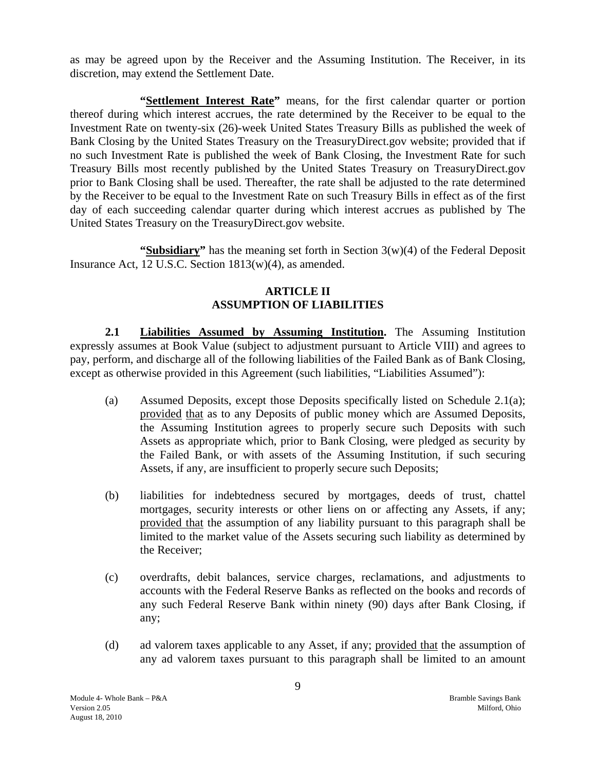as may be agreed upon by the Receiver and the Assuming Institution. The Receiver, in its discretion, may extend the Settlement Date.

**"Settlement Interest Rate"** means, for the first calendar quarter or portion thereof during which interest accrues, the rate determined by the Receiver to be equal to the Investment Rate on twenty-six (26)-week United States Treasury Bills as published the week of Bank Closing by the United States Treasury on the TreasuryDirect.gov website; provided that if no such Investment Rate is published the week of Bank Closing, the Investment Rate for such Treasury Bills most recently published by the United States Treasury on TreasuryDirect.gov prior to Bank Closing shall be used. Thereafter, the rate shall be adjusted to the rate determined by the Receiver to be equal to the Investment Rate on such Treasury Bills in effect as of the first day of each succeeding calendar quarter during which interest accrues as published by The United States Treasury on the TreasuryDirect.gov website.

**"Subsidiary"** has the meaning set forth in Section 3(w)(4) of the Federal Deposit Insurance Act, 12 U.S.C. Section 1813(w)(4), as amended.

## ARTICLE II
## ASSUMPTION OF LIABILITIES

**2.1 Liabilities Assumed by Assuming Institution.** The Assuming Institution expressly assumes at Book Value (subject to adjustment pursuant to Article VIII) and agrees to pay, perform, and discharge all of the following liabilities of the Failed Bank as of Bank Closing, except as otherwise provided in this Agreement (such liabilities, "Liabilities Assumed"):

(a) Assumed Deposits, except those Deposits specifically listed on Schedule 2.1(a); provided that as to any Deposits of public money which are Assumed Deposits, the Assuming Institution agrees to properly secure such Deposits with such Assets as appropriate which, prior to Bank Closing, were pledged as security by the Failed Bank, or with assets of the Assuming Institution, if such securing Assets, if any, are insufficient to properly secure such Deposits;

(b) liabilities for indebtedness secured by mortgages, deeds of trust, chattel mortgages, security interests or other liens on or affecting any Assets, if any; provided that the assumption of any liability pursuant to this paragraph shall be limited to the market value of the Assets securing such liability as determined by the Receiver;

(c) overdrafts, debit balances, service charges, reclamations, and adjustments to accounts with the Federal Reserve Banks as reflected on the books and records of any such Federal Reserve Bank within ninety (90) days after Bank Closing, if any;

(d) ad valorem taxes applicable to any Asset, if any; provided that the assumption of any ad valorem taxes pursuant to this paragraph shall be limited to an amount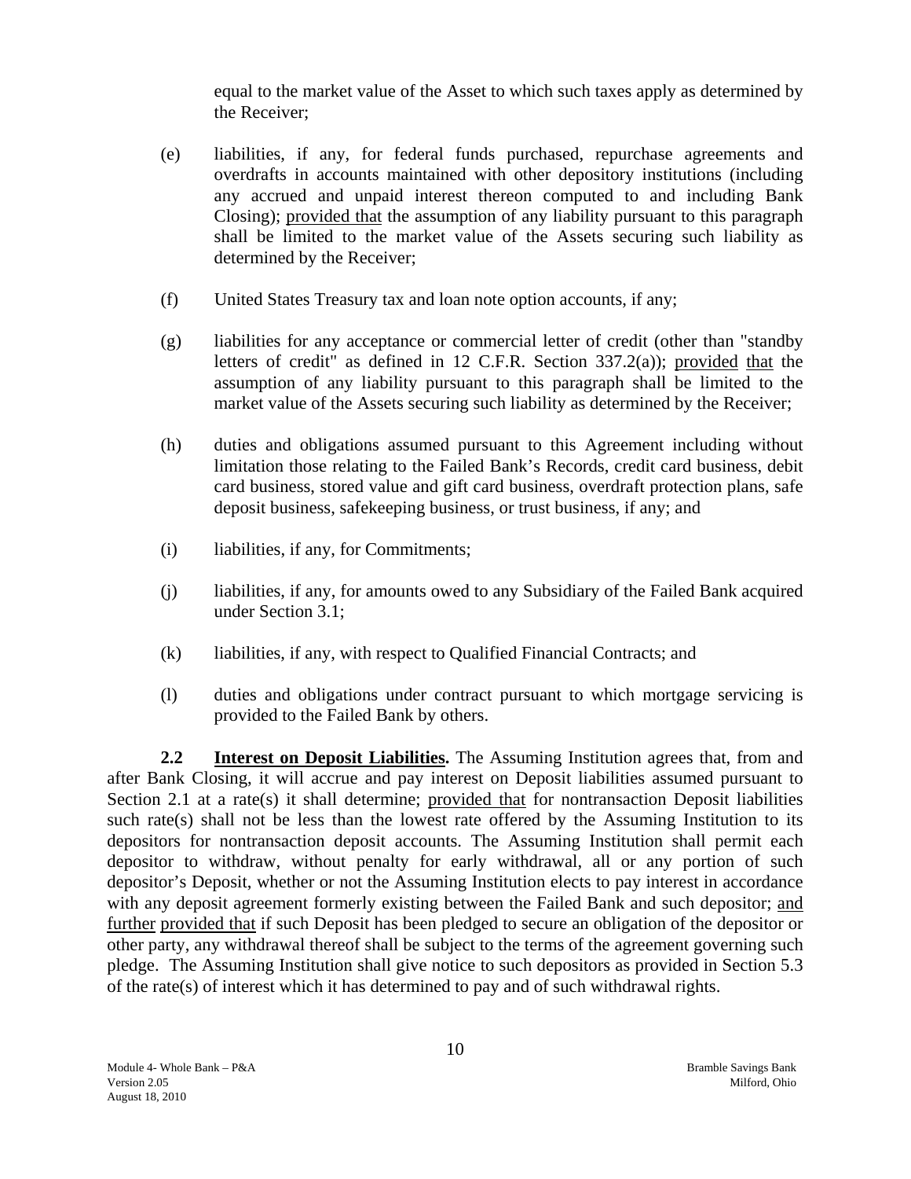equal to the market value of the Asset to which such taxes apply as determined by the Receiver;

(e) liabilities, if any, for federal funds purchased, repurchase agreements and overdrafts in accounts maintained with other depository institutions (including any accrued and unpaid interest thereon computed to and including Bank Closing); provided that the assumption of any liability pursuant to this paragraph shall be limited to the market value of the Assets securing such liability as determined by the Receiver;

(f) United States Treasury tax and loan note option accounts, if any;

(g) liabilities for any acceptance or commercial letter of credit (other than "standby letters of credit" as defined in 12 C.F.R. Section 337.2(a)); provided that the assumption of any liability pursuant to this paragraph shall be limited to the market value of the Assets securing such liability as determined by the Receiver;

(h) duties and obligations assumed pursuant to this Agreement including without limitation those relating to the Failed Bank's Records, credit card business, debit card business, stored value and gift card business, overdraft protection plans, safe deposit business, safekeeping business, or trust business, if any; and

(i) liabilities, if any, for Commitments;

(j) liabilities, if any, for amounts owed to any Subsidiary of the Failed Bank acquired under Section 3.1;

(k) liabilities, if any, with respect to Qualified Financial Contracts; and

(l) duties and obligations under contract pursuant to which mortgage servicing is provided to the Failed Bank by others.

**2.2 Interest on Deposit Liabilities.** The Assuming Institution agrees that, from and after Bank Closing, it will accrue and pay interest on Deposit liabilities assumed pursuant to Section 2.1 at a rate(s) it shall determine; provided that for nontransaction Deposit liabilities such rate(s) shall not be less than the lowest rate offered by the Assuming Institution to its depositors for nontransaction deposit accounts. The Assuming Institution shall permit each depositor to withdraw, without penalty for early withdrawal, all or any portion of such depositor's Deposit, whether or not the Assuming Institution elects to pay interest in accordance with any deposit agreement formerly existing between the Failed Bank and such depositor; and further provided that if such Deposit has been pledged to secure an obligation of the depositor or other party, any withdrawal thereof shall be subject to the terms of the agreement governing such pledge. The Assuming Institution shall give notice to such depositors as provided in Section 5.3 of the rate(s) of interest which it has determined to pay and of such withdrawal rights.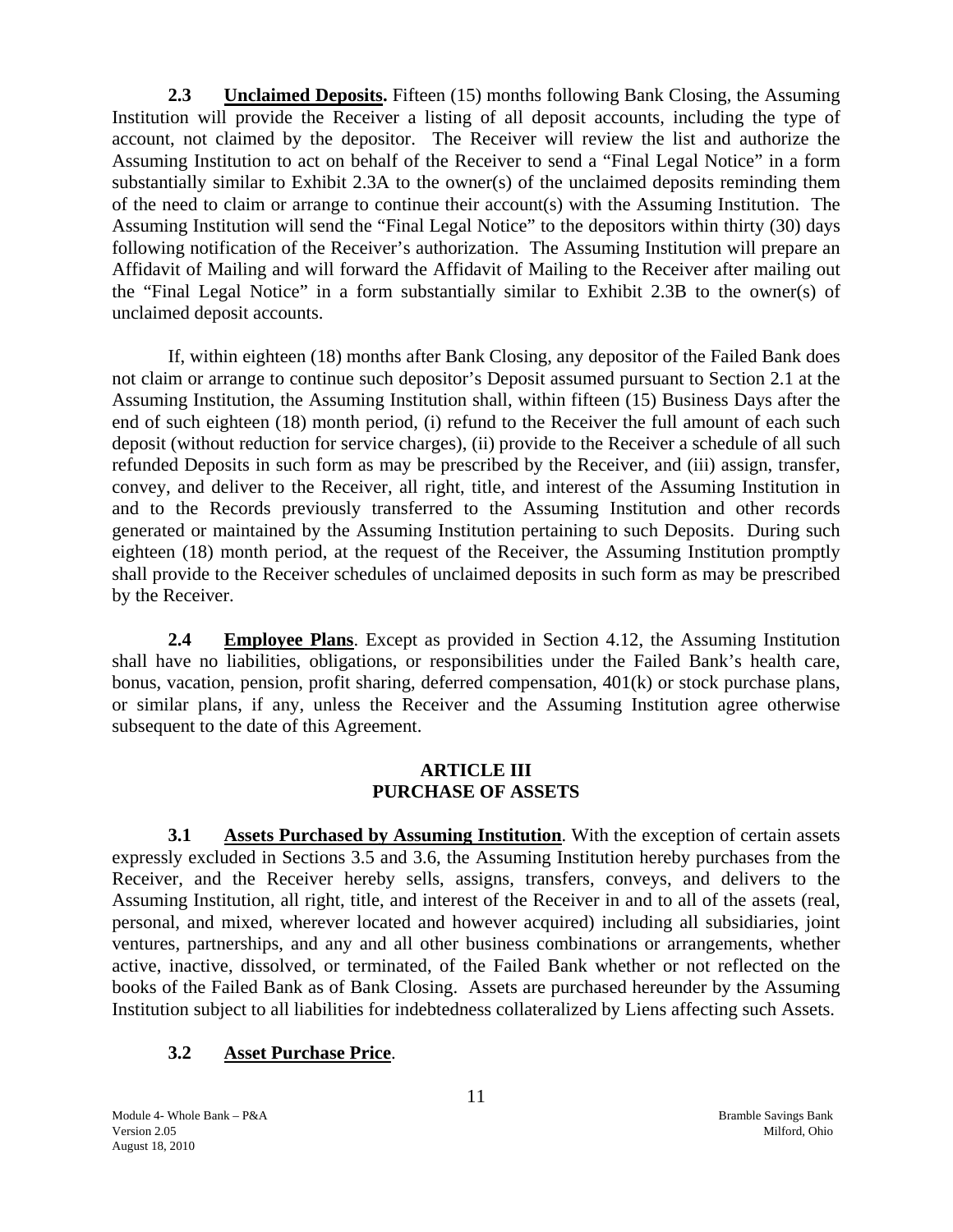**2.3 Unclaimed Deposits.** Fifteen (15) months following Bank Closing, the Assuming Institution will provide the Receiver a listing of all deposit accounts, including the type of account, not claimed by the depositor. The Receiver will review the list and authorize the Assuming Institution to act on behalf of the Receiver to send a "Final Legal Notice" in a form substantially similar to Exhibit 2.3A to the owner(s) of the unclaimed deposits reminding them of the need to claim or arrange to continue their account(s) with the Assuming Institution. The Assuming Institution will send the "Final Legal Notice" to the depositors within thirty (30) days following notification of the Receiver's authorization. The Assuming Institution will prepare an Affidavit of Mailing and will forward the Affidavit of Mailing to the Receiver after mailing out the "Final Legal Notice" in a form substantially similar to Exhibit 2.3B to the owner(s) of unclaimed deposit accounts.

If, within eighteen (18) months after Bank Closing, any depositor of the Failed Bank does not claim or arrange to continue such depositor's Deposit assumed pursuant to Section 2.1 at the Assuming Institution, the Assuming Institution shall, within fifteen (15) Business Days after the end of such eighteen (18) month period, (i) refund to the Receiver the full amount of each such deposit (without reduction for service charges), (ii) provide to the Receiver a schedule of all such refunded Deposits in such form as may be prescribed by the Receiver, and (iii) assign, transfer, convey, and deliver to the Receiver, all right, title, and interest of the Assuming Institution in and to the Records previously transferred to the Assuming Institution and other records generated or maintained by the Assuming Institution pertaining to such Deposits. During such eighteen (18) month period, at the request of the Receiver, the Assuming Institution promptly shall provide to the Receiver schedules of unclaimed deposits in such form as may be prescribed by the Receiver.

**2.4 Employee Plans**. Except as provided in Section 4.12, the Assuming Institution shall have no liabilities, obligations, or responsibilities under the Failed Bank's health care, bonus, vacation, pension, profit sharing, deferred compensation, 401(k) or stock purchase plans, or similar plans, if any, unless the Receiver and the Assuming Institution agree otherwise subsequent to the date of this Agreement.

## ARTICLE III
## PURCHASE OF ASSETS

**3.1 Assets Purchased by Assuming Institution**. With the exception of certain assets expressly excluded in Sections 3.5 and 3.6, the Assuming Institution hereby purchases from the Receiver, and the Receiver hereby sells, assigns, transfers, conveys, and delivers to the Assuming Institution, all right, title, and interest of the Receiver in and to all of the assets (real, personal, and mixed, wherever located and however acquired) including all subsidiaries, joint ventures, partnerships, and any and all other business combinations or arrangements, whether active, inactive, dissolved, or terminated, of the Failed Bank whether or not reflected on the books of the Failed Bank as of Bank Closing. Assets are purchased hereunder by the Assuming Institution subject to all liabilities for indebtedness collateralized by Liens affecting such Assets.

**3.2 Asset Purchase Price**.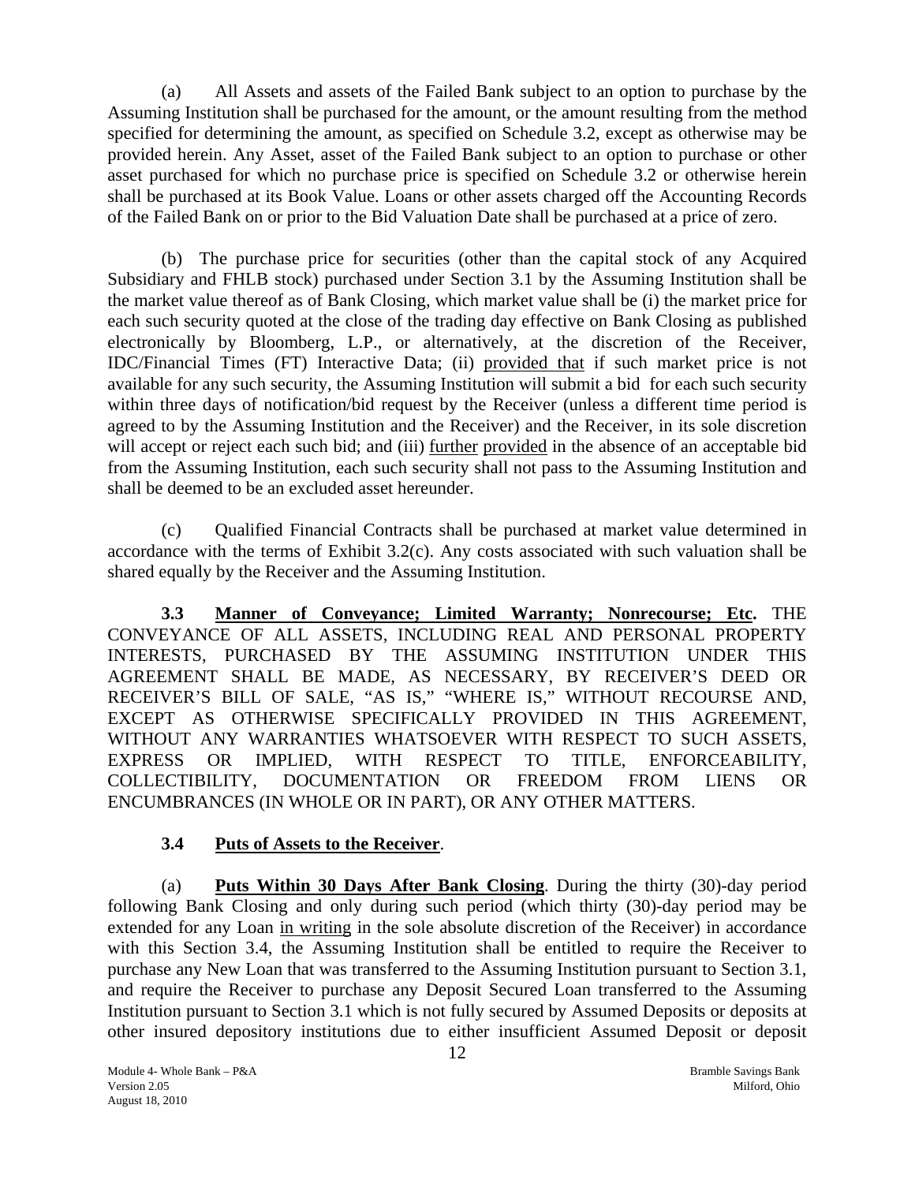(a) All Assets and assets of the Failed Bank subject to an option to purchase by the Assuming Institution shall be purchased for the amount, or the amount resulting from the method specified for determining the amount, as specified on Schedule 3.2, except as otherwise may be provided herein. Any Asset, asset of the Failed Bank subject to an option to purchase or other asset purchased for which no purchase price is specified on Schedule 3.2 or otherwise herein shall be purchased at its Book Value. Loans or other assets charged off the Accounting Records of the Failed Bank on or prior to the Bid Valuation Date shall be purchased at a price of zero.

(b) The purchase price for securities (other than the capital stock of any Acquired Subsidiary and FHLB stock) purchased under Section 3.1 by the Assuming Institution shall be the market value thereof as of Bank Closing, which market value shall be (i) the market price for each such security quoted at the close of the trading day effective on Bank Closing as published electronically by Bloomberg, L.P., or alternatively, at the discretion of the Receiver, IDC/Financial Times (FT) Interactive Data; (ii) provided that if such market price is not available for any such security, the Assuming Institution will submit a bid for each such security within three days of notification/bid request by the Receiver (unless a different time period is agreed to by the Assuming Institution and the Receiver) and the Receiver, in its sole discretion will accept or reject each such bid; and (iii) further provided in the absence of an acceptable bid from the Assuming Institution, each such security shall not pass to the Assuming Institution and shall be deemed to be an excluded asset hereunder.

(c) Qualified Financial Contracts shall be purchased at market value determined in accordance with the terms of Exhibit 3.2(c). Any costs associated with such valuation shall be shared equally by the Receiver and the Assuming Institution.

**3.3 Manner of Conveyance; Limited Warranty; Nonrecourse; Etc.** THE CONVEYANCE OF ALL ASSETS, INCLUDING REAL AND PERSONAL PROPERTY INTERESTS, PURCHASED BY THE ASSUMING INSTITUTION UNDER THIS AGREEMENT SHALL BE MADE, AS NECESSARY, BY RECEIVER'S DEED OR RECEIVER'S BILL OF SALE, "AS IS," "WHERE IS," WITHOUT RECOURSE AND, EXCEPT AS OTHERWISE SPECIFICALLY PROVIDED IN THIS AGREEMENT, WITHOUT ANY WARRANTIES WHATSOEVER WITH RESPECT TO SUCH ASSETS, EXPRESS OR IMPLIED, WITH RESPECT TO TITLE, ENFORCEABILITY, COLLECTIBILITY, DOCUMENTATION OR FREEDOM FROM LIENS OR ENCUMBRANCES (IN WHOLE OR IN PART), OR ANY OTHER MATTERS.

**3.4 Puts of Assets to the Receiver**.

(a) **Puts Within 30 Days After Bank Closing**. During the thirty (30)-day period following Bank Closing and only during such period (which thirty (30)-day period may be extended for any Loan in writing in the sole absolute discretion of the Receiver) in accordance with this Section 3.4, the Assuming Institution shall be entitled to require the Receiver to purchase any New Loan that was transferred to the Assuming Institution pursuant to Section 3.1, and require the Receiver to purchase any Deposit Secured Loan transferred to the Assuming Institution pursuant to Section 3.1 which is not fully secured by Assumed Deposits or deposits at other insured depository institutions due to either insufficient Assumed Deposit or deposit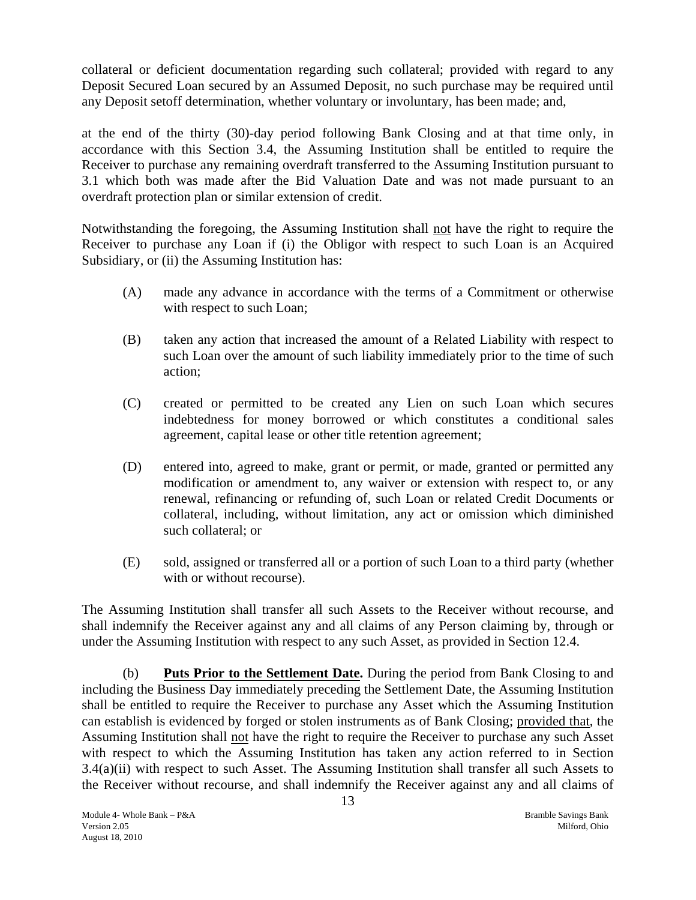collateral or deficient documentation regarding such collateral; provided with regard to any Deposit Secured Loan secured by an Assumed Deposit, no such purchase may be required until any Deposit setoff determination, whether voluntary or involuntary, has been made; and,

at the end of the thirty (30)-day period following Bank Closing and at that time only, in accordance with this Section 3.4, the Assuming Institution shall be entitled to require the Receiver to purchase any remaining overdraft transferred to the Assuming Institution pursuant to 3.1 which both was made after the Bid Valuation Date and was not made pursuant to an overdraft protection plan or similar extension of credit.

Notwithstanding the foregoing, the Assuming Institution shall not have the right to require the Receiver to purchase any Loan if (i) the Obligor with respect to such Loan is an Acquired Subsidiary, or (ii) the Assuming Institution has:

(A) made any advance in accordance with the terms of a Commitment or otherwise with respect to such Loan;

(B) taken any action that increased the amount of a Related Liability with respect to such Loan over the amount of such liability immediately prior to the time of such action;

(C) created or permitted to be created any Lien on such Loan which secures indebtedness for money borrowed or which constitutes a conditional sales agreement, capital lease or other title retention agreement;

(D) entered into, agreed to make, grant or permit, or made, granted or permitted any modification or amendment to, any waiver or extension with respect to, or any renewal, refinancing or refunding of, such Loan or related Credit Documents or collateral, including, without limitation, any act or omission which diminished such collateral; or

(E) sold, assigned or transferred all or a portion of such Loan to a third party (whether with or without recourse).

The Assuming Institution shall transfer all such Assets to the Receiver without recourse, and shall indemnify the Receiver against any and all claims of any Person claiming by, through or under the Assuming Institution with respect to any such Asset, as provided in Section 12.4.

(b) **Puts Prior to the Settlement Date.** During the period from Bank Closing to and including the Business Day immediately preceding the Settlement Date, the Assuming Institution shall be entitled to require the Receiver to purchase any Asset which the Assuming Institution can establish is evidenced by forged or stolen instruments as of Bank Closing; provided that, the Assuming Institution shall not have the right to require the Receiver to purchase any such Asset with respect to which the Assuming Institution has taken any action referred to in Section 3.4(a)(ii) with respect to such Asset. The Assuming Institution shall transfer all such Assets to the Receiver without recourse, and shall indemnify the Receiver against any and all claims of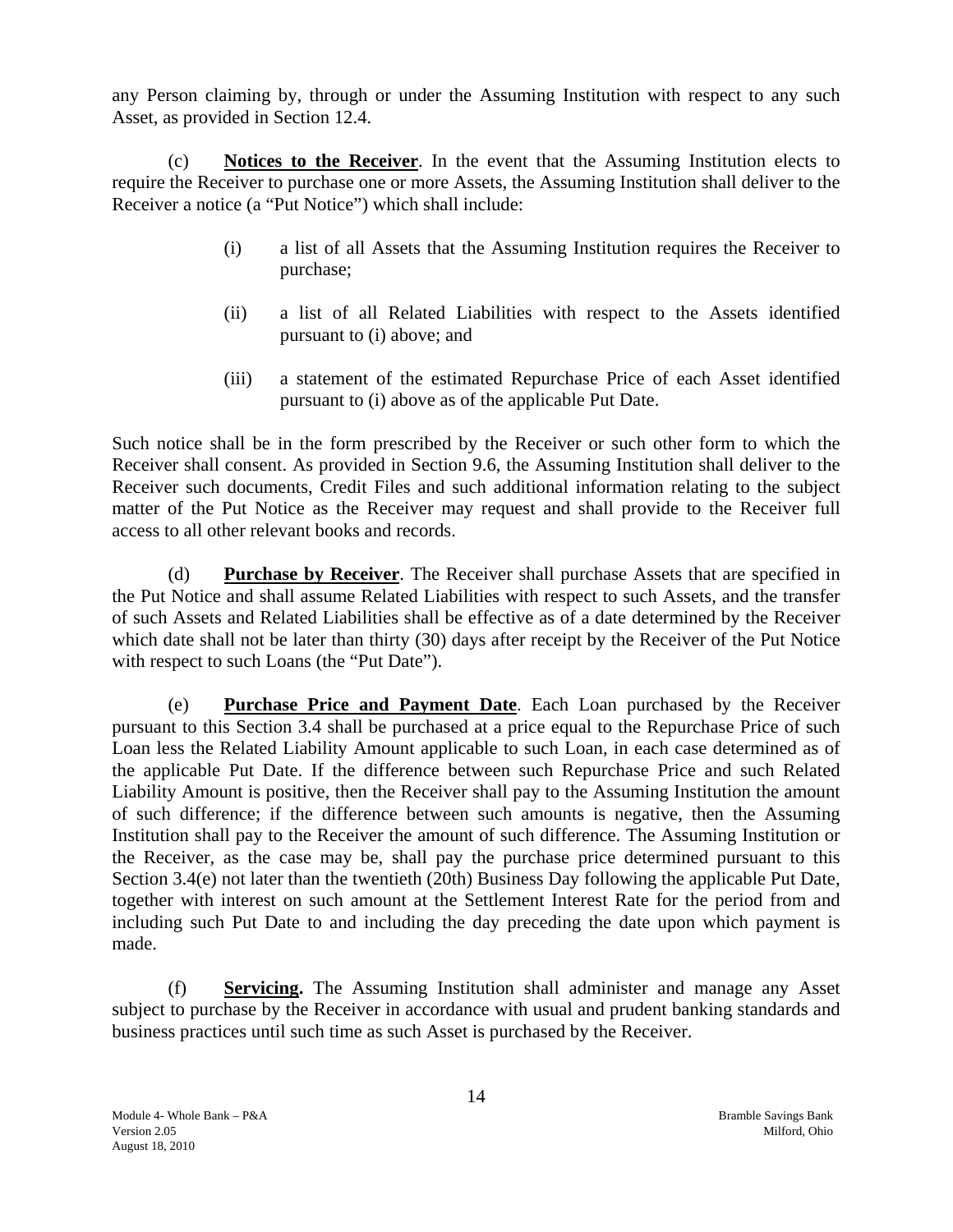any Person claiming by, through or under the Assuming Institution with respect to any such Asset, as provided in Section 12.4.

(c) **Notices to the Receiver**. In the event that the Assuming Institution elects to require the Receiver to purchase one or more Assets, the Assuming Institution shall deliver to the Receiver a notice (a "Put Notice") which shall include:

> (i) a list of all Assets that the Assuming Institution requires the Receiver to purchase;
>
> (ii) a list of all Related Liabilities with respect to the Assets identified pursuant to (i) above; and
>
> (iii) a statement of the estimated Repurchase Price of each Asset identified pursuant to (i) above as of the applicable Put Date.

Such notice shall be in the form prescribed by the Receiver or such other form to which the Receiver shall consent. As provided in Section 9.6, the Assuming Institution shall deliver to the Receiver such documents, Credit Files and such additional information relating to the subject matter of the Put Notice as the Receiver may request and shall provide to the Receiver full access to all other relevant books and records.

(d) **Purchase by Receiver**. The Receiver shall purchase Assets that are specified in the Put Notice and shall assume Related Liabilities with respect to such Assets, and the transfer of such Assets and Related Liabilities shall be effective as of a date determined by the Receiver which date shall not be later than thirty (30) days after receipt by the Receiver of the Put Notice with respect to such Loans (the "Put Date").

(e) **Purchase Price and Payment Date**. Each Loan purchased by the Receiver pursuant to this Section 3.4 shall be purchased at a price equal to the Repurchase Price of such Loan less the Related Liability Amount applicable to such Loan, in each case determined as of the applicable Put Date. If the difference between such Repurchase Price and such Related Liability Amount is positive, then the Receiver shall pay to the Assuming Institution the amount of such difference; if the difference between such amounts is negative, then the Assuming Institution shall pay to the Receiver the amount of such difference. The Assuming Institution or the Receiver, as the case may be, shall pay the purchase price determined pursuant to this Section 3.4(e) not later than the twentieth (20th) Business Day following the applicable Put Date, together with interest on such amount at the Settlement Interest Rate for the period from and including such Put Date to and including the day preceding the date upon which payment is made.

(f) **Servicing.** The Assuming Institution shall administer and manage any Asset subject to purchase by the Receiver in accordance with usual and prudent banking standards and business practices until such time as such Asset is purchased by the Receiver.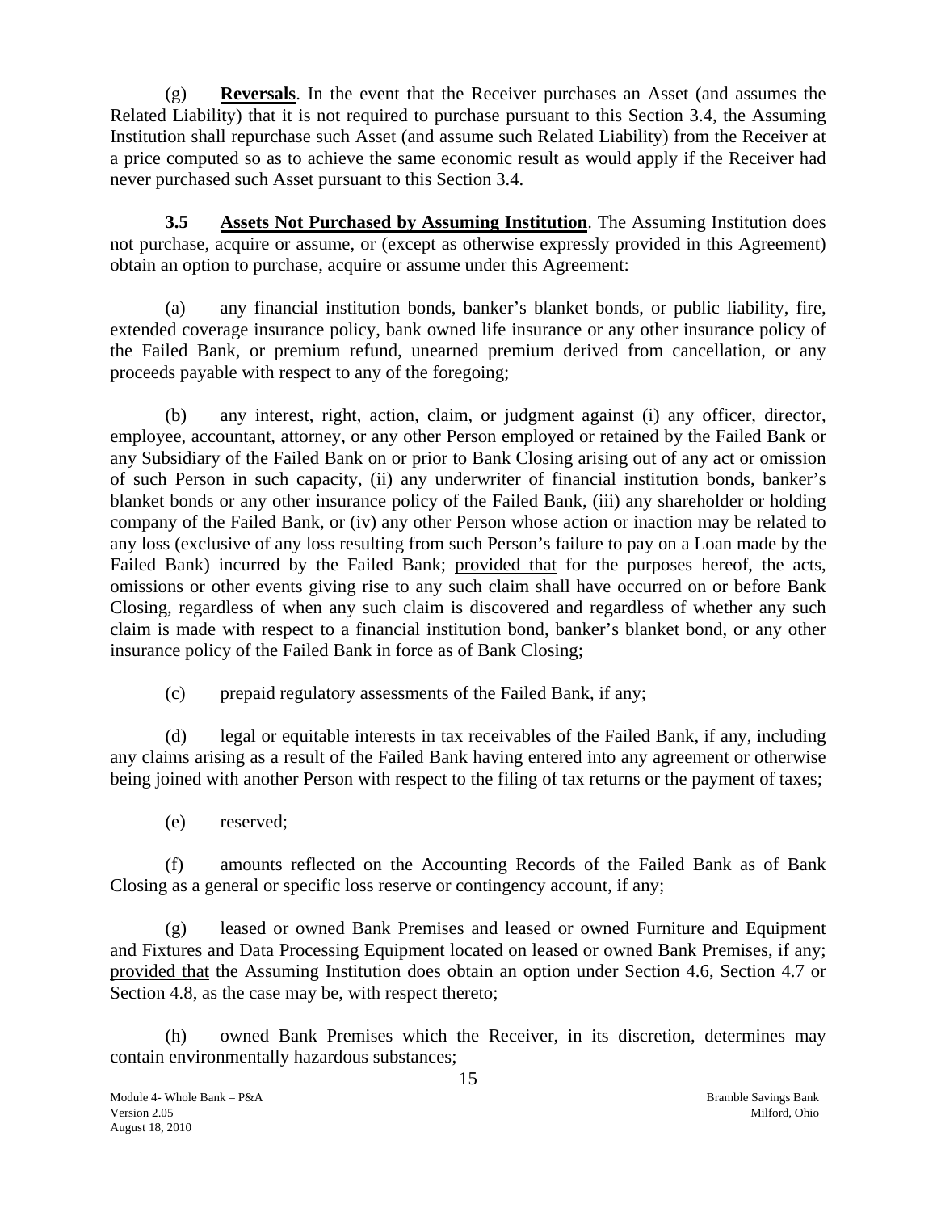(g) **Reversals**. In the event that the Receiver purchases an Asset (and assumes the Related Liability) that it is not required to purchase pursuant to this Section 3.4, the Assuming Institution shall repurchase such Asset (and assume such Related Liability) from the Receiver at a price computed so as to achieve the same economic result as would apply if the Receiver had never purchased such Asset pursuant to this Section 3.4.

**3.5 Assets Not Purchased by Assuming Institution**. The Assuming Institution does not purchase, acquire or assume, or (except as otherwise expressly provided in this Agreement) obtain an option to purchase, acquire or assume under this Agreement:

(a) any financial institution bonds, banker's blanket bonds, or public liability, fire, extended coverage insurance policy, bank owned life insurance or any other insurance policy of the Failed Bank, or premium refund, unearned premium derived from cancellation, or any proceeds payable with respect to any of the foregoing;

(b) any interest, right, action, claim, or judgment against (i) any officer, director, employee, accountant, attorney, or any other Person employed or retained by the Failed Bank or any Subsidiary of the Failed Bank on or prior to Bank Closing arising out of any act or omission of such Person in such capacity, (ii) any underwriter of financial institution bonds, banker's blanket bonds or any other insurance policy of the Failed Bank, (iii) any shareholder or holding company of the Failed Bank, or (iv) any other Person whose action or inaction may be related to any loss (exclusive of any loss resulting from such Person's failure to pay on a Loan made by the Failed Bank) incurred by the Failed Bank; provided that for the purposes hereof, the acts, omissions or other events giving rise to any such claim shall have occurred on or before Bank Closing, regardless of when any such claim is discovered and regardless of whether any such claim is made with respect to a financial institution bond, banker's blanket bond, or any other insurance policy of the Failed Bank in force as of Bank Closing;

(c) prepaid regulatory assessments of the Failed Bank, if any;

(d) legal or equitable interests in tax receivables of the Failed Bank, if any, including any claims arising as a result of the Failed Bank having entered into any agreement or otherwise being joined with another Person with respect to the filing of tax returns or the payment of taxes;

(e) reserved;

(f) amounts reflected on the Accounting Records of the Failed Bank as of Bank Closing as a general or specific loss reserve or contingency account, if any;

(g) leased or owned Bank Premises and leased or owned Furniture and Equipment and Fixtures and Data Processing Equipment located on leased or owned Bank Premises, if any; provided that the Assuming Institution does obtain an option under Section 4.6, Section 4.7 or Section 4.8, as the case may be, with respect thereto;

(h) owned Bank Premises which the Receiver, in its discretion, determines may contain environmentally hazardous substances;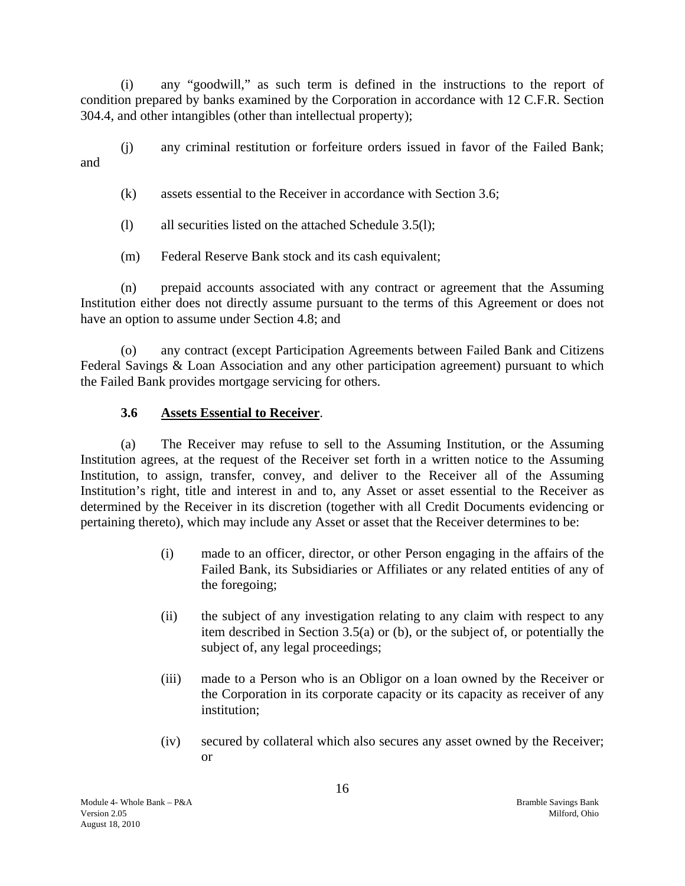(i) any "goodwill," as such term is defined in the instructions to the report of condition prepared by banks examined by the Corporation in accordance with 12 C.F.R. Section 304.4, and other intangibles (other than intellectual property);

(j) any criminal restitution or forfeiture orders issued in favor of the Failed Bank; and

(k) assets essential to the Receiver in accordance with Section 3.6;

(l) all securities listed on the attached Schedule 3.5(l);

(m) Federal Reserve Bank stock and its cash equivalent;

(n) prepaid accounts associated with any contract or agreement that the Assuming Institution either does not directly assume pursuant to the terms of this Agreement or does not have an option to assume under Section 4.8; and

(o) any contract (except Participation Agreements between Failed Bank and Citizens Federal Savings & Loan Association and any other participation agreement) pursuant to which the Failed Bank provides mortgage servicing for others.

**3.6 Assets Essential to Receiver**.

(a) The Receiver may refuse to sell to the Assuming Institution, or the Assuming Institution agrees, at the request of the Receiver set forth in a written notice to the Assuming Institution, to assign, transfer, convey, and deliver to the Receiver all of the Assuming Institution's right, title and interest in and to, any Asset or asset essential to the Receiver as determined by the Receiver in its discretion (together with all Credit Documents evidencing or pertaining thereto), which may include any Asset or asset that the Receiver determines to be:

(i) made to an officer, director, or other Person engaging in the affairs of the Failed Bank, its Subsidiaries or Affiliates or any related entities of any of the foregoing;

(ii) the subject of any investigation relating to any claim with respect to any item described in Section 3.5(a) or (b), or the subject of, or potentially the subject of, any legal proceedings;

(iii) made to a Person who is an Obligor on a loan owned by the Receiver or the Corporation in its corporate capacity or its capacity as receiver of any institution;

(iv) secured by collateral which also secures any asset owned by the Receiver; or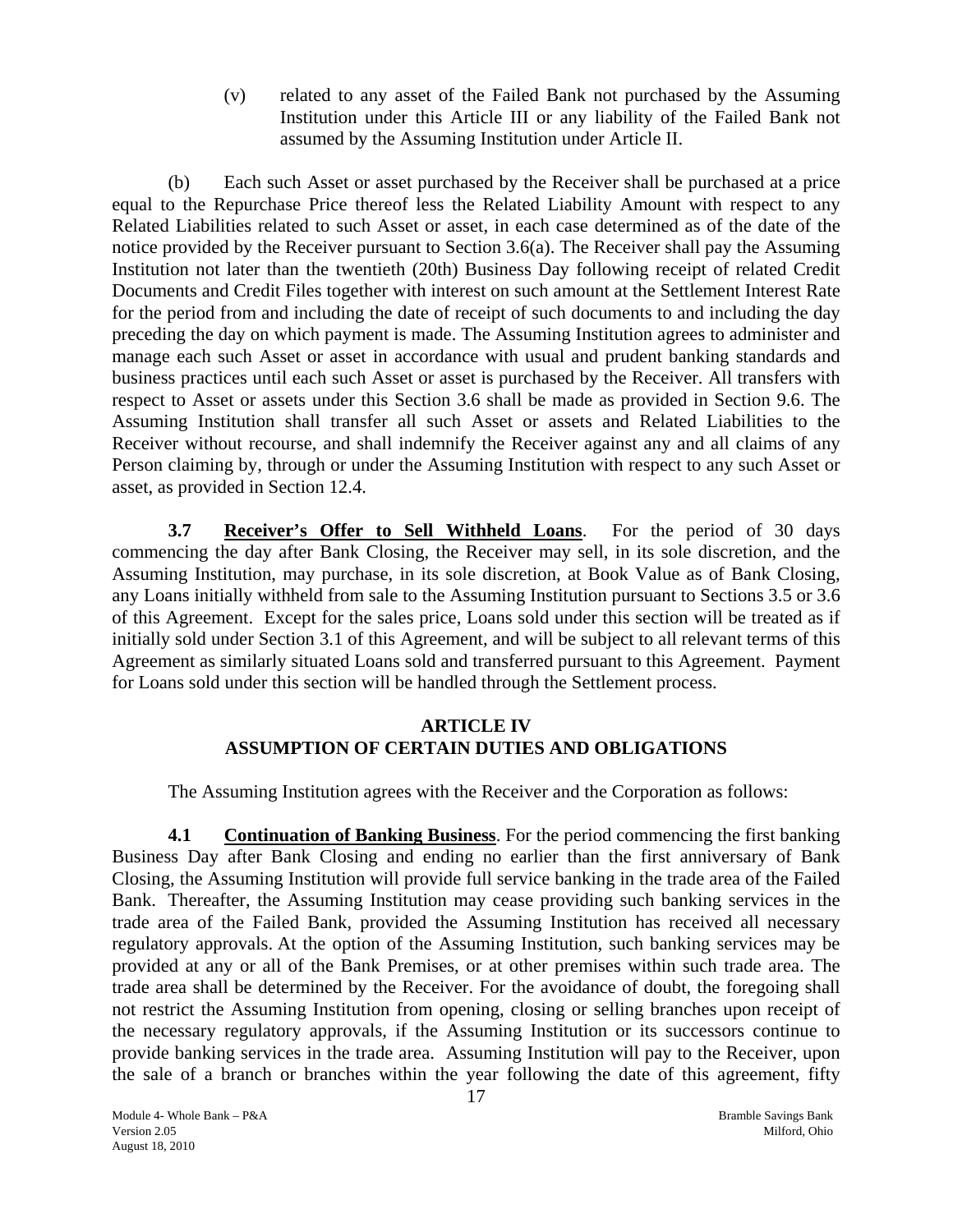(v) related to any asset of the Failed Bank not purchased by the Assuming Institution under this Article III or any liability of the Failed Bank not assumed by the Assuming Institution under Article II.

(b) Each such Asset or asset purchased by the Receiver shall be purchased at a price equal to the Repurchase Price thereof less the Related Liability Amount with respect to any Related Liabilities related to such Asset or asset, in each case determined as of the date of the notice provided by the Receiver pursuant to Section 3.6(a). The Receiver shall pay the Assuming Institution not later than the twentieth (20th) Business Day following receipt of related Credit Documents and Credit Files together with interest on such amount at the Settlement Interest Rate for the period from and including the date of receipt of such documents to and including the day preceding the day on which payment is made. The Assuming Institution agrees to administer and manage each such Asset or asset in accordance with usual and prudent banking standards and business practices until each such Asset or asset is purchased by the Receiver. All transfers with respect to Asset or assets under this Section 3.6 shall be made as provided in Section 9.6. The Assuming Institution shall transfer all such Asset or assets and Related Liabilities to the Receiver without recourse, and shall indemnify the Receiver against any and all claims of any Person claiming by, through or under the Assuming Institution with respect to any such Asset or asset, as provided in Section 12.4.

**3.7 Receiver's Offer to Sell Withheld Loans**. For the period of 30 days commencing the day after Bank Closing, the Receiver may sell, in its sole discretion, and the Assuming Institution, may purchase, in its sole discretion, at Book Value as of Bank Closing, any Loans initially withheld from sale to the Assuming Institution pursuant to Sections 3.5 or 3.6 of this Agreement. Except for the sales price, Loans sold under this section will be treated as if initially sold under Section 3.1 of this Agreement, and will be subject to all relevant terms of this Agreement as similarly situated Loans sold and transferred pursuant to this Agreement. Payment for Loans sold under this section will be handled through the Settlement process.

## ARTICLE IV
## ASSUMPTION OF CERTAIN DUTIES AND OBLIGATIONS

The Assuming Institution agrees with the Receiver and the Corporation as follows:

**4.1 Continuation of Banking Business**. For the period commencing the first banking Business Day after Bank Closing and ending no earlier than the first anniversary of Bank Closing, the Assuming Institution will provide full service banking in the trade area of the Failed Bank. Thereafter, the Assuming Institution may cease providing such banking services in the trade area of the Failed Bank, provided the Assuming Institution has received all necessary regulatory approvals. At the option of the Assuming Institution, such banking services may be provided at any or all of the Bank Premises, or at other premises within such trade area. The trade area shall be determined by the Receiver. For the avoidance of doubt, the foregoing shall not restrict the Assuming Institution from opening, closing or selling branches upon receipt of the necessary regulatory approvals, if the Assuming Institution or its successors continue to provide banking services in the trade area. Assuming Institution will pay to the Receiver, upon the sale of a branch or branches within the year following the date of this agreement, fifty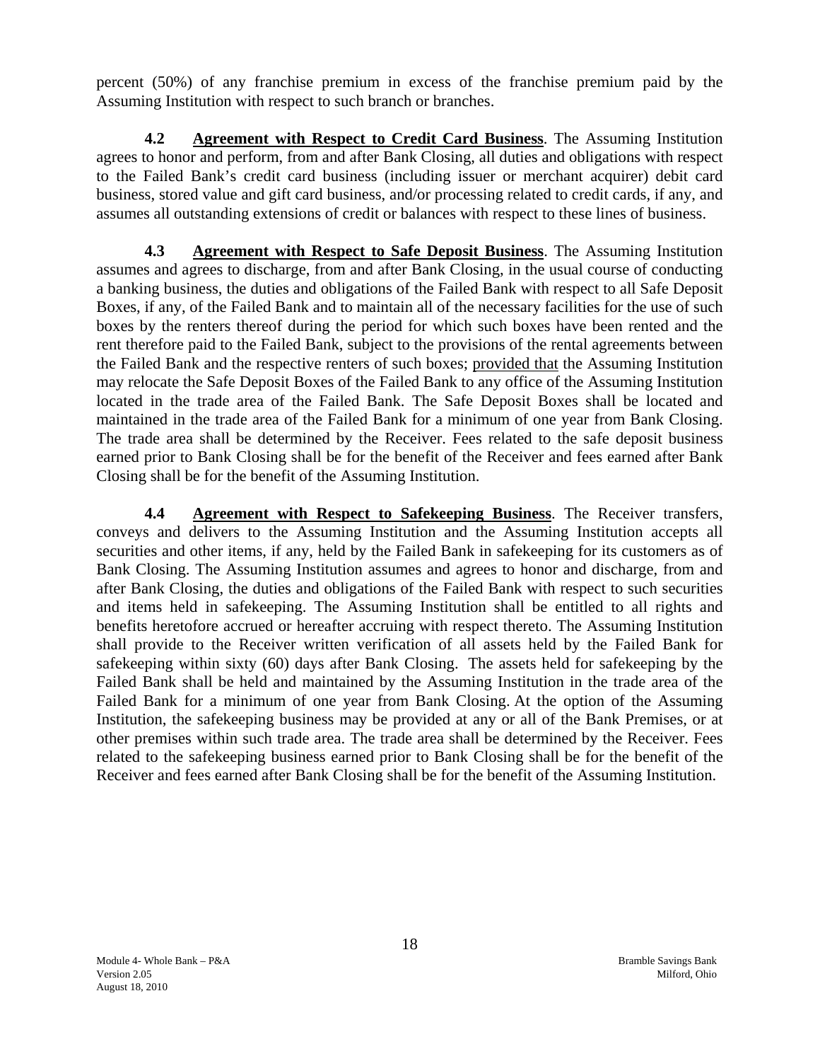percent (50%) of any franchise premium in excess of the franchise premium paid by the Assuming Institution with respect to such branch or branches.

**4.2 Agreement with Respect to Credit Card Business**. The Assuming Institution agrees to honor and perform, from and after Bank Closing, all duties and obligations with respect to the Failed Bank's credit card business (including issuer or merchant acquirer) debit card business, stored value and gift card business, and/or processing related to credit cards, if any, and assumes all outstanding extensions of credit or balances with respect to these lines of business.

**4.3 Agreement with Respect to Safe Deposit Business**. The Assuming Institution assumes and agrees to discharge, from and after Bank Closing, in the usual course of conducting a banking business, the duties and obligations of the Failed Bank with respect to all Safe Deposit Boxes, if any, of the Failed Bank and to maintain all of the necessary facilities for the use of such boxes by the renters thereof during the period for which such boxes have been rented and the rent therefore paid to the Failed Bank, subject to the provisions of the rental agreements between the Failed Bank and the respective renters of such boxes; provided that the Assuming Institution may relocate the Safe Deposit Boxes of the Failed Bank to any office of the Assuming Institution located in the trade area of the Failed Bank. The Safe Deposit Boxes shall be located and maintained in the trade area of the Failed Bank for a minimum of one year from Bank Closing. The trade area shall be determined by the Receiver. Fees related to the safe deposit business earned prior to Bank Closing shall be for the benefit of the Receiver and fees earned after Bank Closing shall be for the benefit of the Assuming Institution.

**4.4 Agreement with Respect to Safekeeping Business**. The Receiver transfers, conveys and delivers to the Assuming Institution and the Assuming Institution accepts all securities and other items, if any, held by the Failed Bank in safekeeping for its customers as of Bank Closing. The Assuming Institution assumes and agrees to honor and discharge, from and after Bank Closing, the duties and obligations of the Failed Bank with respect to such securities and items held in safekeeping. The Assuming Institution shall be entitled to all rights and benefits heretofore accrued or hereafter accruing with respect thereto. The Assuming Institution shall provide to the Receiver written verification of all assets held by the Failed Bank for safekeeping within sixty (60) days after Bank Closing. The assets held for safekeeping by the Failed Bank shall be held and maintained by the Assuming Institution in the trade area of the Failed Bank for a minimum of one year from Bank Closing. At the option of the Assuming Institution, the safekeeping business may be provided at any or all of the Bank Premises, or at other premises within such trade area. The trade area shall be determined by the Receiver. Fees related to the safekeeping business earned prior to Bank Closing shall be for the benefit of the Receiver and fees earned after Bank Closing shall be for the benefit of the Assuming Institution.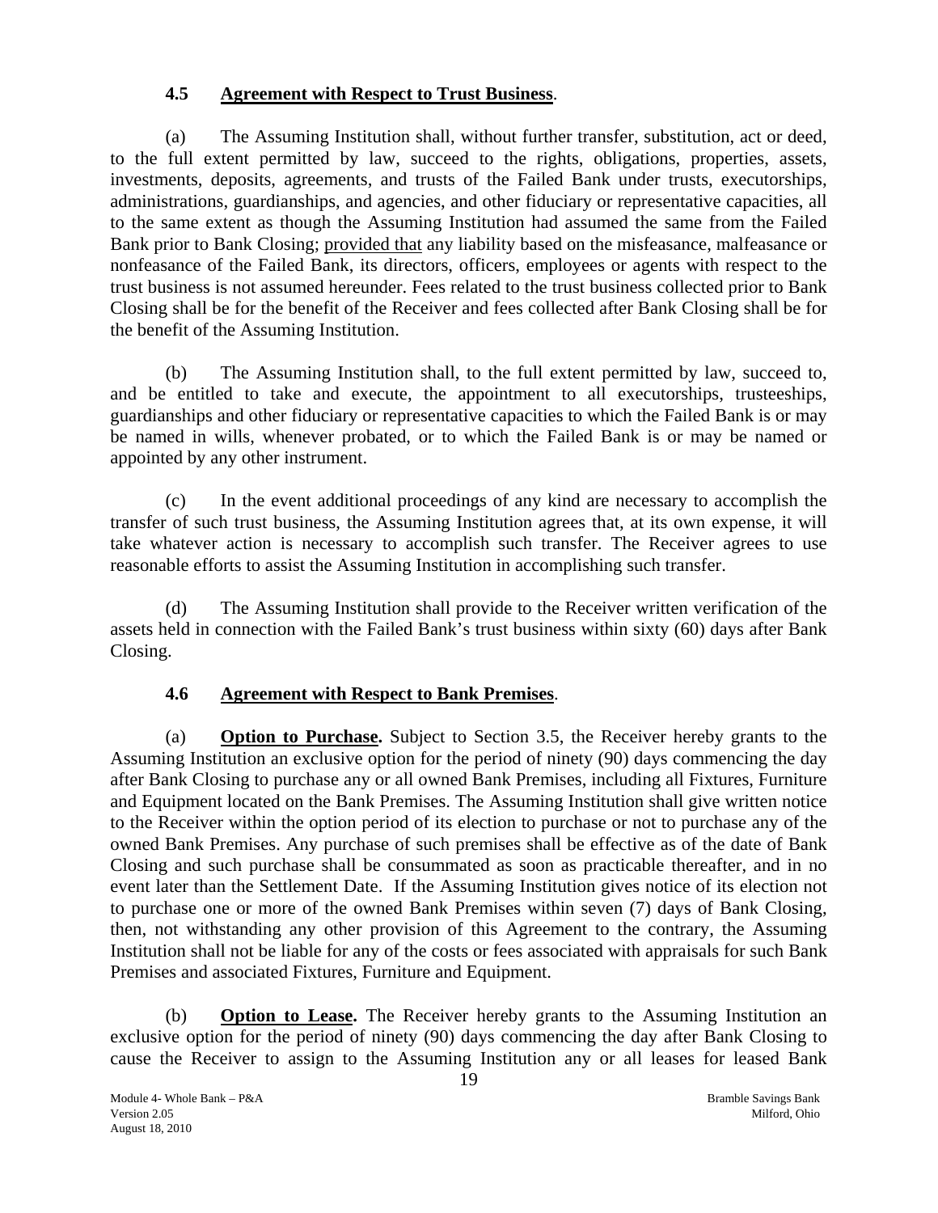### 4.5 Agreement with Respect to Trust Business.

(a) The Assuming Institution shall, without further transfer, substitution, act or deed, to the full extent permitted by law, succeed to the rights, obligations, properties, assets, investments, deposits, agreements, and trusts of the Failed Bank under trusts, executorships, administrations, guardianships, and agencies, and other fiduciary or representative capacities, all to the same extent as though the Assuming Institution had assumed the same from the Failed Bank prior to Bank Closing; provided that any liability based on the misfeasance, malfeasance or nonfeasance of the Failed Bank, its directors, officers, employees or agents with respect to the trust business is not assumed hereunder. Fees related to the trust business collected prior to Bank Closing shall be for the benefit of the Receiver and fees collected after Bank Closing shall be for the benefit of the Assuming Institution.

(b) The Assuming Institution shall, to the full extent permitted by law, succeed to, and be entitled to take and execute, the appointment to all executorships, trusteeships, guardianships and other fiduciary or representative capacities to which the Failed Bank is or may be named in wills, whenever probated, or to which the Failed Bank is or may be named or appointed by any other instrument.

(c) In the event additional proceedings of any kind are necessary to accomplish the transfer of such trust business, the Assuming Institution agrees that, at its own expense, it will take whatever action is necessary to accomplish such transfer. The Receiver agrees to use reasonable efforts to assist the Assuming Institution in accomplishing such transfer.

(d) The Assuming Institution shall provide to the Receiver written verification of the assets held in connection with the Failed Bank's trust business within sixty (60) days after Bank Closing.

### 4.6 Agreement with Respect to Bank Premises.

(a) **Option to Purchase.** Subject to Section 3.5, the Receiver hereby grants to the Assuming Institution an exclusive option for the period of ninety (90) days commencing the day after Bank Closing to purchase any or all owned Bank Premises, including all Fixtures, Furniture and Equipment located on the Bank Premises. The Assuming Institution shall give written notice to the Receiver within the option period of its election to purchase or not to purchase any of the owned Bank Premises. Any purchase of such premises shall be effective as of the date of Bank Closing and such purchase shall be consummated as soon as practicable thereafter, and in no event later than the Settlement Date. If the Assuming Institution gives notice of its election not to purchase one or more of the owned Bank Premises within seven (7) days of Bank Closing, then, not withstanding any other provision of this Agreement to the contrary, the Assuming Institution shall not be liable for any of the costs or fees associated with appraisals for such Bank Premises and associated Fixtures, Furniture and Equipment.

(b) **Option to Lease.** The Receiver hereby grants to the Assuming Institution an exclusive option for the period of ninety (90) days commencing the day after Bank Closing to cause the Receiver to assign to the Assuming Institution any or all leases for leased Bank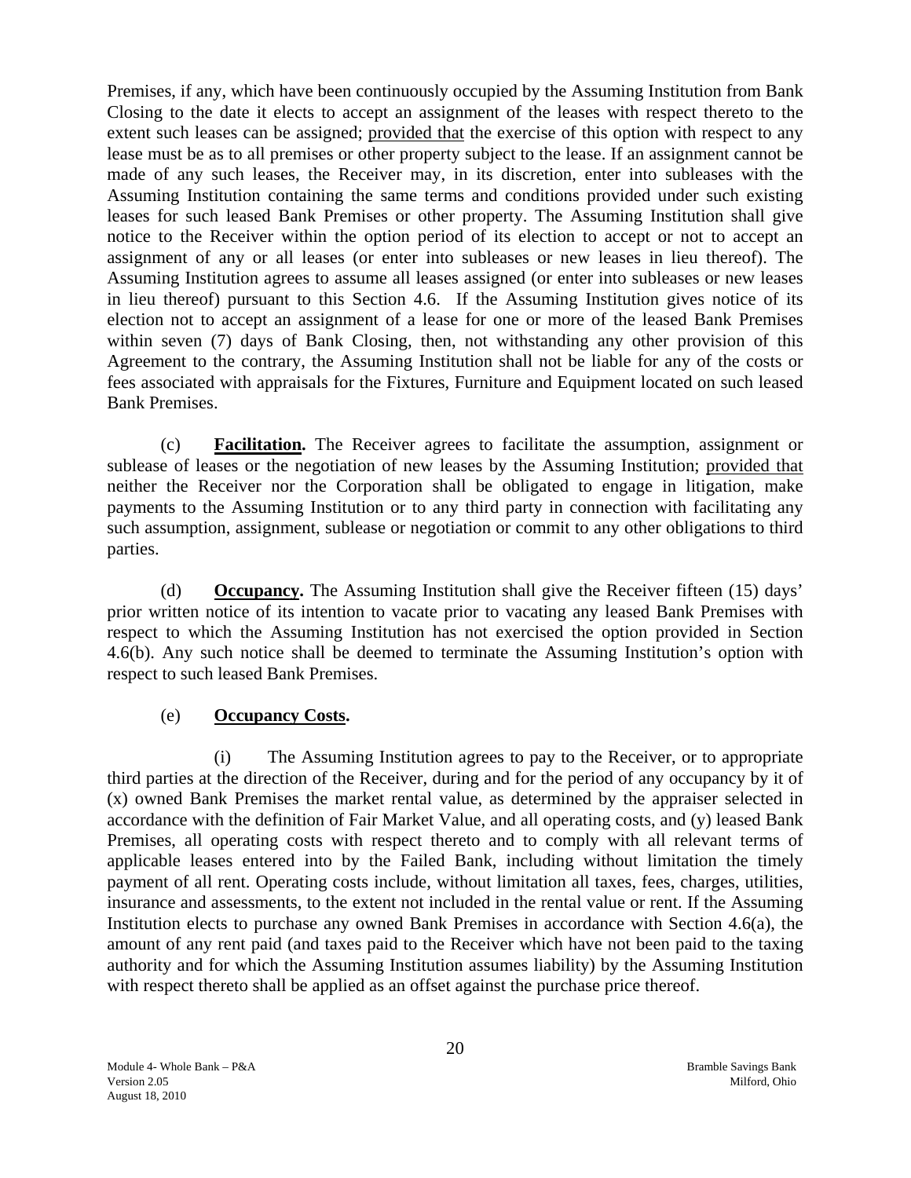Premises, if any, which have been continuously occupied by the Assuming Institution from Bank Closing to the date it elects to accept an assignment of the leases with respect thereto to the extent such leases can be assigned; provided that the exercise of this option with respect to any lease must be as to all premises or other property subject to the lease. If an assignment cannot be made of any such leases, the Receiver may, in its discretion, enter into subleases with the Assuming Institution containing the same terms and conditions provided under such existing leases for such leased Bank Premises or other property. The Assuming Institution shall give notice to the Receiver within the option period of its election to accept or not to accept an assignment of any or all leases (or enter into subleases or new leases in lieu thereof). The Assuming Institution agrees to assume all leases assigned (or enter into subleases or new leases in lieu thereof) pursuant to this Section 4.6. If the Assuming Institution gives notice of its election not to accept an assignment of a lease for one or more of the leased Bank Premises within seven (7) days of Bank Closing, then, not withstanding any other provision of this Agreement to the contrary, the Assuming Institution shall not be liable for any of the costs or fees associated with appraisals for the Fixtures, Furniture and Equipment located on such leased Bank Premises.

(c) **Facilitation.** The Receiver agrees to facilitate the assumption, assignment or sublease of leases or the negotiation of new leases by the Assuming Institution; provided that neither the Receiver nor the Corporation shall be obligated to engage in litigation, make payments to the Assuming Institution or to any third party in connection with facilitating any such assumption, assignment, sublease or negotiation or commit to any other obligations to third parties.

(d) **Occupancy.** The Assuming Institution shall give the Receiver fifteen (15) days' prior written notice of its intention to vacate prior to vacating any leased Bank Premises with respect to which the Assuming Institution has not exercised the option provided in Section 4.6(b). Any such notice shall be deemed to terminate the Assuming Institution's option with respect to such leased Bank Premises.

(e) **Occupancy Costs.**

(i) The Assuming Institution agrees to pay to the Receiver, or to appropriate third parties at the direction of the Receiver, during and for the period of any occupancy by it of (x) owned Bank Premises the market rental value, as determined by the appraiser selected in accordance with the definition of Fair Market Value, and all operating costs, and (y) leased Bank Premises, all operating costs with respect thereto and to comply with all relevant terms of applicable leases entered into by the Failed Bank, including without limitation the timely payment of all rent. Operating costs include, without limitation all taxes, fees, charges, utilities, insurance and assessments, to the extent not included in the rental value or rent. If the Assuming Institution elects to purchase any owned Bank Premises in accordance with Section 4.6(a), the amount of any rent paid (and taxes paid to the Receiver which have not been paid to the taxing authority and for which the Assuming Institution assumes liability) by the Assuming Institution with respect thereto shall be applied as an offset against the purchase price thereof.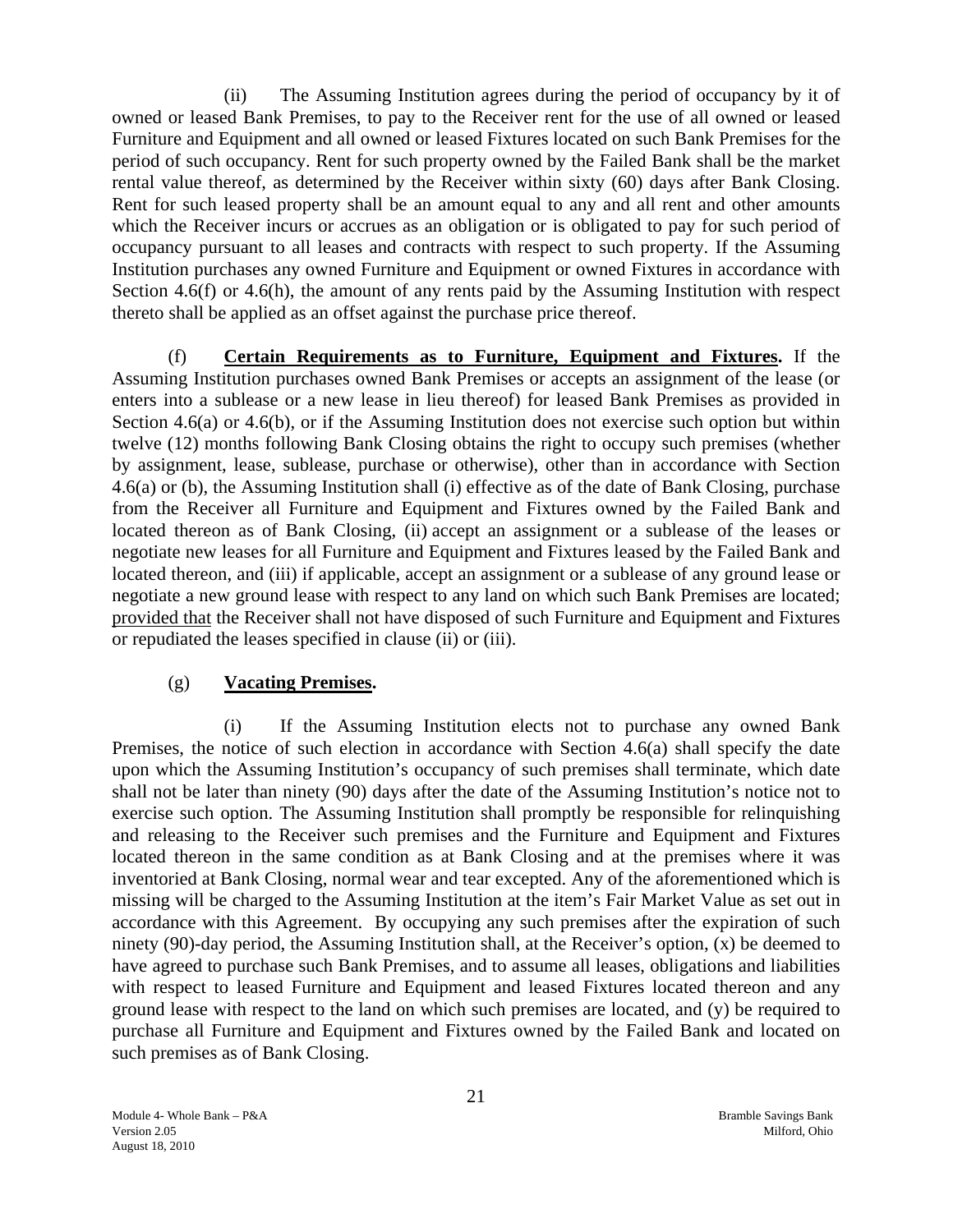(ii) The Assuming Institution agrees during the period of occupancy by it of owned or leased Bank Premises, to pay to the Receiver rent for the use of all owned or leased Furniture and Equipment and all owned or leased Fixtures located on such Bank Premises for the period of such occupancy. Rent for such property owned by the Failed Bank shall be the market rental value thereof, as determined by the Receiver within sixty (60) days after Bank Closing. Rent for such leased property shall be an amount equal to any and all rent and other amounts which the Receiver incurs or accrues as an obligation or is obligated to pay for such period of occupancy pursuant to all leases and contracts with respect to such property. If the Assuming Institution purchases any owned Furniture and Equipment or owned Fixtures in accordance with Section 4.6(f) or 4.6(h), the amount of any rents paid by the Assuming Institution with respect thereto shall be applied as an offset against the purchase price thereof.

(f) **Certain Requirements as to Furniture, Equipment and Fixtures.** If the Assuming Institution purchases owned Bank Premises or accepts an assignment of the lease (or enters into a sublease or a new lease in lieu thereof) for leased Bank Premises as provided in Section 4.6(a) or 4.6(b), or if the Assuming Institution does not exercise such option but within twelve (12) months following Bank Closing obtains the right to occupy such premises (whether by assignment, lease, sublease, purchase or otherwise), other than in accordance with Section 4.6(a) or (b), the Assuming Institution shall (i) effective as of the date of Bank Closing, purchase from the Receiver all Furniture and Equipment and Fixtures owned by the Failed Bank and located thereon as of Bank Closing, (ii) accept an assignment or a sublease of the leases or negotiate new leases for all Furniture and Equipment and Fixtures leased by the Failed Bank and located thereon, and (iii) if applicable, accept an assignment or a sublease of any ground lease or negotiate a new ground lease with respect to any land on which such Bank Premises are located; provided that the Receiver shall not have disposed of such Furniture and Equipment and Fixtures or repudiated the leases specified in clause (ii) or (iii).

(g) **Vacating Premises.**

(i) If the Assuming Institution elects not to purchase any owned Bank Premises, the notice of such election in accordance with Section 4.6(a) shall specify the date upon which the Assuming Institution's occupancy of such premises shall terminate, which date shall not be later than ninety (90) days after the date of the Assuming Institution's notice not to exercise such option. The Assuming Institution shall promptly be responsible for relinquishing and releasing to the Receiver such premises and the Furniture and Equipment and Fixtures located thereon in the same condition as at Bank Closing and at the premises where it was inventoried at Bank Closing, normal wear and tear excepted. Any of the aforementioned which is missing will be charged to the Assuming Institution at the item's Fair Market Value as set out in accordance with this Agreement. By occupying any such premises after the expiration of such ninety (90)-day period, the Assuming Institution shall, at the Receiver's option, (x) be deemed to have agreed to purchase such Bank Premises, and to assume all leases, obligations and liabilities with respect to leased Furniture and Equipment and leased Fixtures located thereon and any ground lease with respect to the land on which such premises are located, and (y) be required to purchase all Furniture and Equipment and Fixtures owned by the Failed Bank and located on such premises as of Bank Closing.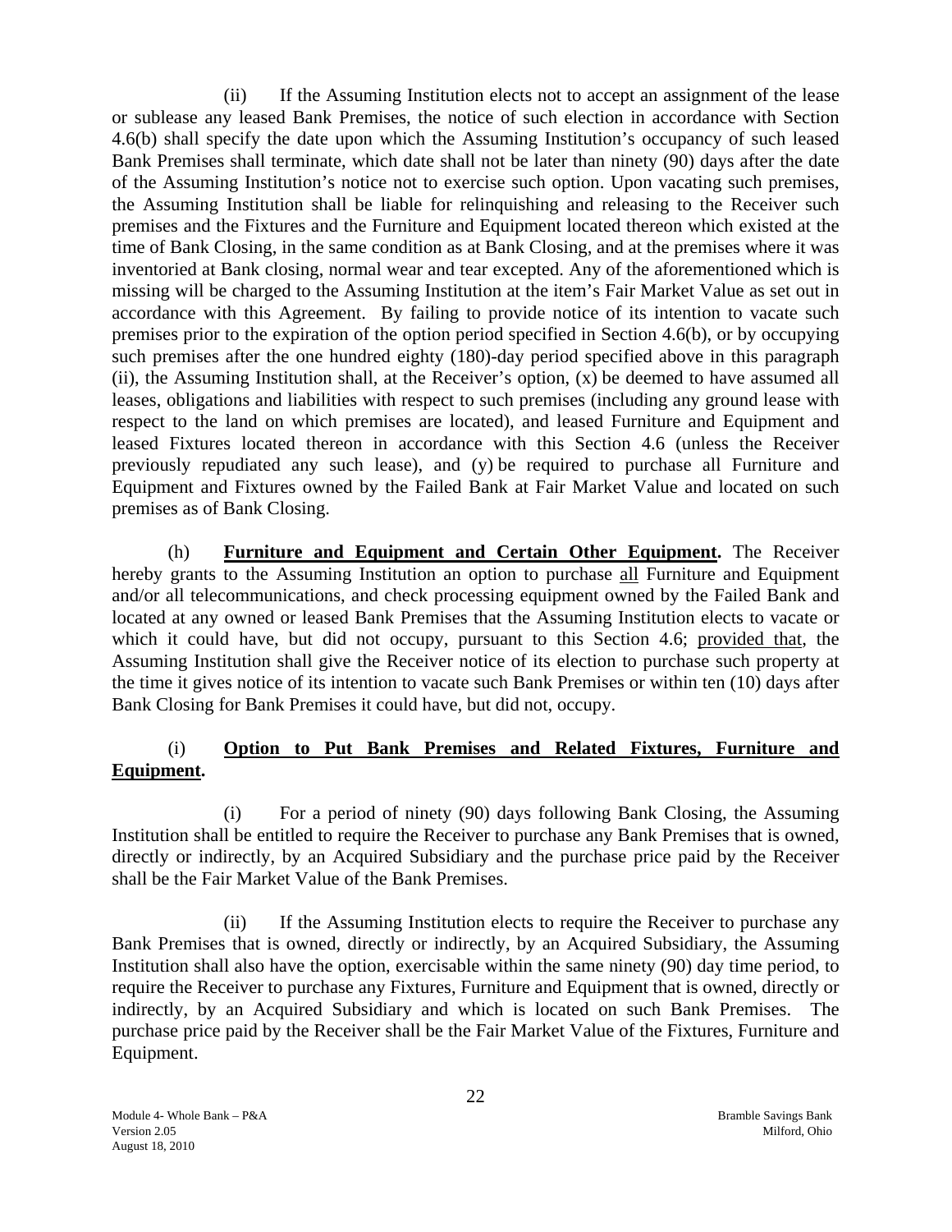(ii) If the Assuming Institution elects not to accept an assignment of the lease or sublease any leased Bank Premises, the notice of such election in accordance with Section 4.6(b) shall specify the date upon which the Assuming Institution's occupancy of such leased Bank Premises shall terminate, which date shall not be later than ninety (90) days after the date of the Assuming Institution's notice not to exercise such option. Upon vacating such premises, the Assuming Institution shall be liable for relinquishing and releasing to the Receiver such premises and the Fixtures and the Furniture and Equipment located thereon which existed at the time of Bank Closing, in the same condition as at Bank Closing, and at the premises where it was inventoried at Bank closing, normal wear and tear excepted. Any of the aforementioned which is missing will be charged to the Assuming Institution at the item's Fair Market Value as set out in accordance with this Agreement. By failing to provide notice of its intention to vacate such premises prior to the expiration of the option period specified in Section 4.6(b), or by occupying such premises after the one hundred eighty (180)-day period specified above in this paragraph (ii), the Assuming Institution shall, at the Receiver's option, (x) be deemed to have assumed all leases, obligations and liabilities with respect to such premises (including any ground lease with respect to the land on which premises are located), and leased Furniture and Equipment and leased Fixtures located thereon in accordance with this Section 4.6 (unless the Receiver previously repudiated any such lease), and (y) be required to purchase all Furniture and Equipment and Fixtures owned by the Failed Bank at Fair Market Value and located on such premises as of Bank Closing.

(h) **Furniture and Equipment and Certain Other Equipment.** The Receiver hereby grants to the Assuming Institution an option to purchase all Furniture and Equipment and/or all telecommunications, and check processing equipment owned by the Failed Bank and located at any owned or leased Bank Premises that the Assuming Institution elects to vacate or which it could have, but did not occupy, pursuant to this Section 4.6; provided that, the Assuming Institution shall give the Receiver notice of its election to purchase such property at the time it gives notice of its intention to vacate such Bank Premises or within ten (10) days after Bank Closing for Bank Premises it could have, but did not, occupy.

(i) **Option to Put Bank Premises and Related Fixtures, Furniture and Equipment.**

(i) For a period of ninety (90) days following Bank Closing, the Assuming Institution shall be entitled to require the Receiver to purchase any Bank Premises that is owned, directly or indirectly, by an Acquired Subsidiary and the purchase price paid by the Receiver shall be the Fair Market Value of the Bank Premises.

(ii) If the Assuming Institution elects to require the Receiver to purchase any Bank Premises that is owned, directly or indirectly, by an Acquired Subsidiary, the Assuming Institution shall also have the option, exercisable within the same ninety (90) day time period, to require the Receiver to purchase any Fixtures, Furniture and Equipment that is owned, directly or indirectly, by an Acquired Subsidiary and which is located on such Bank Premises. The purchase price paid by the Receiver shall be the Fair Market Value of the Fixtures, Furniture and Equipment.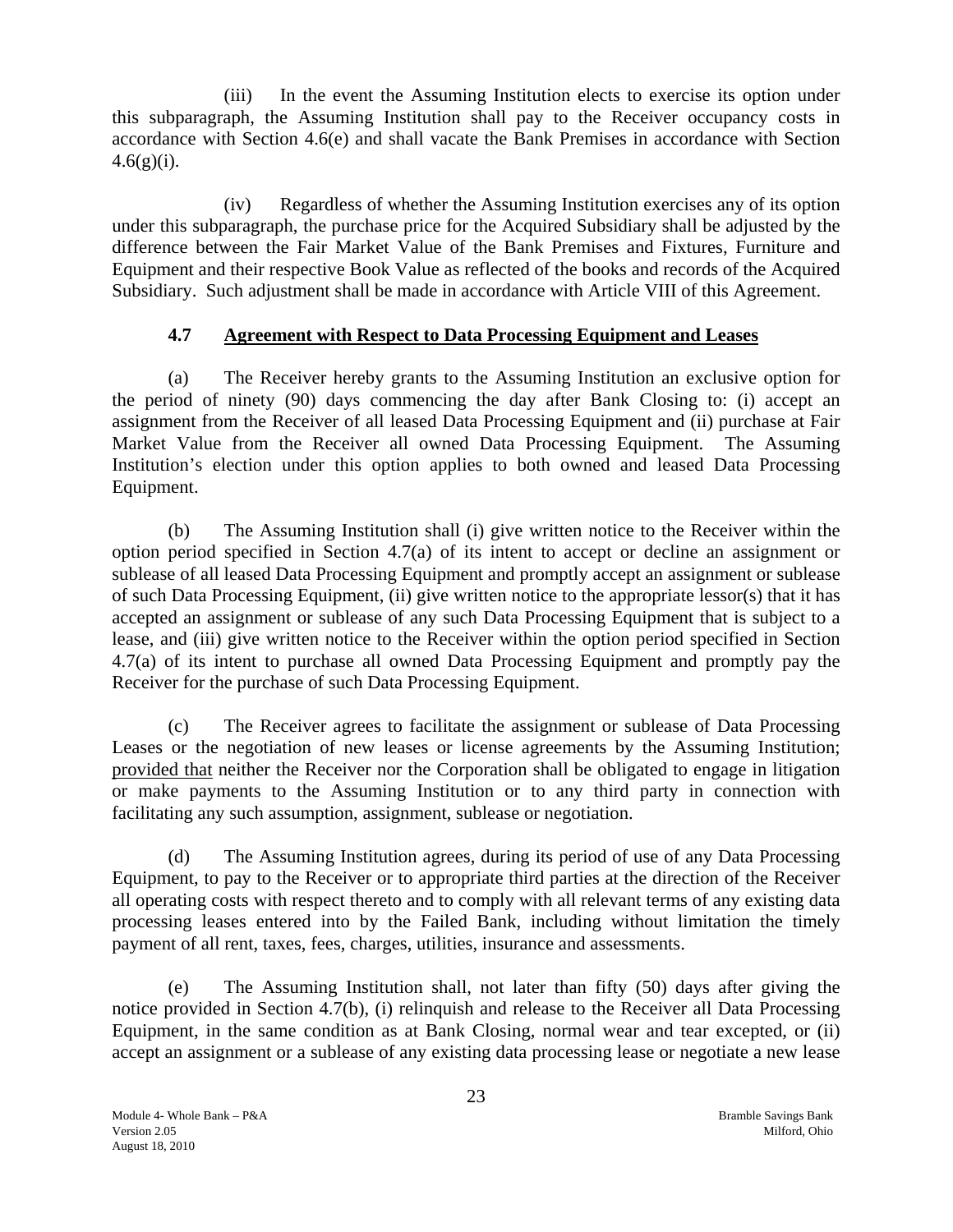(iii) In the event the Assuming Institution elects to exercise its option under this subparagraph, the Assuming Institution shall pay to the Receiver occupancy costs in accordance with Section 4.6(e) and shall vacate the Bank Premises in accordance with Section 4.6(g)(i).

(iv) Regardless of whether the Assuming Institution exercises any of its option under this subparagraph, the purchase price for the Acquired Subsidiary shall be adjusted by the difference between the Fair Market Value of the Bank Premises and Fixtures, Furniture and Equipment and their respective Book Value as reflected of the books and records of the Acquired Subsidiary. Such adjustment shall be made in accordance with Article VIII of this Agreement.

### 4.7 Agreement with Respect to Data Processing Equipment and Leases

(a) The Receiver hereby grants to the Assuming Institution an exclusive option for the period of ninety (90) days commencing the day after Bank Closing to: (i) accept an assignment from the Receiver of all leased Data Processing Equipment and (ii) purchase at Fair Market Value from the Receiver all owned Data Processing Equipment. The Assuming Institution's election under this option applies to both owned and leased Data Processing Equipment.

(b) The Assuming Institution shall (i) give written notice to the Receiver within the option period specified in Section 4.7(a) of its intent to accept or decline an assignment or sublease of all leased Data Processing Equipment and promptly accept an assignment or sublease of such Data Processing Equipment, (ii) give written notice to the appropriate lessor(s) that it has accepted an assignment or sublease of any such Data Processing Equipment that is subject to a lease, and (iii) give written notice to the Receiver within the option period specified in Section 4.7(a) of its intent to purchase all owned Data Processing Equipment and promptly pay the Receiver for the purchase of such Data Processing Equipment.

(c) The Receiver agrees to facilitate the assignment or sublease of Data Processing Leases or the negotiation of new leases or license agreements by the Assuming Institution; provided that neither the Receiver nor the Corporation shall be obligated to engage in litigation or make payments to the Assuming Institution or to any third party in connection with facilitating any such assumption, assignment, sublease or negotiation.

(d) The Assuming Institution agrees, during its period of use of any Data Processing Equipment, to pay to the Receiver or to appropriate third parties at the direction of the Receiver all operating costs with respect thereto and to comply with all relevant terms of any existing data processing leases entered into by the Failed Bank, including without limitation the timely payment of all rent, taxes, fees, charges, utilities, insurance and assessments.

(e) The Assuming Institution shall, not later than fifty (50) days after giving the notice provided in Section 4.7(b), (i) relinquish and release to the Receiver all Data Processing Equipment, in the same condition as at Bank Closing, normal wear and tear excepted, or (ii) accept an assignment or a sublease of any existing data processing lease or negotiate a new lease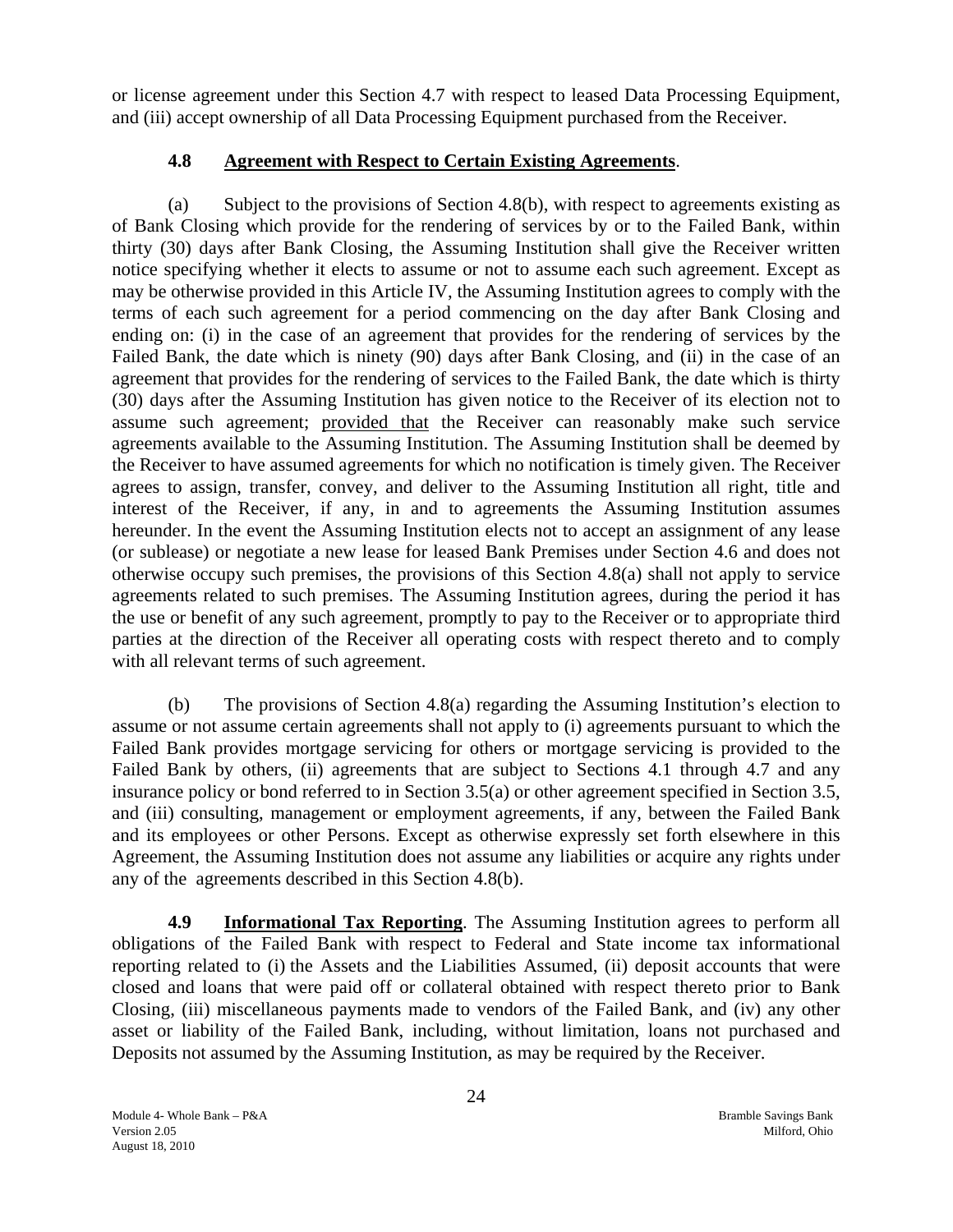or license agreement under this Section 4.7 with respect to leased Data Processing Equipment, and (iii) accept ownership of all Data Processing Equipment purchased from the Receiver.

### 4.8 Agreement with Respect to Certain Existing Agreements.

(a) Subject to the provisions of Section 4.8(b), with respect to agreements existing as of Bank Closing which provide for the rendering of services by or to the Failed Bank, within thirty (30) days after Bank Closing, the Assuming Institution shall give the Receiver written notice specifying whether it elects to assume or not to assume each such agreement. Except as may be otherwise provided in this Article IV, the Assuming Institution agrees to comply with the terms of each such agreement for a period commencing on the day after Bank Closing and ending on: (i) in the case of an agreement that provides for the rendering of services by the Failed Bank, the date which is ninety (90) days after Bank Closing, and (ii) in the case of an agreement that provides for the rendering of services to the Failed Bank, the date which is thirty (30) days after the Assuming Institution has given notice to the Receiver of its election not to assume such agreement; provided that the Receiver can reasonably make such service agreements available to the Assuming Institution. The Assuming Institution shall be deemed by the Receiver to have assumed agreements for which no notification is timely given. The Receiver agrees to assign, transfer, convey, and deliver to the Assuming Institution all right, title and interest of the Receiver, if any, in and to agreements the Assuming Institution assumes hereunder. In the event the Assuming Institution elects not to accept an assignment of any lease (or sublease) or negotiate a new lease for leased Bank Premises under Section 4.6 and does not otherwise occupy such premises, the provisions of this Section 4.8(a) shall not apply to service agreements related to such premises. The Assuming Institution agrees, during the period it has the use or benefit of any such agreement, promptly to pay to the Receiver or to appropriate third parties at the direction of the Receiver all operating costs with respect thereto and to comply with all relevant terms of such agreement.

(b) The provisions of Section 4.8(a) regarding the Assuming Institution's election to assume or not assume certain agreements shall not apply to (i) agreements pursuant to which the Failed Bank provides mortgage servicing for others or mortgage servicing is provided to the Failed Bank by others, (ii) agreements that are subject to Sections 4.1 through 4.7 and any insurance policy or bond referred to in Section 3.5(a) or other agreement specified in Section 3.5, and (iii) consulting, management or employment agreements, if any, between the Failed Bank and its employees or other Persons. Except as otherwise expressly set forth elsewhere in this Agreement, the Assuming Institution does not assume any liabilities or acquire any rights under any of the agreements described in this Section 4.8(b).

**4.9 Informational Tax Reporting**. The Assuming Institution agrees to perform all obligations of the Failed Bank with respect to Federal and State income tax informational reporting related to (i) the Assets and the Liabilities Assumed, (ii) deposit accounts that were closed and loans that were paid off or collateral obtained with respect thereto prior to Bank Closing, (iii) miscellaneous payments made to vendors of the Failed Bank, and (iv) any other asset or liability of the Failed Bank, including, without limitation, loans not purchased and Deposits not assumed by the Assuming Institution, as may be required by the Receiver.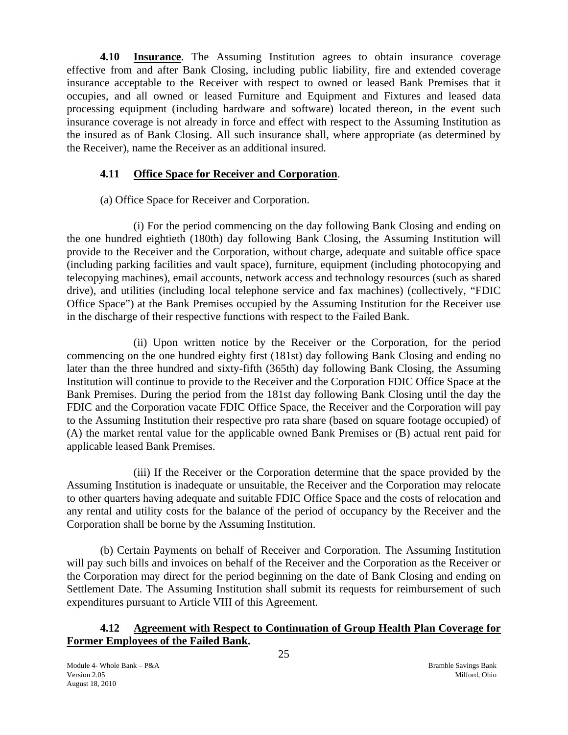**4.10 Insurance**. The Assuming Institution agrees to obtain insurance coverage effective from and after Bank Closing, including public liability, fire and extended coverage insurance acceptable to the Receiver with respect to owned or leased Bank Premises that it occupies, and all owned or leased Furniture and Equipment and Fixtures and leased data processing equipment (including hardware and software) located thereon, in the event such insurance coverage is not already in force and effect with respect to the Assuming Institution as the insured as of Bank Closing. All such insurance shall, where appropriate (as determined by the Receiver), name the Receiver as an additional insured.

### 4.11 Office Space for Receiver and Corporation.

(a) Office Space for Receiver and Corporation.

(i) For the period commencing on the day following Bank Closing and ending on the one hundred eightieth (180th) day following Bank Closing, the Assuming Institution will provide to the Receiver and the Corporation, without charge, adequate and suitable office space (including parking facilities and vault space), furniture, equipment (including photocopying and telecopying machines), email accounts, network access and technology resources (such as shared drive), and utilities (including local telephone service and fax machines) (collectively, "FDIC Office Space") at the Bank Premises occupied by the Assuming Institution for the Receiver use in the discharge of their respective functions with respect to the Failed Bank.

(ii) Upon written notice by the Receiver or the Corporation, for the period commencing on the one hundred eighty first (181st) day following Bank Closing and ending no later than the three hundred and sixty-fifth (365th) day following Bank Closing, the Assuming Institution will continue to provide to the Receiver and the Corporation FDIC Office Space at the Bank Premises. During the period from the 181st day following Bank Closing until the day the FDIC and the Corporation vacate FDIC Office Space, the Receiver and the Corporation will pay to the Assuming Institution their respective pro rata share (based on square footage occupied) of (A) the market rental value for the applicable owned Bank Premises or (B) actual rent paid for applicable leased Bank Premises.

(iii) If the Receiver or the Corporation determine that the space provided by the Assuming Institution is inadequate or unsuitable, the Receiver and the Corporation may relocate to other quarters having adequate and suitable FDIC Office Space and the costs of relocation and any rental and utility costs for the balance of the period of occupancy by the Receiver and the Corporation shall be borne by the Assuming Institution.

(b) Certain Payments on behalf of Receiver and Corporation. The Assuming Institution will pay such bills and invoices on behalf of the Receiver and the Corporation as the Receiver or the Corporation may direct for the period beginning on the date of Bank Closing and ending on Settlement Date. The Assuming Institution shall submit its requests for reimbursement of such expenditures pursuant to Article VIII of this Agreement.

### 4.12 Agreement with Respect to Continuation of Group Health Plan Coverage for Former Employees of the Failed Bank.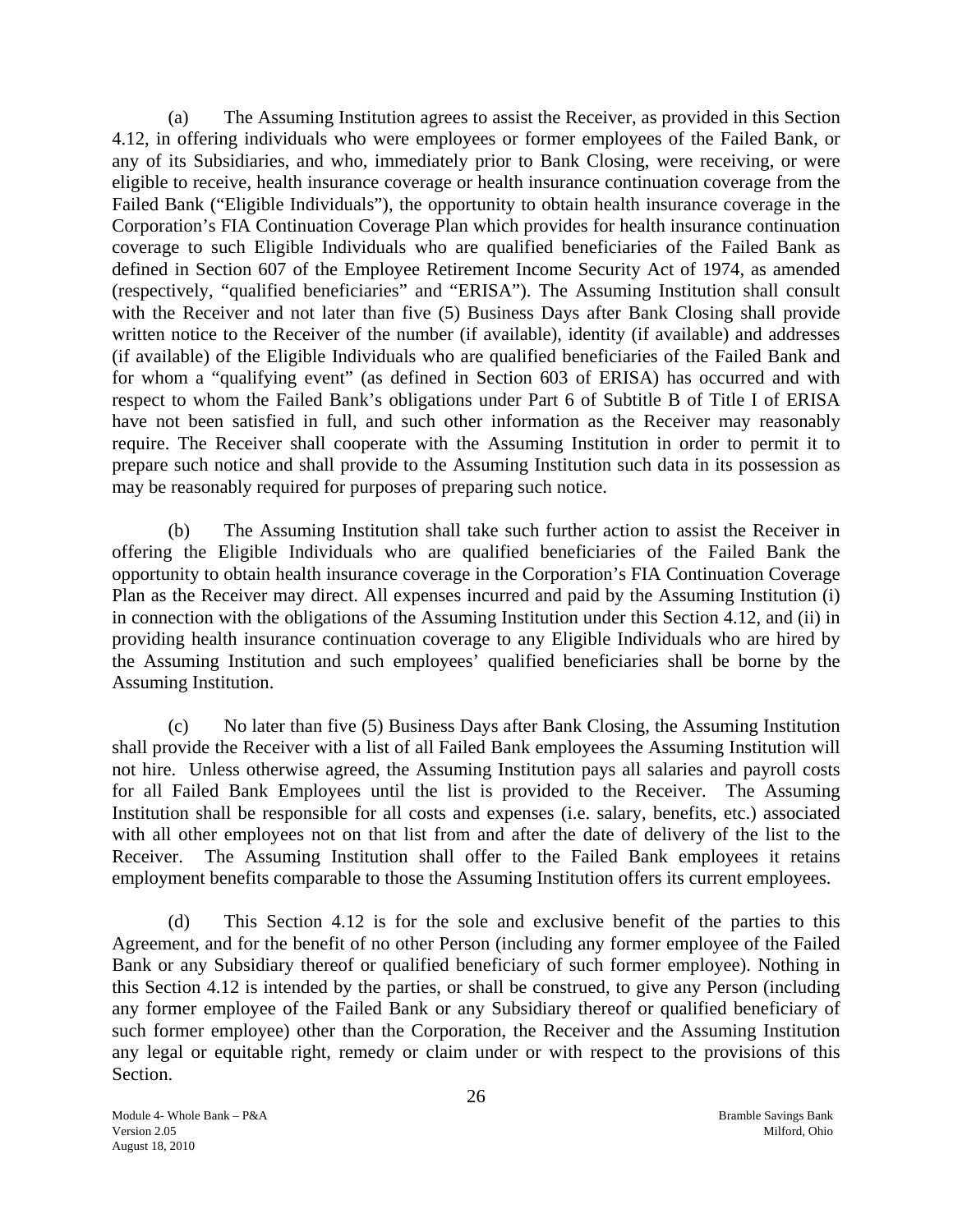(a) The Assuming Institution agrees to assist the Receiver, as provided in this Section 4.12, in offering individuals who were employees or former employees of the Failed Bank, or any of its Subsidiaries, and who, immediately prior to Bank Closing, were receiving, or were eligible to receive, health insurance coverage or health insurance continuation coverage from the Failed Bank ("Eligible Individuals"), the opportunity to obtain health insurance coverage in the Corporation's FIA Continuation Coverage Plan which provides for health insurance continuation coverage to such Eligible Individuals who are qualified beneficiaries of the Failed Bank as defined in Section 607 of the Employee Retirement Income Security Act of 1974, as amended (respectively, "qualified beneficiaries" and "ERISA"). The Assuming Institution shall consult with the Receiver and not later than five (5) Business Days after Bank Closing shall provide written notice to the Receiver of the number (if available), identity (if available) and addresses (if available) of the Eligible Individuals who are qualified beneficiaries of the Failed Bank and for whom a "qualifying event" (as defined in Section 603 of ERISA) has occurred and with respect to whom the Failed Bank's obligations under Part 6 of Subtitle B of Title I of ERISA have not been satisfied in full, and such other information as the Receiver may reasonably require. The Receiver shall cooperate with the Assuming Institution in order to permit it to prepare such notice and shall provide to the Assuming Institution such data in its possession as may be reasonably required for purposes of preparing such notice.

(b) The Assuming Institution shall take such further action to assist the Receiver in offering the Eligible Individuals who are qualified beneficiaries of the Failed Bank the opportunity to obtain health insurance coverage in the Corporation's FIA Continuation Coverage Plan as the Receiver may direct. All expenses incurred and paid by the Assuming Institution (i) in connection with the obligations of the Assuming Institution under this Section 4.12, and (ii) in providing health insurance continuation coverage to any Eligible Individuals who are hired by the Assuming Institution and such employees' qualified beneficiaries shall be borne by the Assuming Institution.

(c) No later than five (5) Business Days after Bank Closing, the Assuming Institution shall provide the Receiver with a list of all Failed Bank employees the Assuming Institution will not hire. Unless otherwise agreed, the Assuming Institution pays all salaries and payroll costs for all Failed Bank Employees until the list is provided to the Receiver. The Assuming Institution shall be responsible for all costs and expenses (i.e. salary, benefits, etc.) associated with all other employees not on that list from and after the date of delivery of the list to the Receiver. The Assuming Institution shall offer to the Failed Bank employees it retains employment benefits comparable to those the Assuming Institution offers its current employees.

(d) This Section 4.12 is for the sole and exclusive benefit of the parties to this Agreement, and for the benefit of no other Person (including any former employee of the Failed Bank or any Subsidiary thereof or qualified beneficiary of such former employee). Nothing in this Section 4.12 is intended by the parties, or shall be construed, to give any Person (including any former employee of the Failed Bank or any Subsidiary thereof or qualified beneficiary of such former employee) other than the Corporation, the Receiver and the Assuming Institution any legal or equitable right, remedy or claim under or with respect to the provisions of this Section.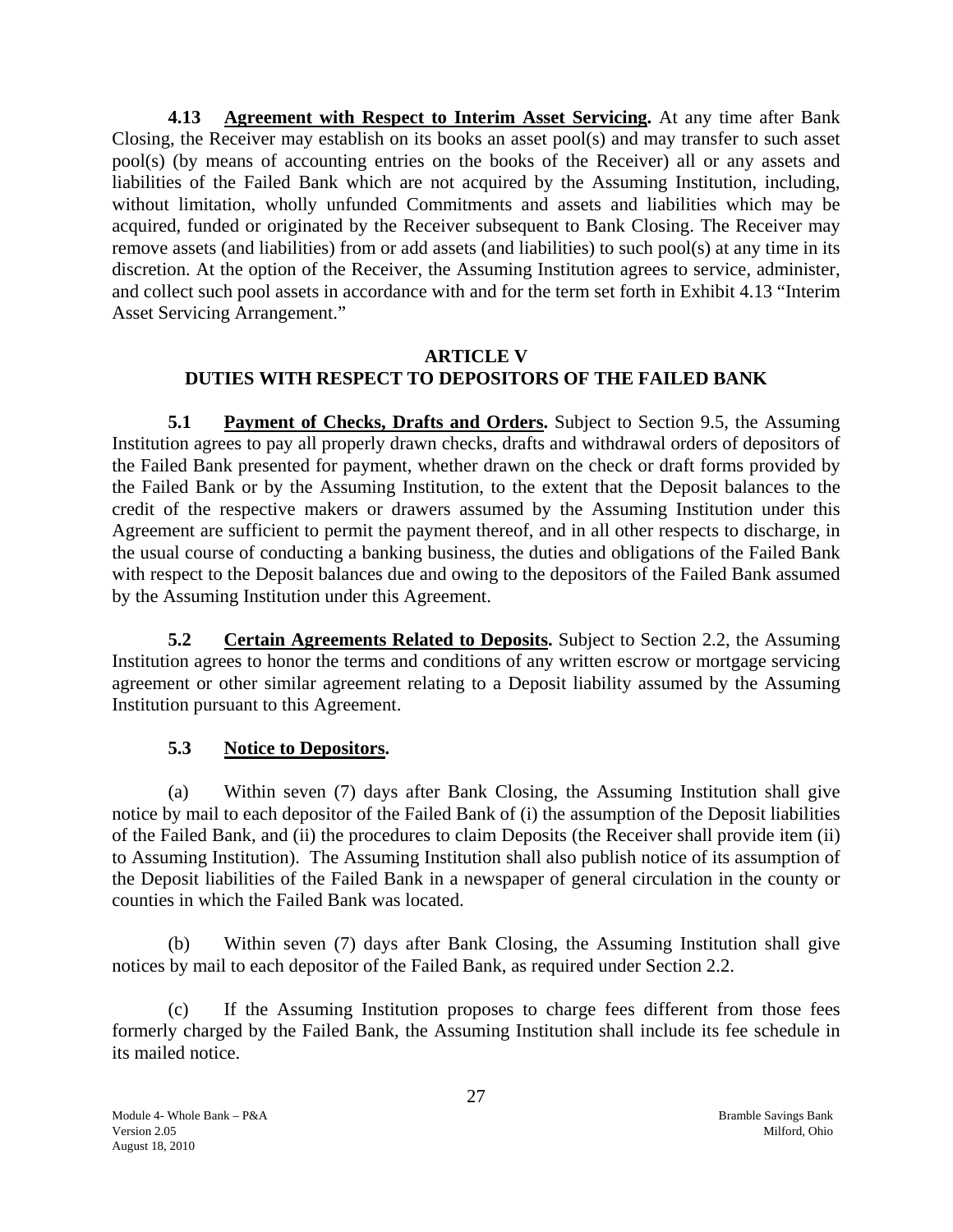**4.13 Agreement with Respect to Interim Asset Servicing.** At any time after Bank Closing, the Receiver may establish on its books an asset pool(s) and may transfer to such asset pool(s) (by means of accounting entries on the books of the Receiver) all or any assets and liabilities of the Failed Bank which are not acquired by the Assuming Institution, including, without limitation, wholly unfunded Commitments and assets and liabilities which may be acquired, funded or originated by the Receiver subsequent to Bank Closing. The Receiver may remove assets (and liabilities) from or add assets (and liabilities) to such pool(s) at any time in its discretion. At the option of the Receiver, the Assuming Institution agrees to service, administer, and collect such pool assets in accordance with and for the term set forth in Exhibit 4.13 "Interim Asset Servicing Arrangement."

## ARTICLE V
## DUTIES WITH RESPECT TO DEPOSITORS OF THE FAILED BANK

**5.1 Payment of Checks, Drafts and Orders.** Subject to Section 9.5, the Assuming Institution agrees to pay all properly drawn checks, drafts and withdrawal orders of depositors of the Failed Bank presented for payment, whether drawn on the check or draft forms provided by the Failed Bank or by the Assuming Institution, to the extent that the Deposit balances to the credit of the respective makers or drawers assumed by the Assuming Institution under this Agreement are sufficient to permit the payment thereof, and in all other respects to discharge, in the usual course of conducting a banking business, the duties and obligations of the Failed Bank with respect to the Deposit balances due and owing to the depositors of the Failed Bank assumed by the Assuming Institution under this Agreement.

**5.2 Certain Agreements Related to Deposits.** Subject to Section 2.2, the Assuming Institution agrees to honor the terms and conditions of any written escrow or mortgage servicing agreement or other similar agreement relating to a Deposit liability assumed by the Assuming Institution pursuant to this Agreement.

**5.3 Notice to Depositors.**

(a) Within seven (7) days after Bank Closing, the Assuming Institution shall give notice by mail to each depositor of the Failed Bank of (i) the assumption of the Deposit liabilities of the Failed Bank, and (ii) the procedures to claim Deposits (the Receiver shall provide item (ii) to Assuming Institution). The Assuming Institution shall also publish notice of its assumption of the Deposit liabilities of the Failed Bank in a newspaper of general circulation in the county or counties in which the Failed Bank was located.

(b) Within seven (7) days after Bank Closing, the Assuming Institution shall give notices by mail to each depositor of the Failed Bank, as required under Section 2.2.

(c) If the Assuming Institution proposes to charge fees different from those fees formerly charged by the Failed Bank, the Assuming Institution shall include its fee schedule in its mailed notice.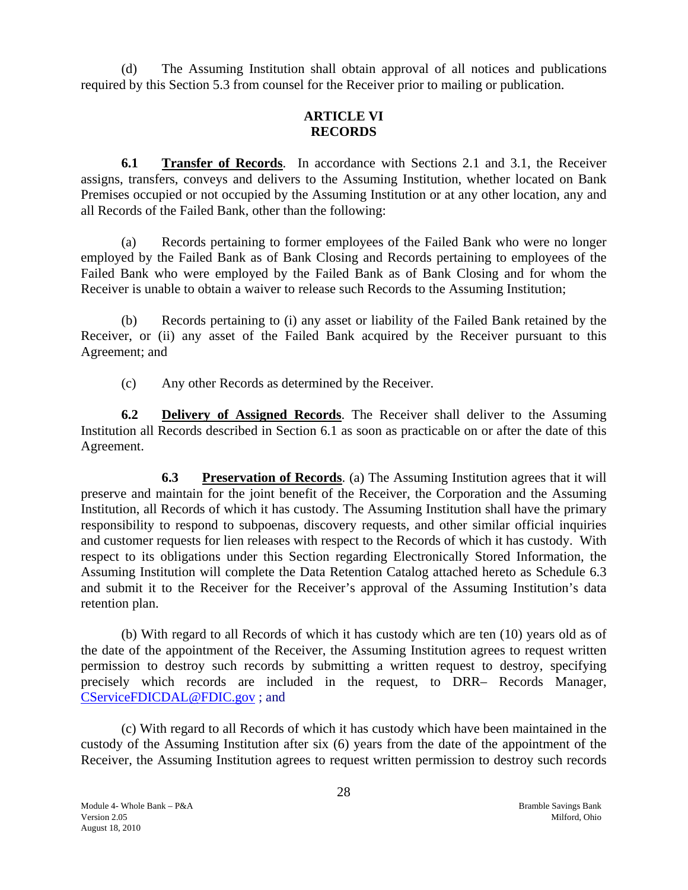(d) The Assuming Institution shall obtain approval of all notices and publications required by this Section 5.3 from counsel for the Receiver prior to mailing or publication.

## ARTICLE VI
## RECORDS

**6.1 Transfer of Records**. In accordance with Sections 2.1 and 3.1, the Receiver assigns, transfers, conveys and delivers to the Assuming Institution, whether located on Bank Premises occupied or not occupied by the Assuming Institution or at any other location, any and all Records of the Failed Bank, other than the following:

(a) Records pertaining to former employees of the Failed Bank who were no longer employed by the Failed Bank as of Bank Closing and Records pertaining to employees of the Failed Bank who were employed by the Failed Bank as of Bank Closing and for whom the Receiver is unable to obtain a waiver to release such Records to the Assuming Institution;

(b) Records pertaining to (i) any asset or liability of the Failed Bank retained by the Receiver, or (ii) any asset of the Failed Bank acquired by the Receiver pursuant to this Agreement; and

(c) Any other Records as determined by the Receiver.

**6.2 Delivery of Assigned Records**. The Receiver shall deliver to the Assuming Institution all Records described in Section 6.1 as soon as practicable on or after the date of this Agreement.

**6.3 Preservation of Records**. (a) The Assuming Institution agrees that it will preserve and maintain for the joint benefit of the Receiver, the Corporation and the Assuming Institution, all Records of which it has custody. The Assuming Institution shall have the primary responsibility to respond to subpoenas, discovery requests, and other similar official inquiries and customer requests for lien releases with respect to the Records of which it has custody. With respect to its obligations under this Section regarding Electronically Stored Information, the Assuming Institution will complete the Data Retention Catalog attached hereto as Schedule 6.3 and submit it to the Receiver for the Receiver's approval of the Assuming Institution's data retention plan.

(b) With regard to all Records of which it has custody which are ten (10) years old as of the date of the appointment of the Receiver, the Assuming Institution agrees to request written permission to destroy such records by submitting a written request to destroy, specifying precisely which records are included in the request, to DRR– Records Manager, CServiceFDICDAL@FDIC.gov ; and

(c) With regard to all Records of which it has custody which have been maintained in the custody of the Assuming Institution after six (6) years from the date of the appointment of the Receiver, the Assuming Institution agrees to request written permission to destroy such records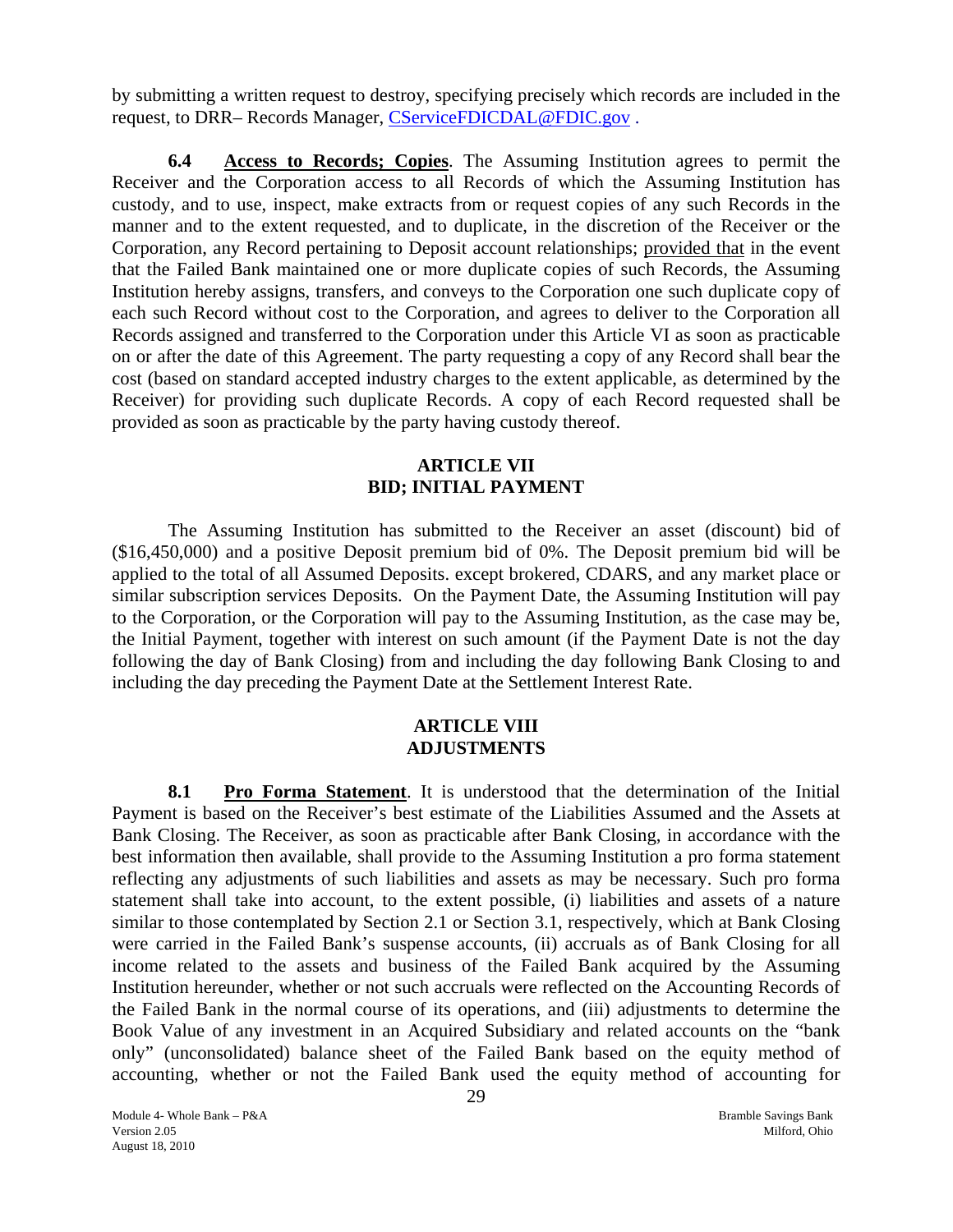by submitting a written request to destroy, specifying precisely which records are included in the request, to DRR– Records Manager, CServiceFDICDAL@FDIC.gov .

**6.4 Access to Records; Copies**. The Assuming Institution agrees to permit the Receiver and the Corporation access to all Records of which the Assuming Institution has custody, and to use, inspect, make extracts from or request copies of any such Records in the manner and to the extent requested, and to duplicate, in the discretion of the Receiver or the Corporation, any Record pertaining to Deposit account relationships; provided that in the event that the Failed Bank maintained one or more duplicate copies of such Records, the Assuming Institution hereby assigns, transfers, and conveys to the Corporation one such duplicate copy of each such Record without cost to the Corporation, and agrees to deliver to the Corporation all Records assigned and transferred to the Corporation under this Article VI as soon as practicable on or after the date of this Agreement. The party requesting a copy of any Record shall bear the cost (based on standard accepted industry charges to the extent applicable, as determined by the Receiver) for providing such duplicate Records. A copy of each Record requested shall be provided as soon as practicable by the party having custody thereof.

## ARTICLE VII
## BID; INITIAL PAYMENT

The Assuming Institution has submitted to the Receiver an asset (discount) bid of ($16,450,000) and a positive Deposit premium bid of 0%. The Deposit premium bid will be applied to the total of all Assumed Deposits. except brokered, CDARS, and any market place or similar subscription services Deposits. On the Payment Date, the Assuming Institution will pay to the Corporation, or the Corporation will pay to the Assuming Institution, as the case may be, the Initial Payment, together with interest on such amount (if the Payment Date is not the day following the day of Bank Closing) from and including the day following Bank Closing to and including the day preceding the Payment Date at the Settlement Interest Rate.

## ARTICLE VIII
## ADJUSTMENTS

**8.1 Pro Forma Statement**. It is understood that the determination of the Initial Payment is based on the Receiver's best estimate of the Liabilities Assumed and the Assets at Bank Closing. The Receiver, as soon as practicable after Bank Closing, in accordance with the best information then available, shall provide to the Assuming Institution a pro forma statement reflecting any adjustments of such liabilities and assets as may be necessary. Such pro forma statement shall take into account, to the extent possible, (i) liabilities and assets of a nature similar to those contemplated by Section 2.1 or Section 3.1, respectively, which at Bank Closing were carried in the Failed Bank's suspense accounts, (ii) accruals as of Bank Closing for all income related to the assets and business of the Failed Bank acquired by the Assuming Institution hereunder, whether or not such accruals were reflected on the Accounting Records of the Failed Bank in the normal course of its operations, and (iii) adjustments to determine the Book Value of any investment in an Acquired Subsidiary and related accounts on the "bank only" (unconsolidated) balance sheet of the Failed Bank based on the equity method of accounting, whether or not the Failed Bank used the equity method of accounting for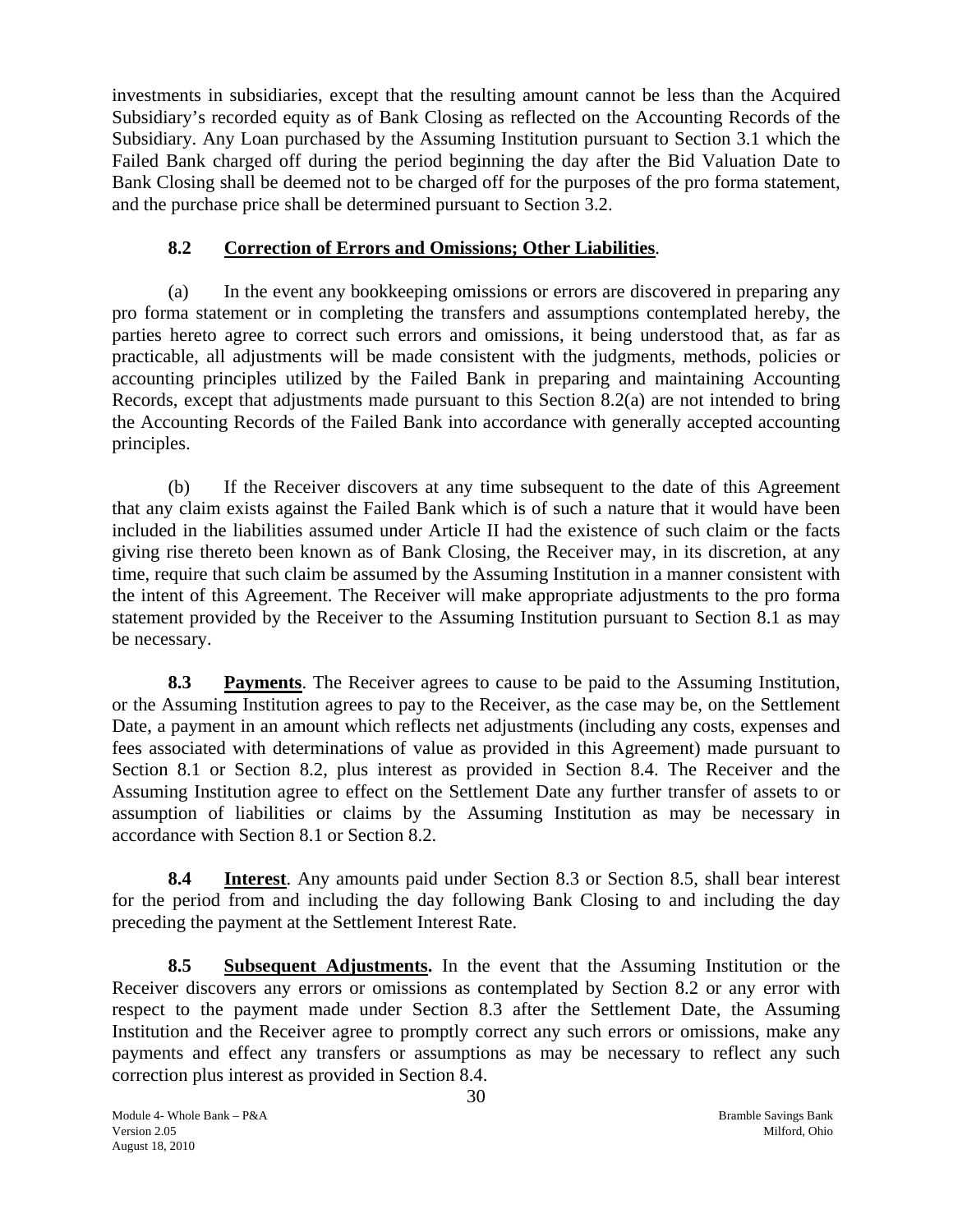investments in subsidiaries, except that the resulting amount cannot be less than the Acquired Subsidiary's recorded equity as of Bank Closing as reflected on the Accounting Records of the Subsidiary. Any Loan purchased by the Assuming Institution pursuant to Section 3.1 which the Failed Bank charged off during the period beginning the day after the Bid Valuation Date to Bank Closing shall be deemed not to be charged off for the purposes of the pro forma statement, and the purchase price shall be determined pursuant to Section 3.2.

### 8.2 Correction of Errors and Omissions; Other Liabilities.

(a) In the event any bookkeeping omissions or errors are discovered in preparing any pro forma statement or in completing the transfers and assumptions contemplated hereby, the parties hereto agree to correct such errors and omissions, it being understood that, as far as practicable, all adjustments will be made consistent with the judgments, methods, policies or accounting principles utilized by the Failed Bank in preparing and maintaining Accounting Records, except that adjustments made pursuant to this Section 8.2(a) are not intended to bring the Accounting Records of the Failed Bank into accordance with generally accepted accounting principles.

(b) If the Receiver discovers at any time subsequent to the date of this Agreement that any claim exists against the Failed Bank which is of such a nature that it would have been included in the liabilities assumed under Article II had the existence of such claim or the facts giving rise thereto been known as of Bank Closing, the Receiver may, in its discretion, at any time, require that such claim be assumed by the Assuming Institution in a manner consistent with the intent of this Agreement. The Receiver will make appropriate adjustments to the pro forma statement provided by the Receiver to the Assuming Institution pursuant to Section 8.1 as may be necessary.

**8.3 Payments**. The Receiver agrees to cause to be paid to the Assuming Institution, or the Assuming Institution agrees to pay to the Receiver, as the case may be, on the Settlement Date, a payment in an amount which reflects net adjustments (including any costs, expenses and fees associated with determinations of value as provided in this Agreement) made pursuant to Section 8.1 or Section 8.2, plus interest as provided in Section 8.4. The Receiver and the Assuming Institution agree to effect on the Settlement Date any further transfer of assets to or assumption of liabilities or claims by the Assuming Institution as may be necessary in accordance with Section 8.1 or Section 8.2.

**8.4 Interest**. Any amounts paid under Section 8.3 or Section 8.5, shall bear interest for the period from and including the day following Bank Closing to and including the day preceding the payment at the Settlement Interest Rate.

**8.5 Subsequent Adjustments.** In the event that the Assuming Institution or the Receiver discovers any errors or omissions as contemplated by Section 8.2 or any error with respect to the payment made under Section 8.3 after the Settlement Date, the Assuming Institution and the Receiver agree to promptly correct any such errors or omissions, make any payments and effect any transfers or assumptions as may be necessary to reflect any such correction plus interest as provided in Section 8.4.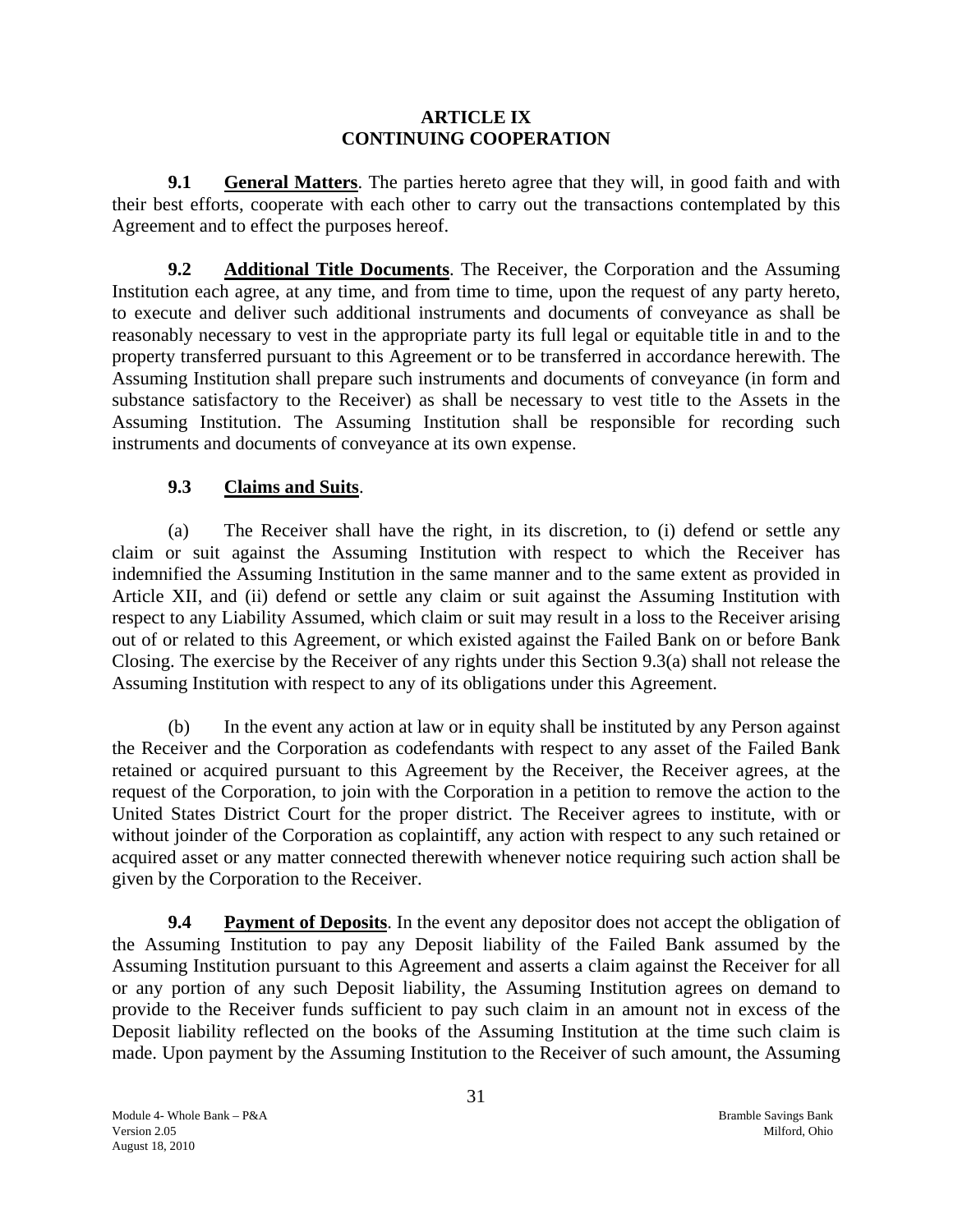## ARTICLE IX
## CONTINUING COOPERATION

**9.1** **General Matters**. The parties hereto agree that they will, in good faith and with their best efforts, cooperate with each other to carry out the transactions contemplated by this Agreement and to effect the purposes hereof.

**9.2** **Additional Title Documents**. The Receiver, the Corporation and the Assuming Institution each agree, at any time, and from time to time, upon the request of any party hereto, to execute and deliver such additional instruments and documents of conveyance as shall be reasonably necessary to vest in the appropriate party its full legal or equitable title in and to the property transferred pursuant to this Agreement or to be transferred in accordance herewith. The Assuming Institution shall prepare such instruments and documents of conveyance (in form and substance satisfactory to the Receiver) as shall be necessary to vest title to the Assets in the Assuming Institution. The Assuming Institution shall be responsible for recording such instruments and documents of conveyance at its own expense.

**9.3** **Claims and Suits**.

(a) The Receiver shall have the right, in its discretion, to (i) defend or settle any claim or suit against the Assuming Institution with respect to which the Receiver has indemnified the Assuming Institution in the same manner and to the same extent as provided in Article XII, and (ii) defend or settle any claim or suit against the Assuming Institution with respect to any Liability Assumed, which claim or suit may result in a loss to the Receiver arising out of or related to this Agreement, or which existed against the Failed Bank on or before Bank Closing. The exercise by the Receiver of any rights under this Section 9.3(a) shall not release the Assuming Institution with respect to any of its obligations under this Agreement.

(b) In the event any action at law or in equity shall be instituted by any Person against the Receiver and the Corporation as codefendants with respect to any asset of the Failed Bank retained or acquired pursuant to this Agreement by the Receiver, the Receiver agrees, at the request of the Corporation, to join with the Corporation in a petition to remove the action to the United States District Court for the proper district. The Receiver agrees to institute, with or without joinder of the Corporation as coplaintiff, any action with respect to any such retained or acquired asset or any matter connected therewith whenever notice requiring such action shall be given by the Corporation to the Receiver.

**9.4** **Payment of Deposits**. In the event any depositor does not accept the obligation of the Assuming Institution to pay any Deposit liability of the Failed Bank assumed by the Assuming Institution pursuant to this Agreement and asserts a claim against the Receiver for all or any portion of any such Deposit liability, the Assuming Institution agrees on demand to provide to the Receiver funds sufficient to pay such claim in an amount not in excess of the Deposit liability reflected on the books of the Assuming Institution at the time such claim is made. Upon payment by the Assuming Institution to the Receiver of such amount, the Assuming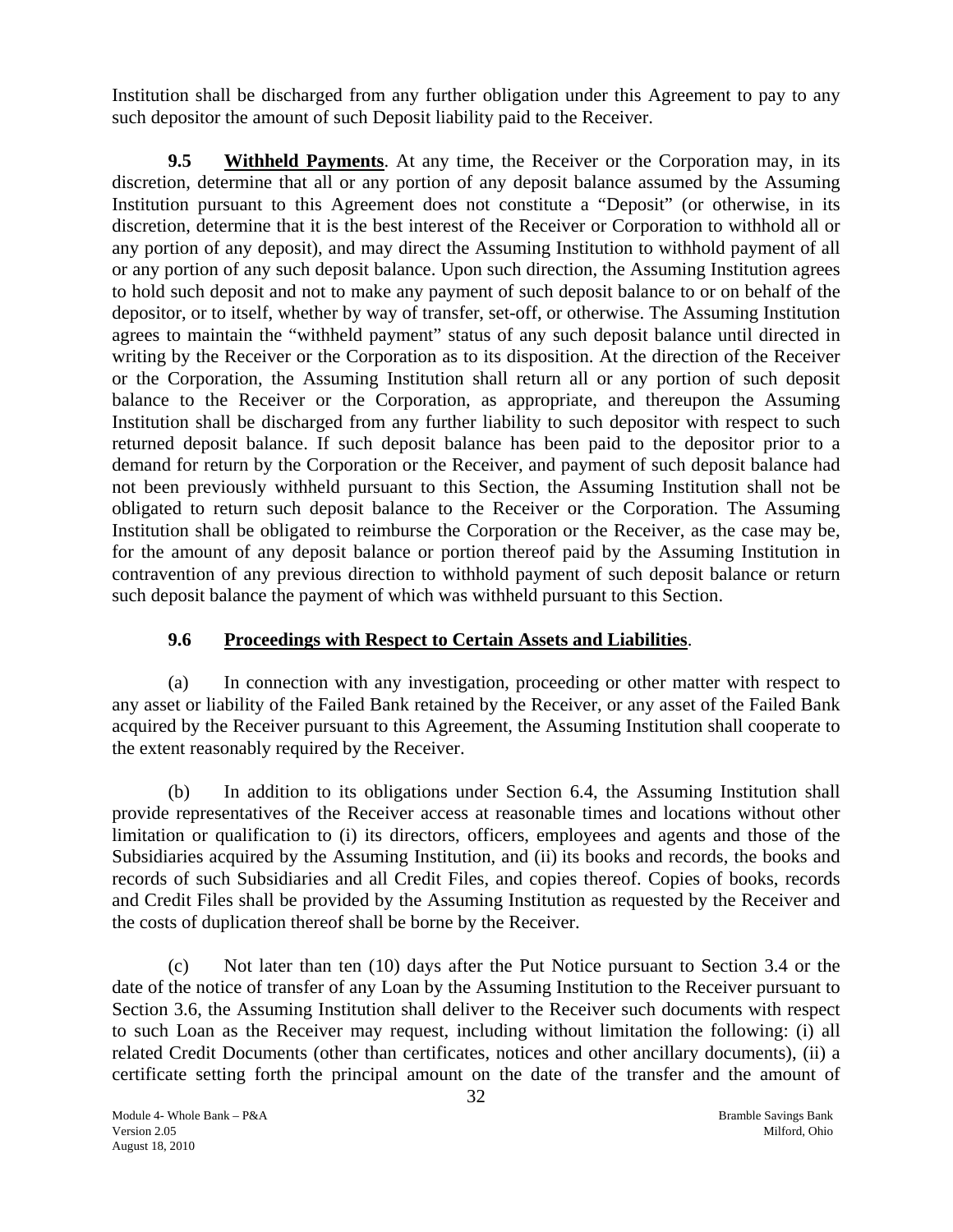Institution shall be discharged from any further obligation under this Agreement to pay to any such depositor the amount of such Deposit liability paid to the Receiver.

**9.5 Withheld Payments**. At any time, the Receiver or the Corporation may, in its discretion, determine that all or any portion of any deposit balance assumed by the Assuming Institution pursuant to this Agreement does not constitute a "Deposit" (or otherwise, in its discretion, determine that it is the best interest of the Receiver or Corporation to withhold all or any portion of any deposit), and may direct the Assuming Institution to withhold payment of all or any portion of any such deposit balance. Upon such direction, the Assuming Institution agrees to hold such deposit and not to make any payment of such deposit balance to or on behalf of the depositor, or to itself, whether by way of transfer, set-off, or otherwise. The Assuming Institution agrees to maintain the "withheld payment" status of any such deposit balance until directed in writing by the Receiver or the Corporation as to its disposition. At the direction of the Receiver or the Corporation, the Assuming Institution shall return all or any portion of such deposit balance to the Receiver or the Corporation, as appropriate, and thereupon the Assuming Institution shall be discharged from any further liability to such depositor with respect to such returned deposit balance. If such deposit balance has been paid to the depositor prior to a demand for return by the Corporation or the Receiver, and payment of such deposit balance had not been previously withheld pursuant to this Section, the Assuming Institution shall not be obligated to return such deposit balance to the Receiver or the Corporation. The Assuming Institution shall be obligated to reimburse the Corporation or the Receiver, as the case may be, for the amount of any deposit balance or portion thereof paid by the Assuming Institution in contravention of any previous direction to withhold payment of such deposit balance or return such deposit balance the payment of which was withheld pursuant to this Section.

### 9.6 Proceedings with Respect to Certain Assets and Liabilities.

(a) In connection with any investigation, proceeding or other matter with respect to any asset or liability of the Failed Bank retained by the Receiver, or any asset of the Failed Bank acquired by the Receiver pursuant to this Agreement, the Assuming Institution shall cooperate to the extent reasonably required by the Receiver.

(b) In addition to its obligations under Section 6.4, the Assuming Institution shall provide representatives of the Receiver access at reasonable times and locations without other limitation or qualification to (i) its directors, officers, employees and agents and those of the Subsidiaries acquired by the Assuming Institution, and (ii) its books and records, the books and records of such Subsidiaries and all Credit Files, and copies thereof. Copies of books, records and Credit Files shall be provided by the Assuming Institution as requested by the Receiver and the costs of duplication thereof shall be borne by the Receiver.

(c) Not later than ten (10) days after the Put Notice pursuant to Section 3.4 or the date of the notice of transfer of any Loan by the Assuming Institution to the Receiver pursuant to Section 3.6, the Assuming Institution shall deliver to the Receiver such documents with respect to such Loan as the Receiver may request, including without limitation the following: (i) all related Credit Documents (other than certificates, notices and other ancillary documents), (ii) a certificate setting forth the principal amount on the date of the transfer and the amount of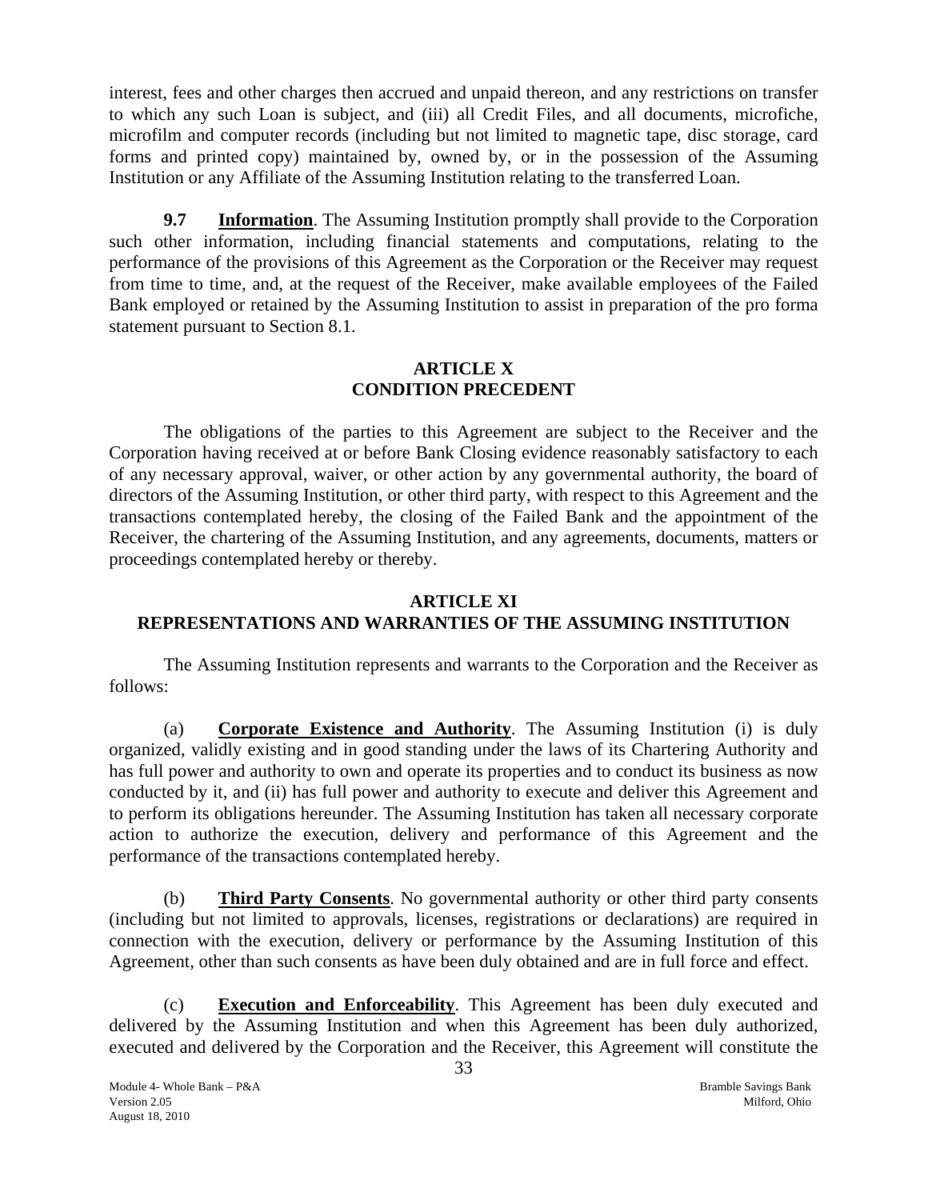interest, fees and other charges then accrued and unpaid thereon, and any restrictions on transfer to which any such Loan is subject, and (iii) all Credit Files, and all documents, microfiche, microfilm and computer records (including but not limited to magnetic tape, disc storage, card forms and printed copy) maintained by, owned by, or in the possession of the Assuming Institution or any Affiliate of the Assuming Institution relating to the transferred Loan.

**9.7 Information**. The Assuming Institution promptly shall provide to the Corporation such other information, including financial statements and computations, relating to the performance of the provisions of this Agreement as the Corporation or the Receiver may request from time to time, and, at the request of the Receiver, make available employees of the Failed Bank employed or retained by the Assuming Institution to assist in preparation of the pro forma statement pursuant to Section 8.1.

## ARTICLE X
## CONDITION PRECEDENT

The obligations of the parties to this Agreement are subject to the Receiver and the Corporation having received at or before Bank Closing evidence reasonably satisfactory to each of any necessary approval, waiver, or other action by any governmental authority, the board of directors of the Assuming Institution, or other third party, with respect to this Agreement and the transactions contemplated hereby, the closing of the Failed Bank and the appointment of the Receiver, the chartering of the Assuming Institution, and any agreements, documents, matters or proceedings contemplated hereby or thereby.

## ARTICLE XI
## REPRESENTATIONS AND WARRANTIES OF THE ASSUMING INSTITUTION

The Assuming Institution represents and warrants to the Corporation and the Receiver as follows:

(a) **Corporate Existence and Authority**. The Assuming Institution (i) is duly organized, validly existing and in good standing under the laws of its Chartering Authority and has full power and authority to own and operate its properties and to conduct its business as now conducted by it, and (ii) has full power and authority to execute and deliver this Agreement and to perform its obligations hereunder. The Assuming Institution has taken all necessary corporate action to authorize the execution, delivery and performance of this Agreement and the performance of the transactions contemplated hereby.

(b) **Third Party Consents**. No governmental authority or other third party consents (including but not limited to approvals, licenses, registrations or declarations) are required in connection with the execution, delivery or performance by the Assuming Institution of this Agreement, other than such consents as have been duly obtained and are in full force and effect.

(c) **Execution and Enforceability**. This Agreement has been duly executed and delivered by the Assuming Institution and when this Agreement has been duly authorized, executed and delivered by the Corporation and the Receiver, this Agreement will constitute the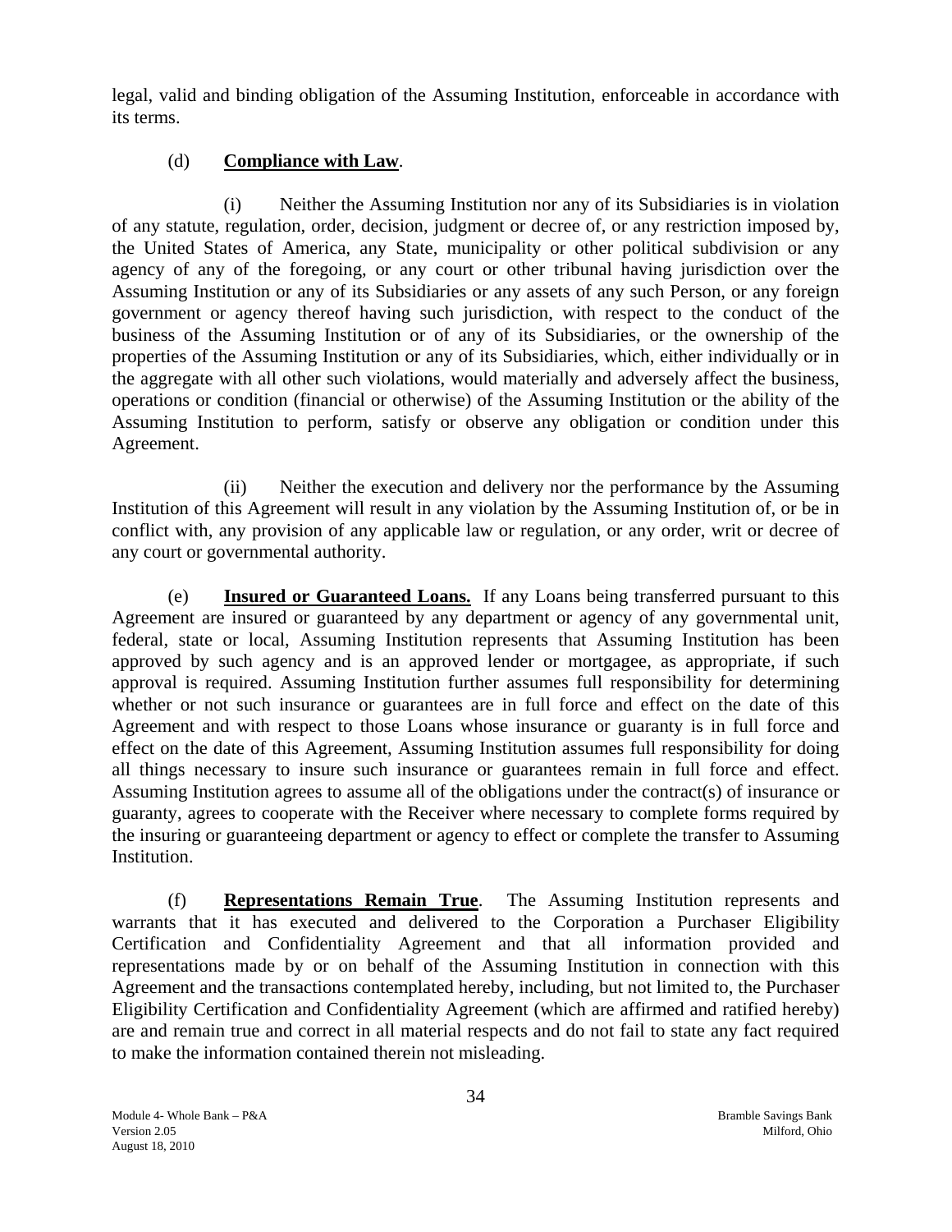legal, valid and binding obligation of the Assuming Institution, enforceable in accordance with its terms.

(d) **Compliance with Law**.

(i) Neither the Assuming Institution nor any of its Subsidiaries is in violation of any statute, regulation, order, decision, judgment or decree of, or any restriction imposed by, the United States of America, any State, municipality or other political subdivision or any agency of any of the foregoing, or any court or other tribunal having jurisdiction over the Assuming Institution or any of its Subsidiaries or any assets of any such Person, or any foreign government or agency thereof having such jurisdiction, with respect to the conduct of the business of the Assuming Institution or of any of its Subsidiaries, or the ownership of the properties of the Assuming Institution or any of its Subsidiaries, which, either individually or in the aggregate with all other such violations, would materially and adversely affect the business, operations or condition (financial or otherwise) of the Assuming Institution or the ability of the Assuming Institution to perform, satisfy or observe any obligation or condition under this Agreement.

(ii) Neither the execution and delivery nor the performance by the Assuming Institution of this Agreement will result in any violation by the Assuming Institution of, or be in conflict with, any provision of any applicable law or regulation, or any order, writ or decree of any court or governmental authority.

(e) **Insured or Guaranteed Loans.** If any Loans being transferred pursuant to this Agreement are insured or guaranteed by any department or agency of any governmental unit, federal, state or local, Assuming Institution represents that Assuming Institution has been approved by such agency and is an approved lender or mortgagee, as appropriate, if such approval is required. Assuming Institution further assumes full responsibility for determining whether or not such insurance or guarantees are in full force and effect on the date of this Agreement and with respect to those Loans whose insurance or guaranty is in full force and effect on the date of this Agreement, Assuming Institution assumes full responsibility for doing all things necessary to insure such insurance or guarantees remain in full force and effect. Assuming Institution agrees to assume all of the obligations under the contract(s) of insurance or guaranty, agrees to cooperate with the Receiver where necessary to complete forms required by the insuring or guaranteeing department or agency to effect or complete the transfer to Assuming Institution.

(f) **Representations Remain True**. The Assuming Institution represents and warrants that it has executed and delivered to the Corporation a Purchaser Eligibility Certification and Confidentiality Agreement and that all information provided and representations made by or on behalf of the Assuming Institution in connection with this Agreement and the transactions contemplated hereby, including, but not limited to, the Purchaser Eligibility Certification and Confidentiality Agreement (which are affirmed and ratified hereby) are and remain true and correct in all material respects and do not fail to state any fact required to make the information contained therein not misleading.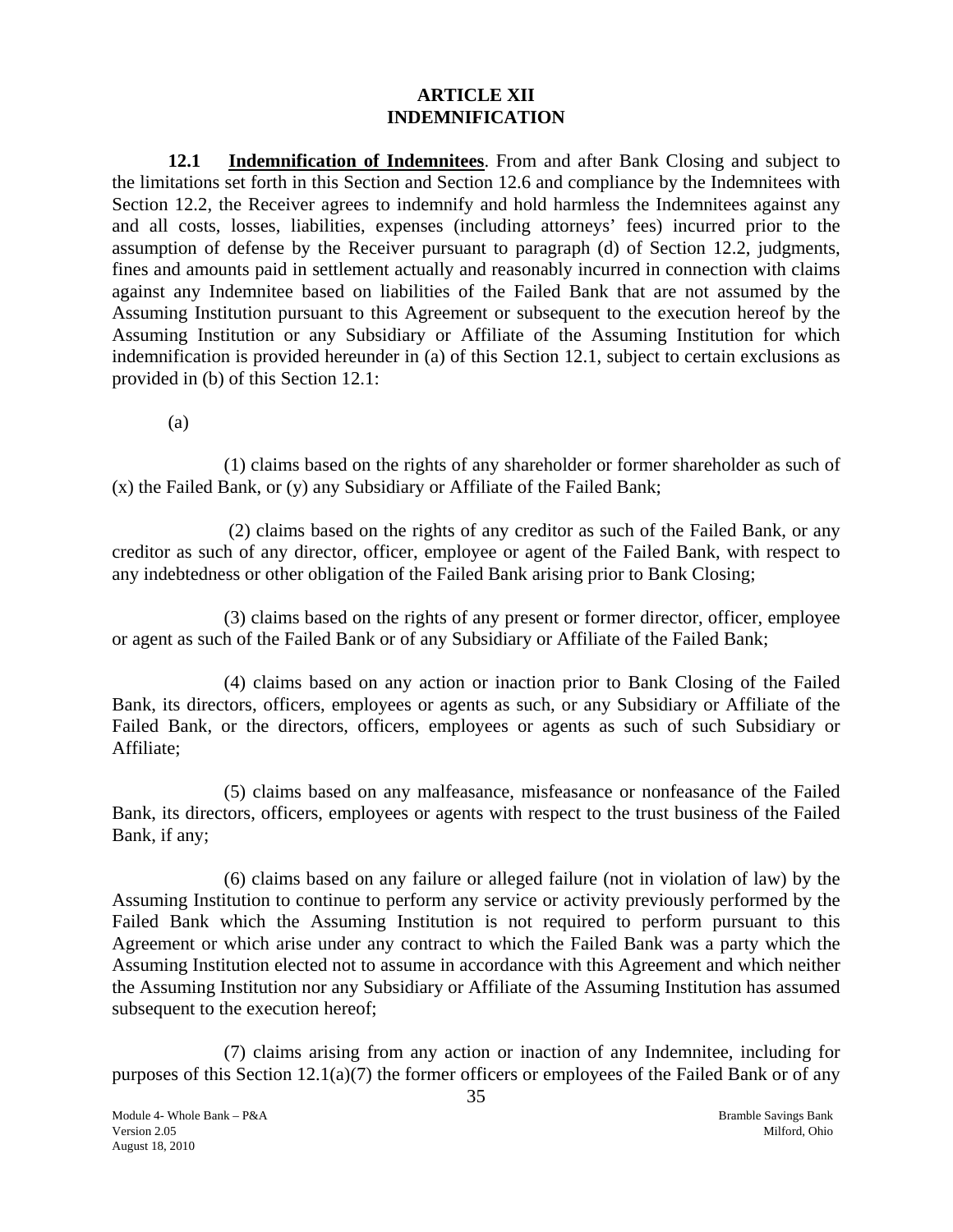## ARTICLE XII
## INDEMNIFICATION

**12.1 Indemnification of Indemnitees**. From and after Bank Closing and subject to the limitations set forth in this Section and Section 12.6 and compliance by the Indemnitees with Section 12.2, the Receiver agrees to indemnify and hold harmless the Indemnitees against any and all costs, losses, liabilities, expenses (including attorneys' fees) incurred prior to the assumption of defense by the Receiver pursuant to paragraph (d) of Section 12.2, judgments, fines and amounts paid in settlement actually and reasonably incurred in connection with claims against any Indemnitee based on liabilities of the Failed Bank that are not assumed by the Assuming Institution pursuant to this Agreement or subsequent to the execution hereof by the Assuming Institution or any Subsidiary or Affiliate of the Assuming Institution for which indemnification is provided hereunder in (a) of this Section 12.1, subject to certain exclusions as provided in (b) of this Section 12.1:

(a)

(1) claims based on the rights of any shareholder or former shareholder as such of (x) the Failed Bank, or (y) any Subsidiary or Affiliate of the Failed Bank;

(2) claims based on the rights of any creditor as such of the Failed Bank, or any creditor as such of any director, officer, employee or agent of the Failed Bank, with respect to any indebtedness or other obligation of the Failed Bank arising prior to Bank Closing;

(3) claims based on the rights of any present or former director, officer, employee or agent as such of the Failed Bank or of any Subsidiary or Affiliate of the Failed Bank;

(4) claims based on any action or inaction prior to Bank Closing of the Failed Bank, its directors, officers, employees or agents as such, or any Subsidiary or Affiliate of the Failed Bank, or the directors, officers, employees or agents as such of such Subsidiary or Affiliate;

(5) claims based on any malfeasance, misfeasance or nonfeasance of the Failed Bank, its directors, officers, employees or agents with respect to the trust business of the Failed Bank, if any;

(6) claims based on any failure or alleged failure (not in violation of law) by the Assuming Institution to continue to perform any service or activity previously performed by the Failed Bank which the Assuming Institution is not required to perform pursuant to this Agreement or which arise under any contract to which the Failed Bank was a party which the Assuming Institution elected not to assume in accordance with this Agreement and which neither the Assuming Institution nor any Subsidiary or Affiliate of the Assuming Institution has assumed subsequent to the execution hereof;

(7) claims arising from any action or inaction of any Indemnitee, including for purposes of this Section 12.1(a)(7) the former officers or employees of the Failed Bank or of any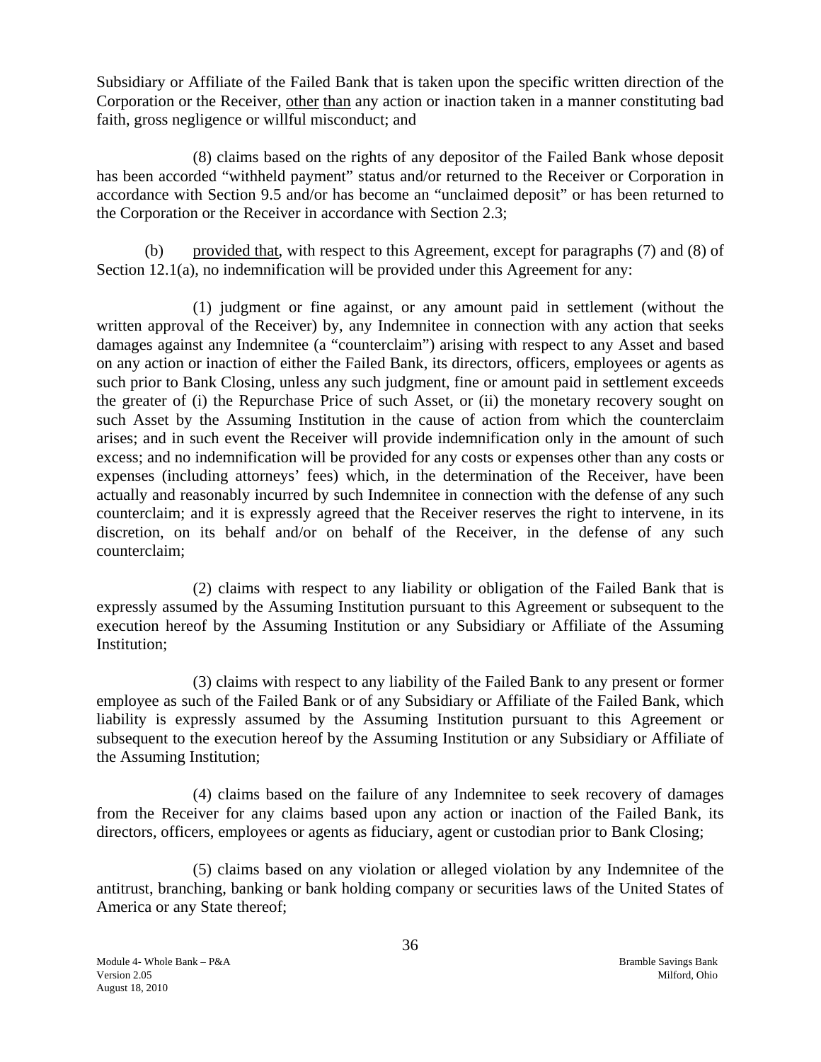Subsidiary or Affiliate of the Failed Bank that is taken upon the specific written direction of the Corporation or the Receiver, other than any action or inaction taken in a manner constituting bad faith, gross negligence or willful misconduct; and

(8) claims based on the rights of any depositor of the Failed Bank whose deposit has been accorded "withheld payment" status and/or returned to the Receiver or Corporation in accordance with Section 9.5 and/or has become an "unclaimed deposit" or has been returned to the Corporation or the Receiver in accordance with Section 2.3;

(b) provided that, with respect to this Agreement, except for paragraphs (7) and (8) of Section 12.1(a), no indemnification will be provided under this Agreement for any:

(1) judgment or fine against, or any amount paid in settlement (without the written approval of the Receiver) by, any Indemnitee in connection with any action that seeks damages against any Indemnitee (a "counterclaim") arising with respect to any Asset and based on any action or inaction of either the Failed Bank, its directors, officers, employees or agents as such prior to Bank Closing, unless any such judgment, fine or amount paid in settlement exceeds the greater of (i) the Repurchase Price of such Asset, or (ii) the monetary recovery sought on such Asset by the Assuming Institution in the cause of action from which the counterclaim arises; and in such event the Receiver will provide indemnification only in the amount of such excess; and no indemnification will be provided for any costs or expenses other than any costs or expenses (including attorneys' fees) which, in the determination of the Receiver, have been actually and reasonably incurred by such Indemnitee in connection with the defense of any such counterclaim; and it is expressly agreed that the Receiver reserves the right to intervene, in its discretion, on its behalf and/or on behalf of the Receiver, in the defense of any such counterclaim;

(2) claims with respect to any liability or obligation of the Failed Bank that is expressly assumed by the Assuming Institution pursuant to this Agreement or subsequent to the execution hereof by the Assuming Institution or any Subsidiary or Affiliate of the Assuming Institution;

(3) claims with respect to any liability of the Failed Bank to any present or former employee as such of the Failed Bank or of any Subsidiary or Affiliate of the Failed Bank, which liability is expressly assumed by the Assuming Institution pursuant to this Agreement or subsequent to the execution hereof by the Assuming Institution or any Subsidiary or Affiliate of the Assuming Institution;

(4) claims based on the failure of any Indemnitee to seek recovery of damages from the Receiver for any claims based upon any action or inaction of the Failed Bank, its directors, officers, employees or agents as fiduciary, agent or custodian prior to Bank Closing;

(5) claims based on any violation or alleged violation by any Indemnitee of the antitrust, branching, banking or bank holding company or securities laws of the United States of America or any State thereof;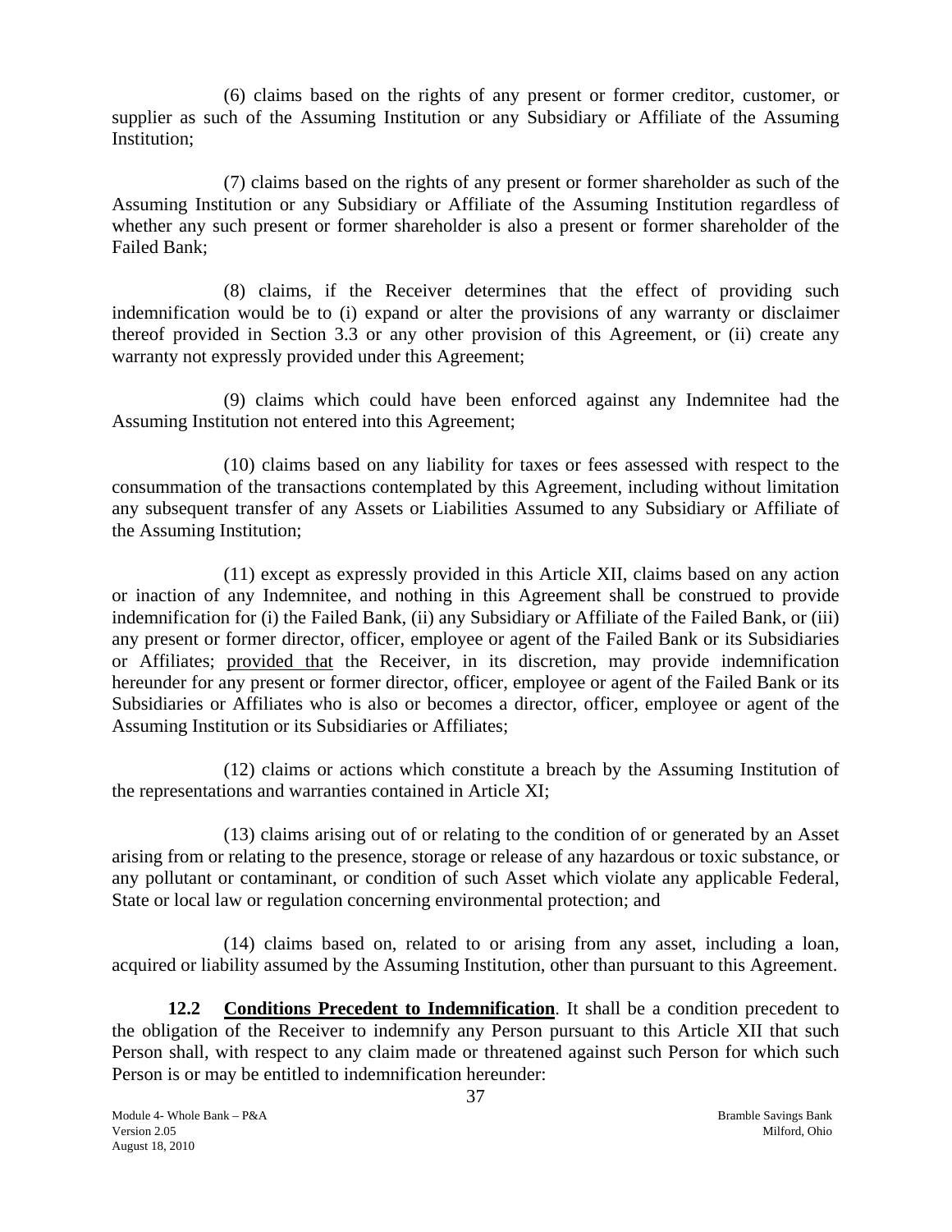(6) claims based on the rights of any present or former creditor, customer, or supplier as such of the Assuming Institution or any Subsidiary or Affiliate of the Assuming Institution;

(7) claims based on the rights of any present or former shareholder as such of the Assuming Institution or any Subsidiary or Affiliate of the Assuming Institution regardless of whether any such present or former shareholder is also a present or former shareholder of the Failed Bank;

(8) claims, if the Receiver determines that the effect of providing such indemnification would be to (i) expand or alter the provisions of any warranty or disclaimer thereof provided in Section 3.3 or any other provision of this Agreement, or (ii) create any warranty not expressly provided under this Agreement;

(9) claims which could have been enforced against any Indemnitee had the Assuming Institution not entered into this Agreement;

(10) claims based on any liability for taxes or fees assessed with respect to the consummation of the transactions contemplated by this Agreement, including without limitation any subsequent transfer of any Assets or Liabilities Assumed to any Subsidiary or Affiliate of the Assuming Institution;

(11) except as expressly provided in this Article XII, claims based on any action or inaction of any Indemnitee, and nothing in this Agreement shall be construed to provide indemnification for (i) the Failed Bank, (ii) any Subsidiary or Affiliate of the Failed Bank, or (iii) any present or former director, officer, employee or agent of the Failed Bank or its Subsidiaries or Affiliates; provided that the Receiver, in its discretion, may provide indemnification hereunder for any present or former director, officer, employee or agent of the Failed Bank or its Subsidiaries or Affiliates who is also or becomes a director, officer, employee or agent of the Assuming Institution or its Subsidiaries or Affiliates;

(12) claims or actions which constitute a breach by the Assuming Institution of the representations and warranties contained in Article XI;

(13) claims arising out of or relating to the condition of or generated by an Asset arising from or relating to the presence, storage or release of any hazardous or toxic substance, or any pollutant or contaminant, or condition of such Asset which violate any applicable Federal, State or local law or regulation concerning environmental protection; and

(14) claims based on, related to or arising from any asset, including a loan, acquired or liability assumed by the Assuming Institution, other than pursuant to this Agreement.

**12.2 Conditions Precedent to Indemnification**. It shall be a condition precedent to the obligation of the Receiver to indemnify any Person pursuant to this Article XII that such Person shall, with respect to any claim made or threatened against such Person for which such Person is or may be entitled to indemnification hereunder: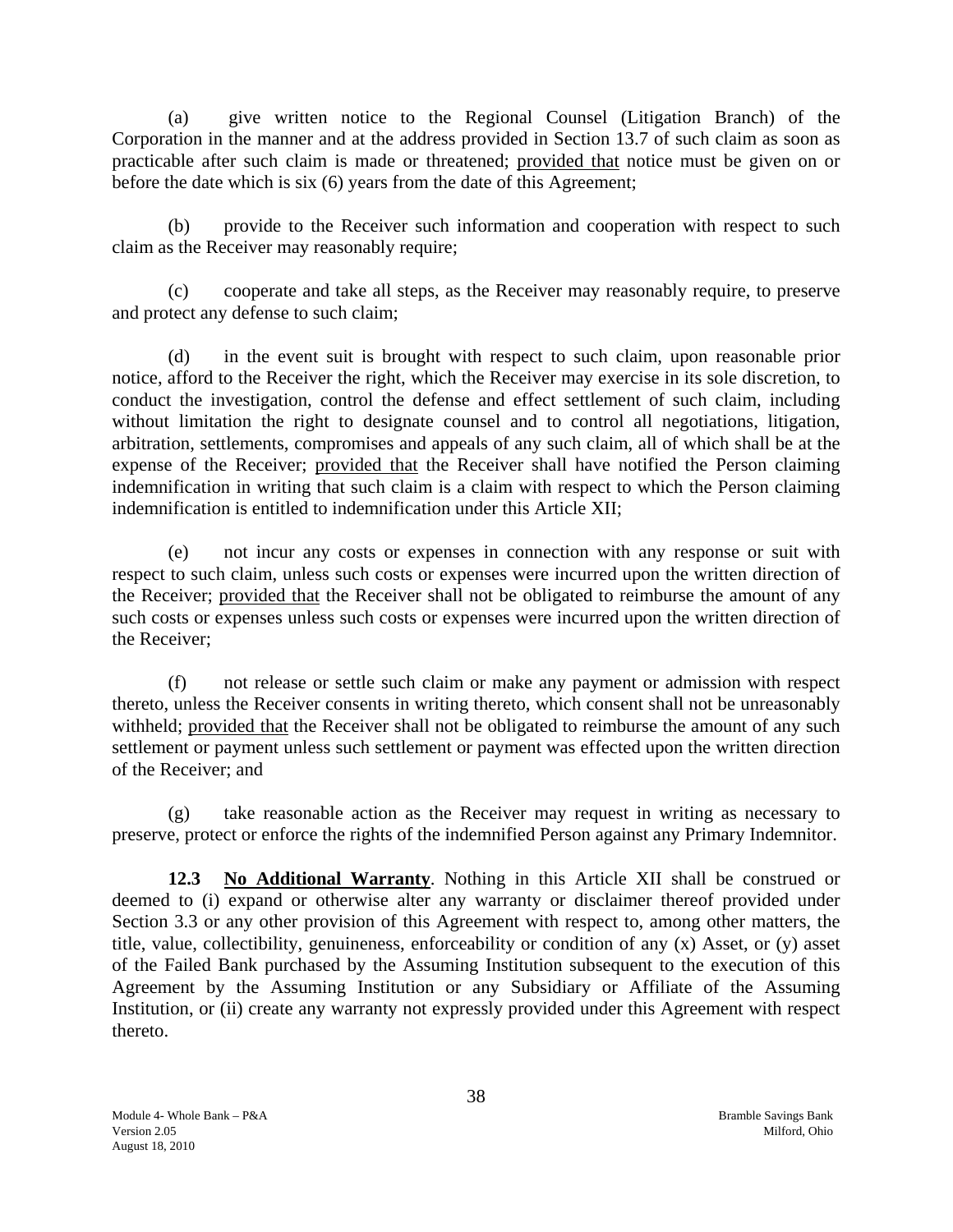(a) give written notice to the Regional Counsel (Litigation Branch) of the Corporation in the manner and at the address provided in Section 13.7 of such claim as soon as practicable after such claim is made or threatened; provided that notice must be given on or before the date which is six (6) years from the date of this Agreement;

(b) provide to the Receiver such information and cooperation with respect to such claim as the Receiver may reasonably require;

(c) cooperate and take all steps, as the Receiver may reasonably require, to preserve and protect any defense to such claim;

(d) in the event suit is brought with respect to such claim, upon reasonable prior notice, afford to the Receiver the right, which the Receiver may exercise in its sole discretion, to conduct the investigation, control the defense and effect settlement of such claim, including without limitation the right to designate counsel and to control all negotiations, litigation, arbitration, settlements, compromises and appeals of any such claim, all of which shall be at the expense of the Receiver; provided that the Receiver shall have notified the Person claiming indemnification in writing that such claim is a claim with respect to which the Person claiming indemnification is entitled to indemnification under this Article XII;

(e) not incur any costs or expenses in connection with any response or suit with respect to such claim, unless such costs or expenses were incurred upon the written direction of the Receiver; provided that the Receiver shall not be obligated to reimburse the amount of any such costs or expenses unless such costs or expenses were incurred upon the written direction of the Receiver;

(f) not release or settle such claim or make any payment or admission with respect thereto, unless the Receiver consents in writing thereto, which consent shall not be unreasonably withheld; provided that the Receiver shall not be obligated to reimburse the amount of any such settlement or payment unless such settlement or payment was effected upon the written direction of the Receiver; and

(g) take reasonable action as the Receiver may request in writing as necessary to preserve, protect or enforce the rights of the indemnified Person against any Primary Indemnitor.

**12.3 No Additional Warranty**. Nothing in this Article XII shall be construed or deemed to (i) expand or otherwise alter any warranty or disclaimer thereof provided under Section 3.3 or any other provision of this Agreement with respect to, among other matters, the title, value, collectibility, genuineness, enforceability or condition of any (x) Asset, or (y) asset of the Failed Bank purchased by the Assuming Institution subsequent to the execution of this Agreement by the Assuming Institution or any Subsidiary or Affiliate of the Assuming Institution, or (ii) create any warranty not expressly provided under this Agreement with respect thereto.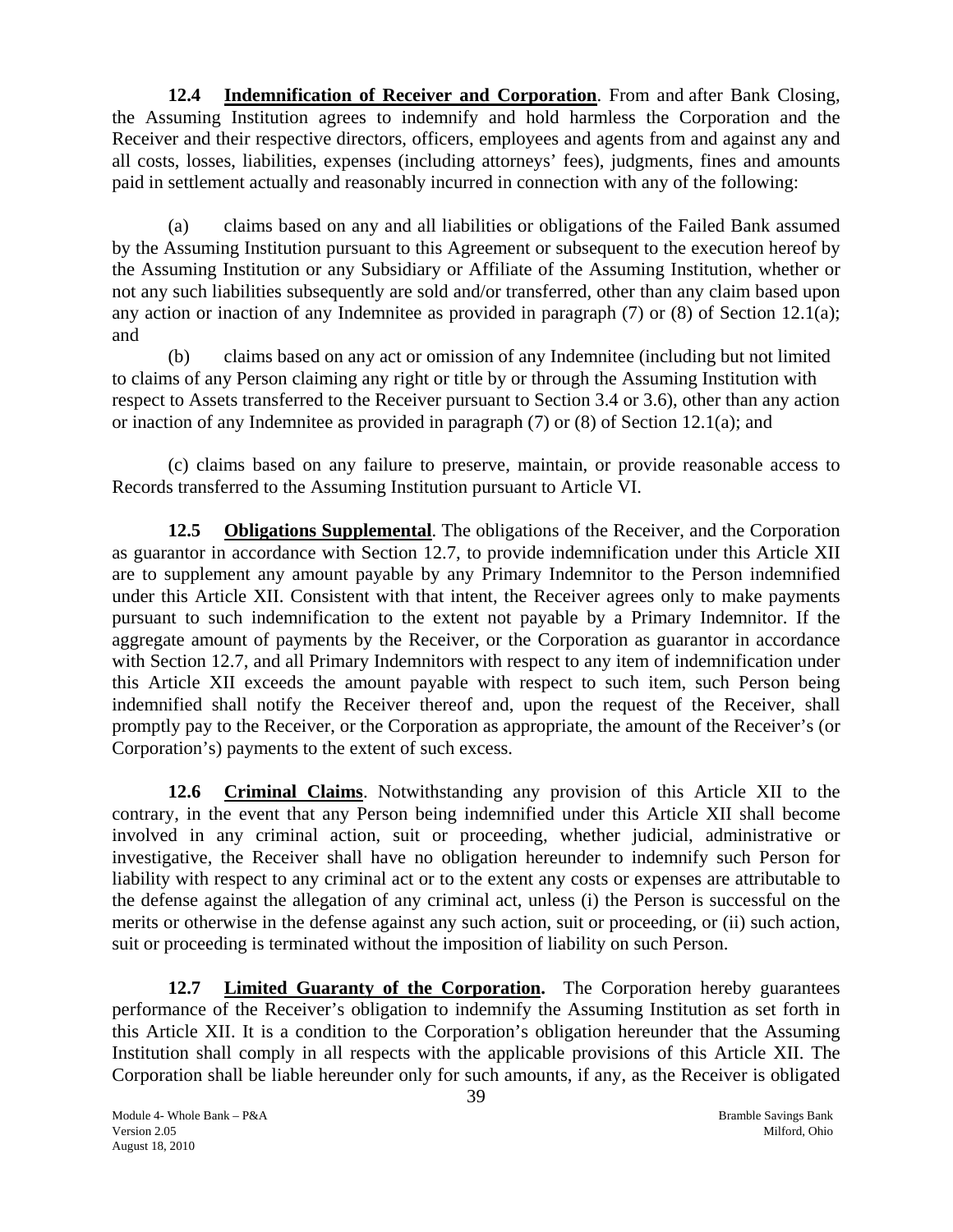**12.4 Indemnification of Receiver and Corporation**. From and after Bank Closing, the Assuming Institution agrees to indemnify and hold harmless the Corporation and the Receiver and their respective directors, officers, employees and agents from and against any and all costs, losses, liabilities, expenses (including attorneys' fees), judgments, fines and amounts paid in settlement actually and reasonably incurred in connection with any of the following:

(a) claims based on any and all liabilities or obligations of the Failed Bank assumed by the Assuming Institution pursuant to this Agreement or subsequent to the execution hereof by the Assuming Institution or any Subsidiary or Affiliate of the Assuming Institution, whether or not any such liabilities subsequently are sold and/or transferred, other than any claim based upon any action or inaction of any Indemnitee as provided in paragraph (7) or (8) of Section 12.1(a); and

(b) claims based on any act or omission of any Indemnitee (including but not limited to claims of any Person claiming any right or title by or through the Assuming Institution with respect to Assets transferred to the Receiver pursuant to Section 3.4 or 3.6), other than any action or inaction of any Indemnitee as provided in paragraph (7) or (8) of Section 12.1(a); and

(c) claims based on any failure to preserve, maintain, or provide reasonable access to Records transferred to the Assuming Institution pursuant to Article VI.

**12.5 Obligations Supplemental**. The obligations of the Receiver, and the Corporation as guarantor in accordance with Section 12.7, to provide indemnification under this Article XII are to supplement any amount payable by any Primary Indemnitor to the Person indemnified under this Article XII. Consistent with that intent, the Receiver agrees only to make payments pursuant to such indemnification to the extent not payable by a Primary Indemnitor. If the aggregate amount of payments by the Receiver, or the Corporation as guarantor in accordance with Section 12.7, and all Primary Indemnitors with respect to any item of indemnification under this Article XII exceeds the amount payable with respect to such item, such Person being indemnified shall notify the Receiver thereof and, upon the request of the Receiver, shall promptly pay to the Receiver, or the Corporation as appropriate, the amount of the Receiver's (or Corporation's) payments to the extent of such excess.

**12.6 Criminal Claims**. Notwithstanding any provision of this Article XII to the contrary, in the event that any Person being indemnified under this Article XII shall become involved in any criminal action, suit or proceeding, whether judicial, administrative or investigative, the Receiver shall have no obligation hereunder to indemnify such Person for liability with respect to any criminal act or to the extent any costs or expenses are attributable to the defense against the allegation of any criminal act, unless (i) the Person is successful on the merits or otherwise in the defense against any such action, suit or proceeding, or (ii) such action, suit or proceeding is terminated without the imposition of liability on such Person.

**12.7 Limited Guaranty of the Corporation.** The Corporation hereby guarantees performance of the Receiver's obligation to indemnify the Assuming Institution as set forth in this Article XII. It is a condition to the Corporation's obligation hereunder that the Assuming Institution shall comply in all respects with the applicable provisions of this Article XII. The Corporation shall be liable hereunder only for such amounts, if any, as the Receiver is obligated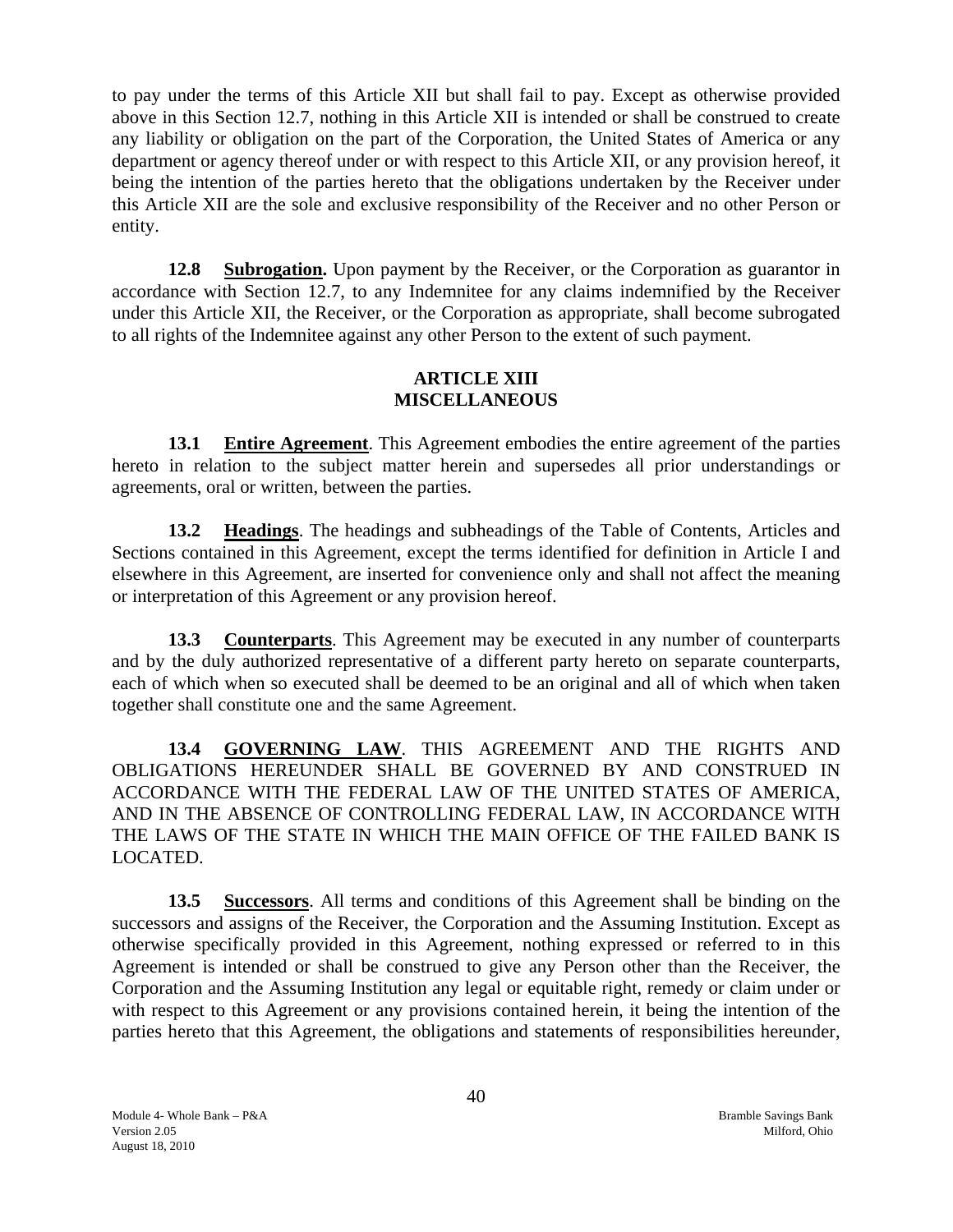to pay under the terms of this Article XII but shall fail to pay. Except as otherwise provided above in this Section 12.7, nothing in this Article XII is intended or shall be construed to create any liability or obligation on the part of the Corporation, the United States of America or any department or agency thereof under or with respect to this Article XII, or any provision hereof, it being the intention of the parties hereto that the obligations undertaken by the Receiver under this Article XII are the sole and exclusive responsibility of the Receiver and no other Person or entity.

**12.8 Subrogation.** Upon payment by the Receiver, or the Corporation as guarantor in accordance with Section 12.7, to any Indemnitee for any claims indemnified by the Receiver under this Article XII, the Receiver, or the Corporation as appropriate, shall become subrogated to all rights of the Indemnitee against any other Person to the extent of such payment.

## ARTICLE XIII
## MISCELLANEOUS

**13.1 Entire Agreement**. This Agreement embodies the entire agreement of the parties hereto in relation to the subject matter herein and supersedes all prior understandings or agreements, oral or written, between the parties.

**13.2 Headings**. The headings and subheadings of the Table of Contents, Articles and Sections contained in this Agreement, except the terms identified for definition in Article I and elsewhere in this Agreement, are inserted for convenience only and shall not affect the meaning or interpretation of this Agreement or any provision hereof.

**13.3 Counterparts**. This Agreement may be executed in any number of counterparts and by the duly authorized representative of a different party hereto on separate counterparts, each of which when so executed shall be deemed to be an original and all of which when taken together shall constitute one and the same Agreement.

**13.4 GOVERNING LAW**. THIS AGREEMENT AND THE RIGHTS AND OBLIGATIONS HEREUNDER SHALL BE GOVERNED BY AND CONSTRUED IN ACCORDANCE WITH THE FEDERAL LAW OF THE UNITED STATES OF AMERICA, AND IN THE ABSENCE OF CONTROLLING FEDERAL LAW, IN ACCORDANCE WITH THE LAWS OF THE STATE IN WHICH THE MAIN OFFICE OF THE FAILED BANK IS LOCATED.

**13.5 Successors**. All terms and conditions of this Agreement shall be binding on the successors and assigns of the Receiver, the Corporation and the Assuming Institution. Except as otherwise specifically provided in this Agreement, nothing expressed or referred to in this Agreement is intended or shall be construed to give any Person other than the Receiver, the Corporation and the Assuming Institution any legal or equitable right, remedy or claim under or with respect to this Agreement or any provisions contained herein, it being the intention of the parties hereto that this Agreement, the obligations and statements of responsibilities hereunder,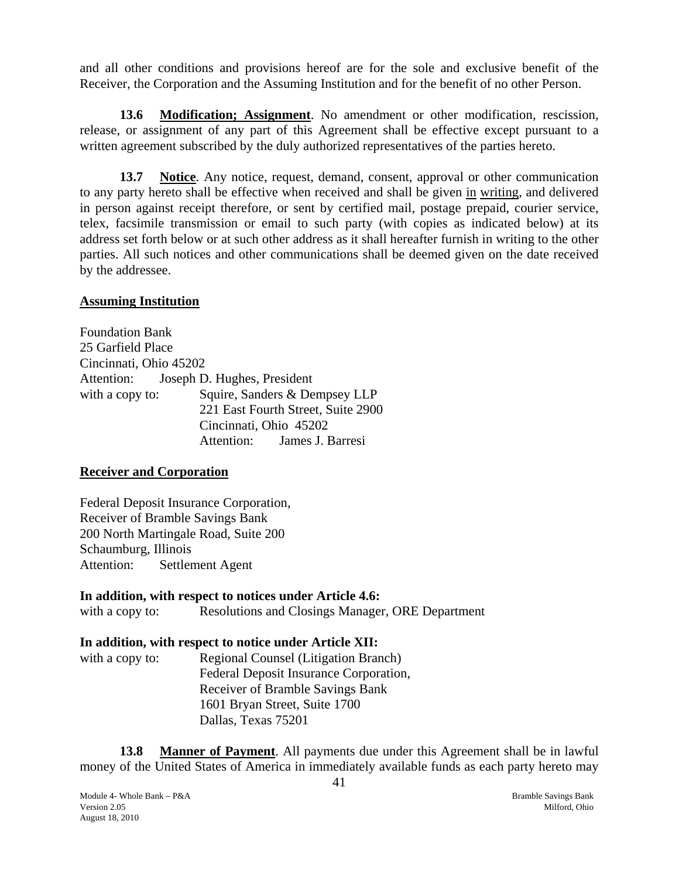and all other conditions and provisions hereof are for the sole and exclusive benefit of the Receiver, the Corporation and the Assuming Institution and for the benefit of no other Person.

**13.6 Modification; Assignment**. No amendment or other modification, rescission, release, or assignment of any part of this Agreement shall be effective except pursuant to a written agreement subscribed by the duly authorized representatives of the parties hereto.

**13.7 Notice**. Any notice, request, demand, consent, approval or other communication to any party hereto shall be effective when received and shall be given in writing, and delivered in person against receipt therefore, or sent by certified mail, postage prepaid, courier service, telex, facsimile transmission or email to such party (with copies as indicated below) at its address set forth below or at such other address as it shall hereafter furnish in writing to the other parties. All such notices and other communications shall be deemed given on the date received by the addressee.

**Assuming Institution**

Foundation Bank
25 Garfield Place
Cincinnati, Ohio 45202
Attention: Joseph D. Hughes, President
with a copy to: Squire, Sanders & Dempsey LLP
221 East Fourth Street, Suite 2900
Cincinnati, Ohio 45202
Attention: James J. Barresi

**Receiver and Corporation**

Federal Deposit Insurance Corporation,
Receiver of Bramble Savings Bank
200 North Martingale Road, Suite 200
Schaumburg, Illinois
Attention: Settlement Agent

**In addition, with respect to notices under Article 4.6:**
with a copy to: Resolutions and Closings Manager, ORE Department

**In addition, with respect to notice under Article XII:**
with a copy to: Regional Counsel (Litigation Branch)
Federal Deposit Insurance Corporation,
Receiver of Bramble Savings Bank
1601 Bryan Street, Suite 1700
Dallas, Texas 75201

**13.8 Manner of Payment**. All payments due under this Agreement shall be in lawful money of the United States of America in immediately available funds as each party hereto may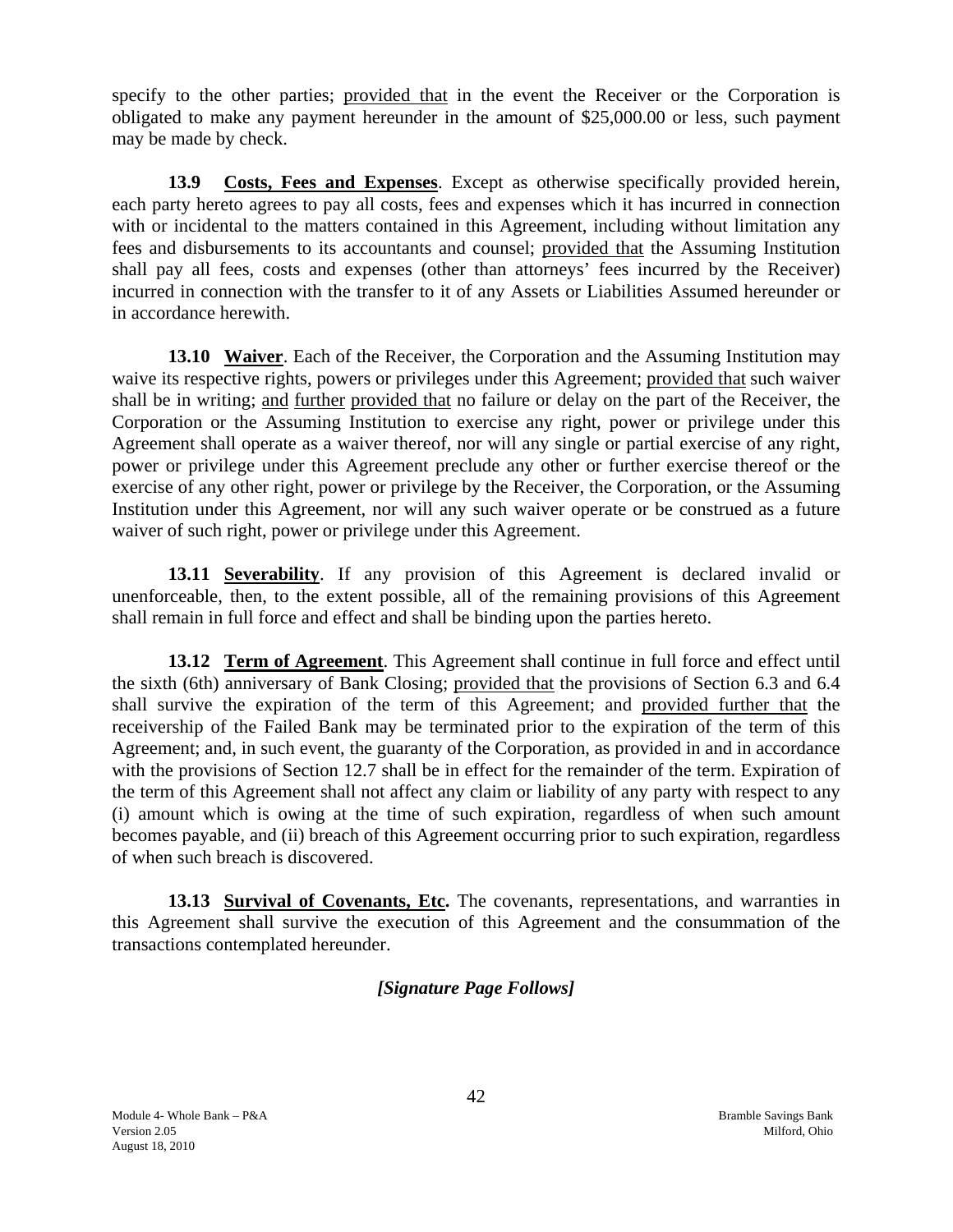specify to the other parties; provided that in the event the Receiver or the Corporation is obligated to make any payment hereunder in the amount of $25,000.00 or less, such payment may be made by check.

**13.9 Costs, Fees and Expenses**. Except as otherwise specifically provided herein, each party hereto agrees to pay all costs, fees and expenses which it has incurred in connection with or incidental to the matters contained in this Agreement, including without limitation any fees and disbursements to its accountants and counsel; provided that the Assuming Institution shall pay all fees, costs and expenses (other than attorneys' fees incurred by the Receiver) incurred in connection with the transfer to it of any Assets or Liabilities Assumed hereunder or in accordance herewith.

**13.10 Waiver**. Each of the Receiver, the Corporation and the Assuming Institution may waive its respective rights, powers or privileges under this Agreement; provided that such waiver shall be in writing; and further provided that no failure or delay on the part of the Receiver, the Corporation or the Assuming Institution to exercise any right, power or privilege under this Agreement shall operate as a waiver thereof, nor will any single or partial exercise of any right, power or privilege under this Agreement preclude any other or further exercise thereof or the exercise of any other right, power or privilege by the Receiver, the Corporation, or the Assuming Institution under this Agreement, nor will any such waiver operate or be construed as a future waiver of such right, power or privilege under this Agreement.

**13.11 Severability**. If any provision of this Agreement is declared invalid or unenforceable, then, to the extent possible, all of the remaining provisions of this Agreement shall remain in full force and effect and shall be binding upon the parties hereto.

**13.12 Term of Agreement**. This Agreement shall continue in full force and effect until the sixth (6th) anniversary of Bank Closing; provided that the provisions of Section 6.3 and 6.4 shall survive the expiration of the term of this Agreement; and provided further that the receivership of the Failed Bank may be terminated prior to the expiration of the term of this Agreement; and, in such event, the guaranty of the Corporation, as provided in and in accordance with the provisions of Section 12.7 shall be in effect for the remainder of the term. Expiration of the term of this Agreement shall not affect any claim or liability of any party with respect to any (i) amount which is owing at the time of such expiration, regardless of when such amount becomes payable, and (ii) breach of this Agreement occurring prior to such expiration, regardless of when such breach is discovered.

**13.13 Survival of Covenants, Etc.** The covenants, representations, and warranties in this Agreement shall survive the execution of this Agreement and the consummation of the transactions contemplated hereunder.

***[Signature Page Follows]***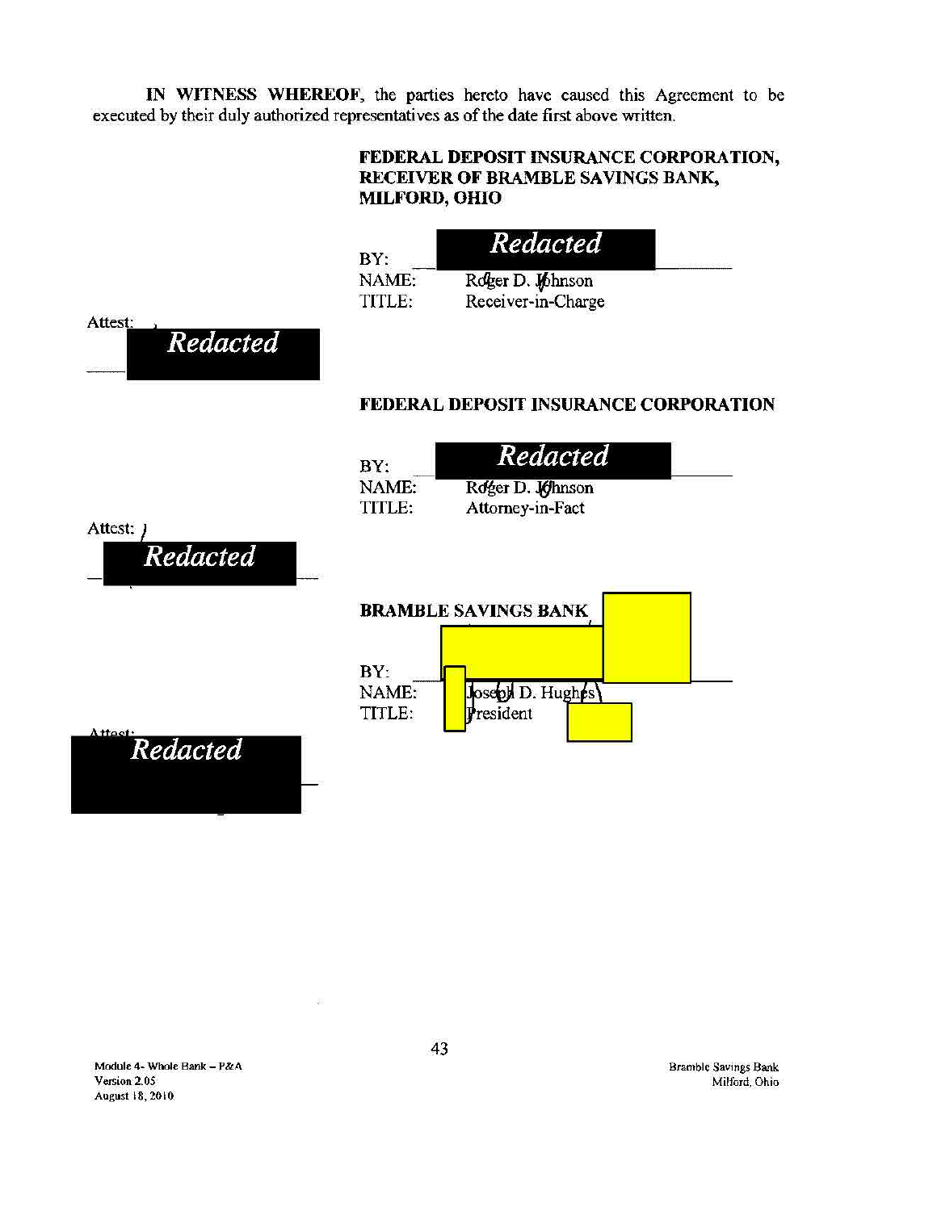**IN WITNESS WHEREOF**, the parties hereto have caused this Agreement to be executed by their duly authorized representatives as of the date first above written.

**FEDERAL DEPOSIT INSURANCE CORPORATION, RECEIVER OF BRAMBLE SAVINGS BANK, MILFORD, OHIO**

BY: Redacted

NAME: Roger D. Johnson

TITLE: Receiver-in-Charge

Attest: Redacted

**FEDERAL DEPOSIT INSURANCE CORPORATION**

BY: Redacted

NAME: Roger D. Johnson

TITLE: Attorney-in-Fact

Attest: Redacted

**BRAMBLE SAVINGS BANK**

BY:

NAME: Joseph D. Hughes

TITLE: President

Attest: Redacted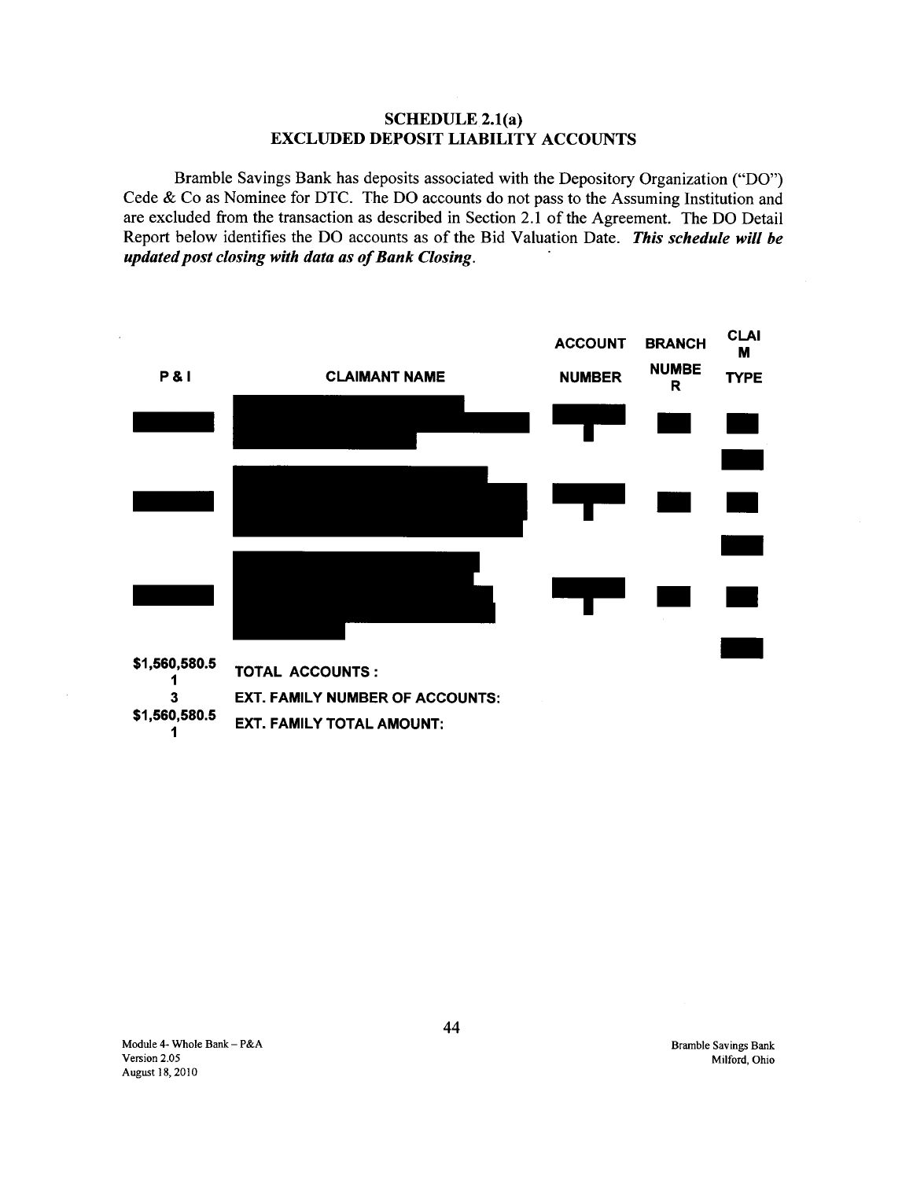## SCHEDULE 2.1(a)
## EXCLUDED DEPOSIT LIABILITY ACCOUNTS

Bramble Savings Bank has deposits associated with the Depository Organization ("DO") Cede & Co as Nominee for DTC. The DO accounts do not pass to the Assuming Institution and are excluded from the transaction as described in Section 2.1 of the Agreement. The DO Detail Report below identifies the DO accounts as of the Bid Valuation Date. ***This schedule will be updated post closing with data as of Bank Closing.***

| P & I | CLAIMANT NAME | ACCOUNT NUMBER | BRANCH NUMBER | CLAIM TYPE |
|---|---|---|---|---|
| [REDACTED] | [REDACTED] | [REDACTED] | [REDACTED] | [REDACTED] |
| [REDACTED] | [REDACTED] | [REDACTED] | [REDACTED] | [REDACTED] |
| [REDACTED] | [REDACTED] | [REDACTED] | [REDACTED] | [REDACTED] |

| | |
|---|---|
| $1,560,580.51 | TOTAL ACCOUNTS : |
| 3 | EXT. FAMILY NUMBER OF ACCOUNTS: |
| $1,560,580.51 | EXT. FAMILY TOTAL AMOUNT: |

Module 4- Whole Bank – P&A
Version 2.05
August 18, 2010

Bramble Savings Bank
Milford, Ohio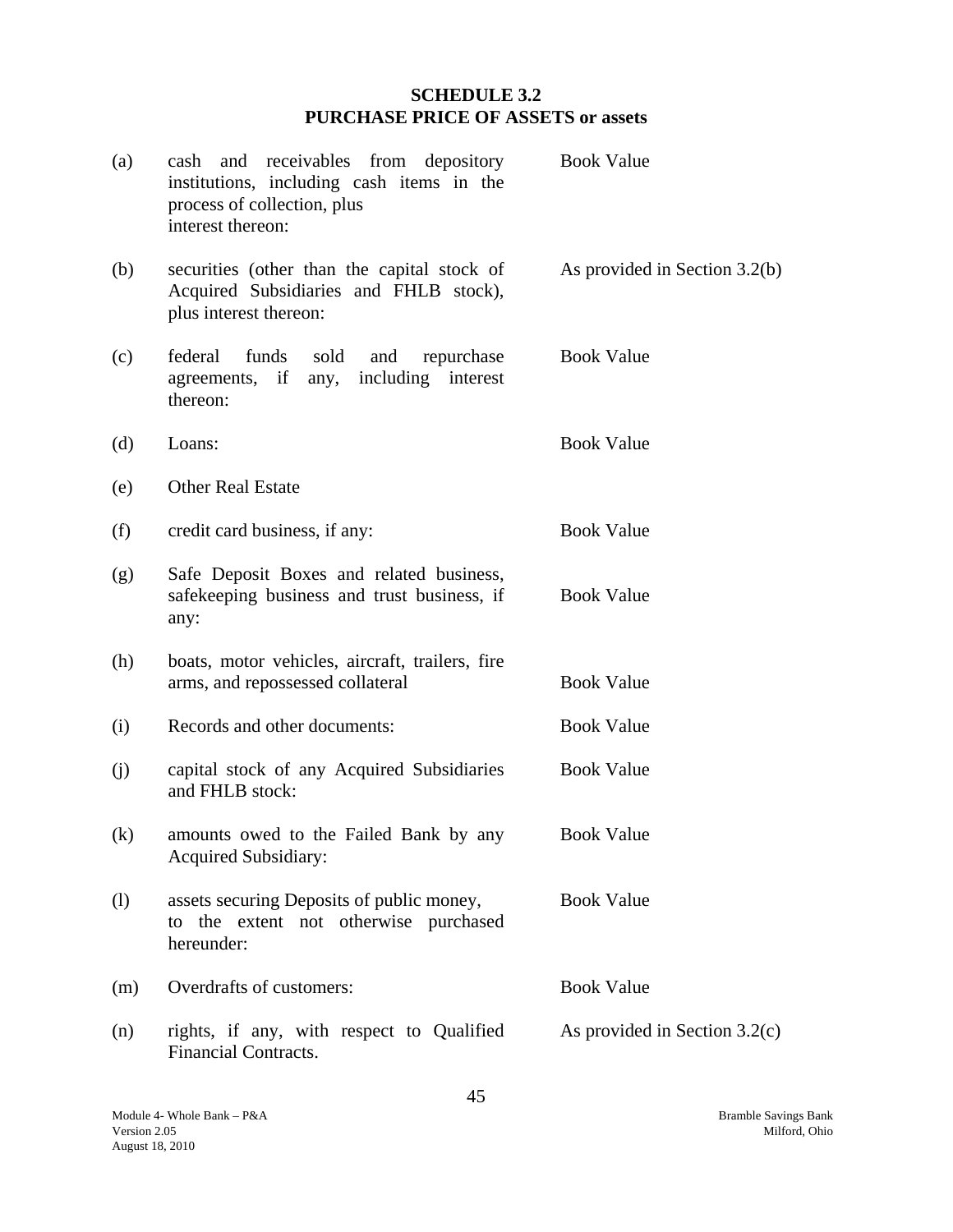# SCHEDULE 3.2
## PURCHASE PRICE OF ASSETS or assets

| | | |
|---|---|---|
| (a) | cash and receivables from depository institutions, including cash items in the process of collection, plus interest thereon: | Book Value |
| (b) | securities (other than the capital stock of Acquired Subsidiaries and FHLB stock), plus interest thereon: | As provided in Section 3.2(b) |
| (c) | federal funds sold and repurchase agreements, if any, including interest thereon: | Book Value |
| (d) | Loans: | Book Value |
| (e) | Other Real Estate | |
| (f) | credit card business, if any: | Book Value |
| (g) | Safe Deposit Boxes and related business, safekeeping business and trust business, if any: | Book Value |
| (h) | boats, motor vehicles, aircraft, trailers, fire arms, and repossessed collateral | Book Value |
| (i) | Records and other documents: | Book Value |
| (j) | capital stock of any Acquired Subsidiaries and FHLB stock: | Book Value |
| (k) | amounts owed to the Failed Bank by any Acquired Subsidiary: | Book Value |
| (l) | assets securing Deposits of public money, to the extent not otherwise purchased hereunder: | Book Value |
| (m) | Overdrafts of customers: | Book Value |
| (n) | rights, if any, with respect to Qualified Financial Contracts. | As provided in Section 3.2(c) |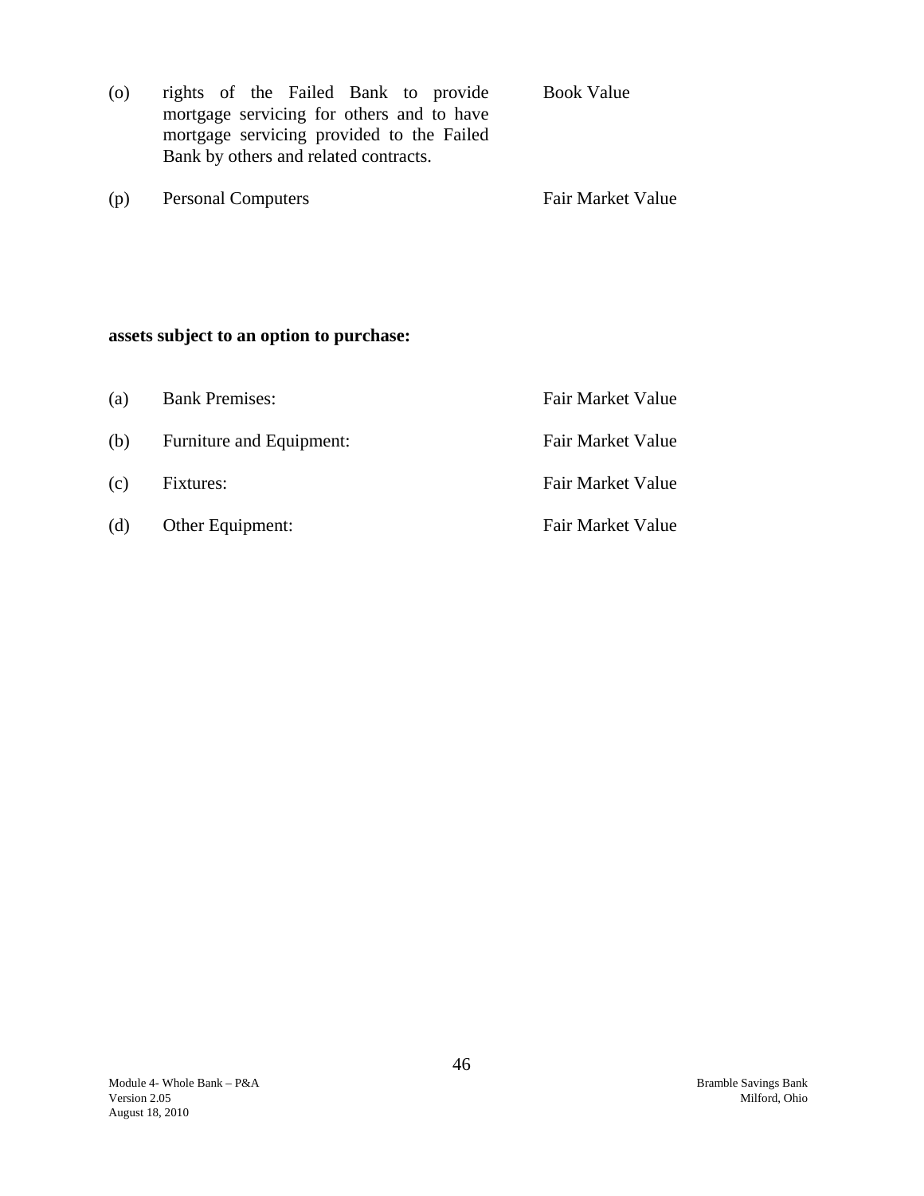| | | |
|---|---|---|
| (o) | rights of the Failed Bank to provide mortgage servicing for others and to have mortgage servicing provided to the Failed Bank by others and related contracts. | Book Value |
| (p) | Personal Computers | Fair Market Value |

**assets subject to an option to purchase:**

| | | |
|---|---|---|
| (a) | Bank Premises: | Fair Market Value |
| (b) | Furniture and Equipment: | Fair Market Value |
| (c) | Fixtures: | Fair Market Value |
| (d) | Other Equipment: | Fair Market Value |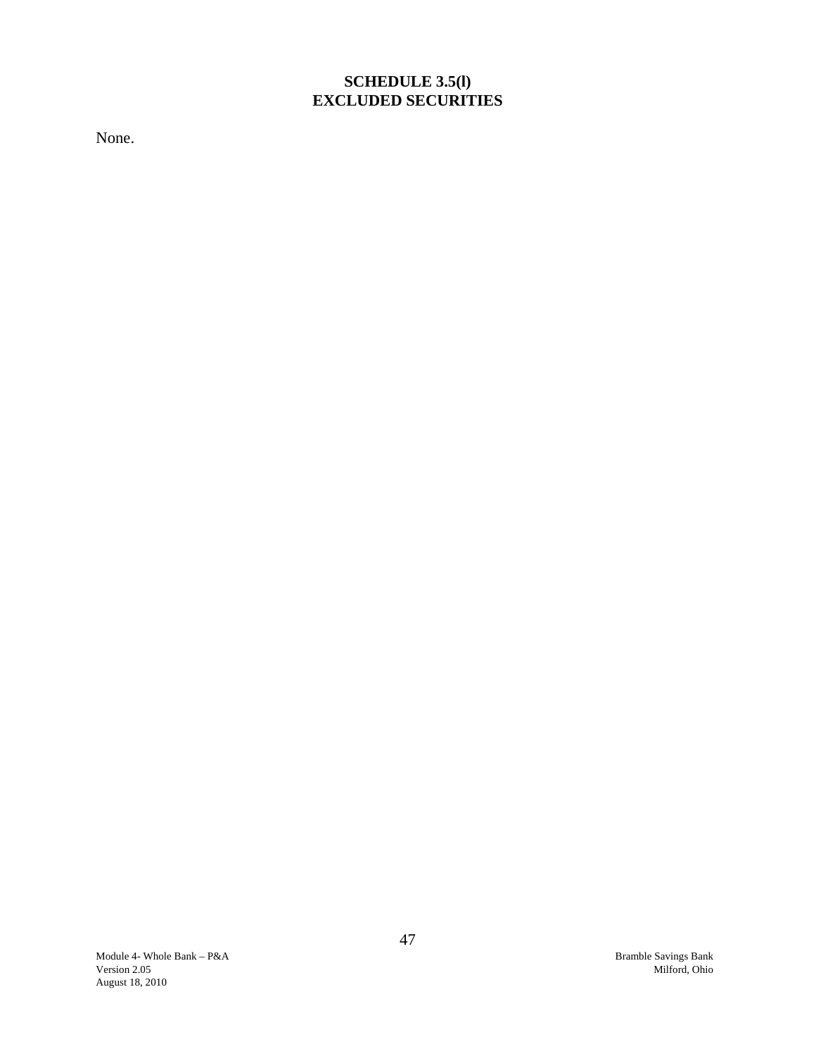# SCHEDULE 3.5(l)
# EXCLUDED SECURITIES

None.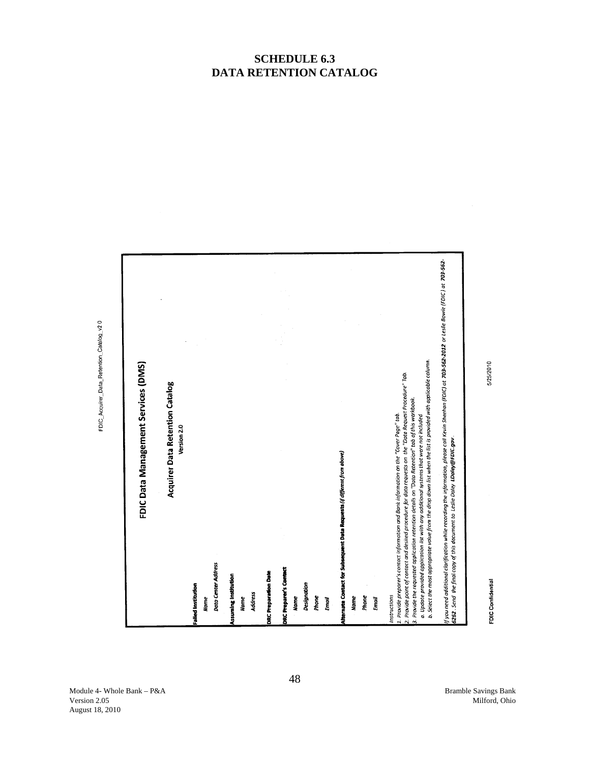# SCHEDULE 6.3
# DATA RETENTION CATALOG

FDIC_Acquirer_Data_Retention_Catalog_v2 0

## FDIC Data Management Services (DMS)

### Acquirer Data Retention Catalog

**Version 2.0**

**Failed Institution**

*Name*

*Data Center Address*

**Assuming Institution**

*Name*

*Address*

**DRC Preparation Date**

**DRC Preparer's Contact**

*Name*

*Designation*

*Phone*

*Email*

**Alternate Contact for Subsequent Data Requests** ***(if different from above)***

*Name*

*Phone*

*Email*

*Instructions*

*1. Provide preparer's contact information and Bank information on the "Cover Page" tab.*

*2. Provide point of contact and desired procedure for data requests on the "Data Request Procedure" Tab.*

*3. Provide the requested application retention details on "Data Retention" tab of this workbook.*

*a. Update provided application list with any additional systems that were not included*

*b. Select the most appropriate value from the drop down list when the list is provided with applicable column.*

*If you need additional clarification while recording the information, please call Kevin Sheehan (FDIC) at* ***703-562-2012*** *or Leslie Bowie (FDIC) at* ***703-562-6262****. Send the final copy of this document to Leslie Daley* ***LDaley@FDIC.gov****.*

FDIC Confidential

5/25/2010

Module 4- Whole Bank – P&A
Version 2.05
August 18, 2010

Bramble Savings Bank
Milford, Ohio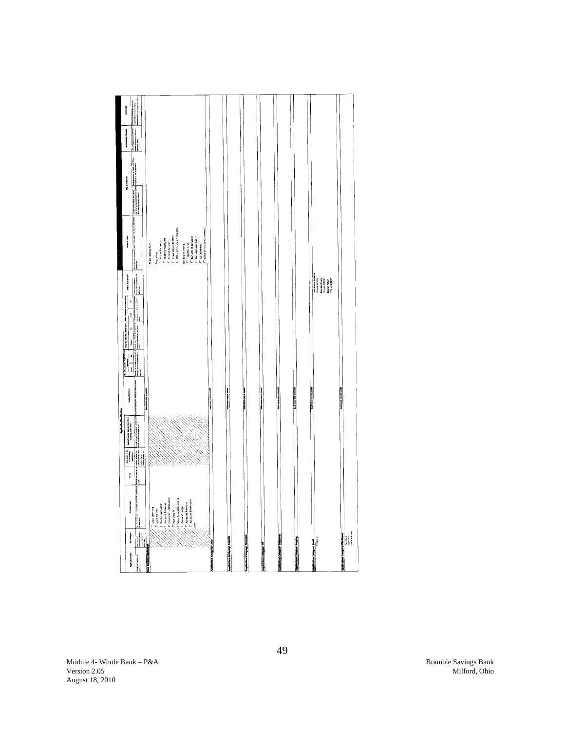## Application Classification

| Application Name | Sub-Category | Business Usage | Vendor | Data reside in the Core Banking application? | Support/Interface with Core Banking application | Existing Platforms | Version | | From Location | | To Location | | Other Dependencies | Long-term Plan | Migration Details | | Documentation Available | Comments |
|---|---|---|---|---|---|---|---|---|---|---|---|---|---|---|---|---|---|---|
| **Core Banking Application** | | ☐ Loan Servicing<br>☐ Loan History<br>☐ Deposit Accounts<br>☐ Account Balances<br>☐ Customer Information<br>☐ ACH Details<br>☐ Wire Transfer Details<br>☐ General Ledger<br>☐ Accounts Payable<br>☐ Accounts Receivable<br>Other | | | | Insert more rows as needed | | | | | | | | ☐ Maintaining As-Is<br>☐ Migrating<br>☐ Active Accounts<br>☐ Inactive Accounts<br>☐ Closed Accounts<br>☐ Transaction History<br>☐ Other (Provide Comments)<br>☐ Not Maintaining<br>☐ Tape/Archive<br>☐ Data With Servicer<br>☐ Data Not Available<br>☐ Data Deleted<br>☐ Other (Provide Comments) | | | | |
| **Application Category: Loans** | | | | | | Insert more rows as needed | | | | | | | | | | | | |
| **Application Category: Deposits** | | | | | | Insert more rows as needed | | | | | | | | | | | | |
| **Application Category: Financials** | | | | | | Insert more rows as needed | | | | | | | | | | | | |
| **Application Category: HR** | | | | | | Insert more rows as needed | | | | | | | | | | | | |
| **Application Category: Corporate** | | | | | | Insert more rows as needed | | | | | | | | | | | | |
| **Application Category: Imaging** | | | | | | Insert more rows as needed | | | | | | | | | | | | |
| **Application Category: Email** | | | | | | Insert more rows as needed | | | | | | | | | | | | |
| **Application Category: File Shares** | | | | | | Insert more rows as needed | | | | | | | | | | | | |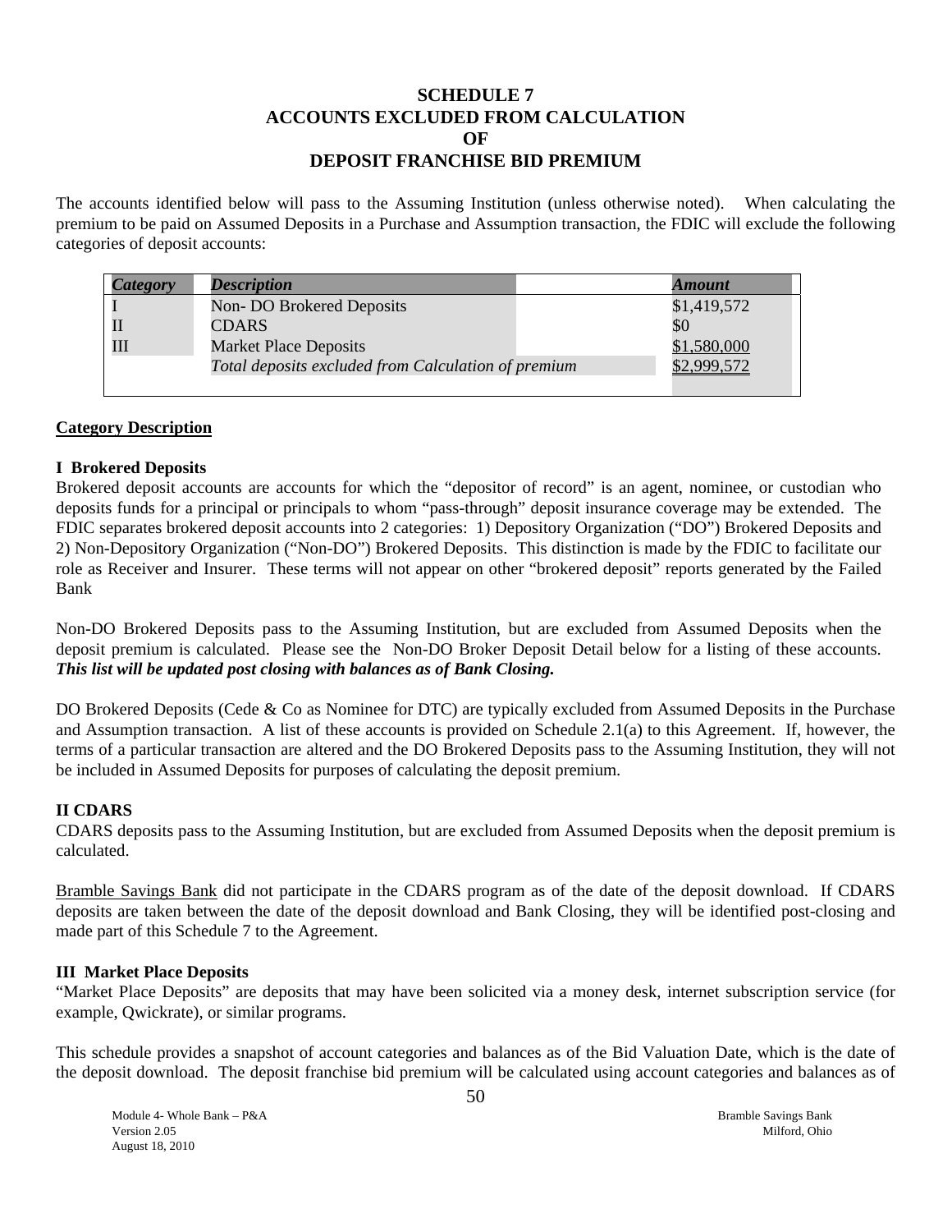# SCHEDULE 7
# ACCOUNTS EXCLUDED FROM CALCULATION OF DEPOSIT FRANCHISE BID PREMIUM

The accounts identified below will pass to the Assuming Institution (unless otherwise noted). When calculating the premium to be paid on Assumed Deposits in a Purchase and Assumption transaction, the FDIC will exclude the following categories of deposit accounts:

| *Category* | *Description* | *Amount* |
|---|---|---|
| I | Non- DO Brokered Deposits | $1,419,572 |
| II | CDARS | $0 |
| III | Market Place Deposits | $1,580,000 |
| | *Total deposits excluded from Calculation of premium* | $2,999,572 |

**Category Description**

**I Brokered Deposits**

Brokered deposit accounts are accounts for which the "depositor of record" is an agent, nominee, or custodian who deposits funds for a principal or principals to whom "pass-through" deposit insurance coverage may be extended. The FDIC separates brokered deposit accounts into 2 categories: 1) Depository Organization ("DO") Brokered Deposits and 2) Non-Depository Organization ("Non-DO") Brokered Deposits. This distinction is made by the FDIC to facilitate our role as Receiver and Insurer. These terms will not appear on other "brokered deposit" reports generated by the Failed Bank

Non-DO Brokered Deposits pass to the Assuming Institution, but are excluded from Assumed Deposits when the deposit premium is calculated. Please see the Non-DO Broker Deposit Detail below for a listing of these accounts. ***This list will be updated post closing with balances as of Bank Closing.***

DO Brokered Deposits (Cede & Co as Nominee for DTC) are typically excluded from Assumed Deposits in the Purchase and Assumption transaction. A list of these accounts is provided on Schedule 2.1(a) to this Agreement. If, however, the terms of a particular transaction are altered and the DO Brokered Deposits pass to the Assuming Institution, they will not be included in Assumed Deposits for purposes of calculating the deposit premium.

**II CDARS**

CDARS deposits pass to the Assuming Institution, but are excluded from Assumed Deposits when the deposit premium is calculated.

Bramble Savings Bank did not participate in the CDARS program as of the date of the deposit download. If CDARS deposits are taken between the date of the deposit download and Bank Closing, they will be identified post-closing and made part of this Schedule 7 to the Agreement.

**III Market Place Deposits**

"Market Place Deposits" are deposits that may have been solicited via a money desk, internet subscription service (for example, Qwickrate), or similar programs.

This schedule provides a snapshot of account categories and balances as of the Bid Valuation Date, which is the date of the deposit download. The deposit franchise bid premium will be calculated using account categories and balances as of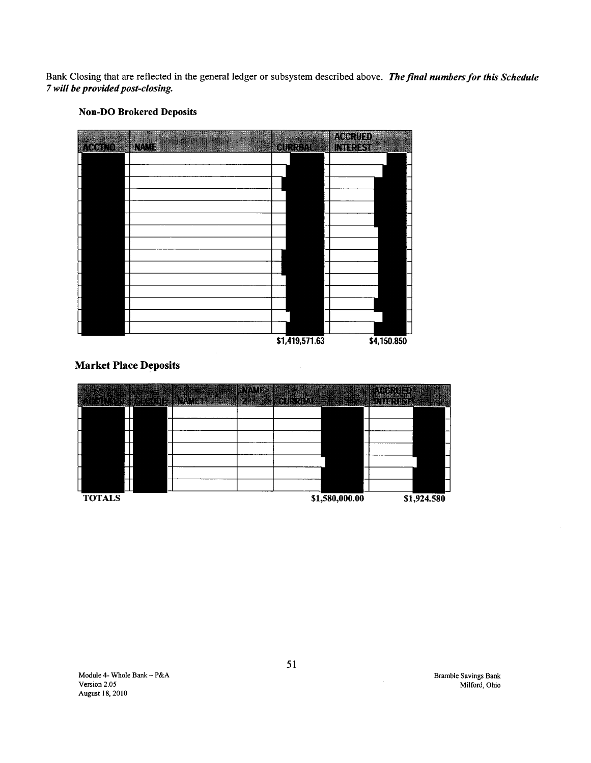Bank Closing that are reflected in the general ledger or subsystem described above. ***The final numbers for this Schedule 7 will be provided post-closing.***

**Non-DO Brokered Deposits**

| ACCTNO | NAME | CURRBAL | ACCRUED INTEREST |
|---|---|---|---|
| | | | |
| | | | |
| | | | |
| | | | |
| | | | |
| | | | |
| | | | |
| | | | |
| | | | |
| | | | |
| | | | |
| | | | |
| | | | |
| | | | |
| | | $1,419,571.63 | $4,150.850 |

**Market Place Deposits**

| ACCTNO | GLCODE | NAME1 | NAME 2 | CURRBAL | ACCRUED INTEREST |
|---|---|---|---|---|---|
| | | | | | |
| | | | | | |
| | | | | | |
| | | | | | |
| | | | | | |
| | | | | | |
| TOTALS | | | | $1,580,000.00 | $1,924.580 |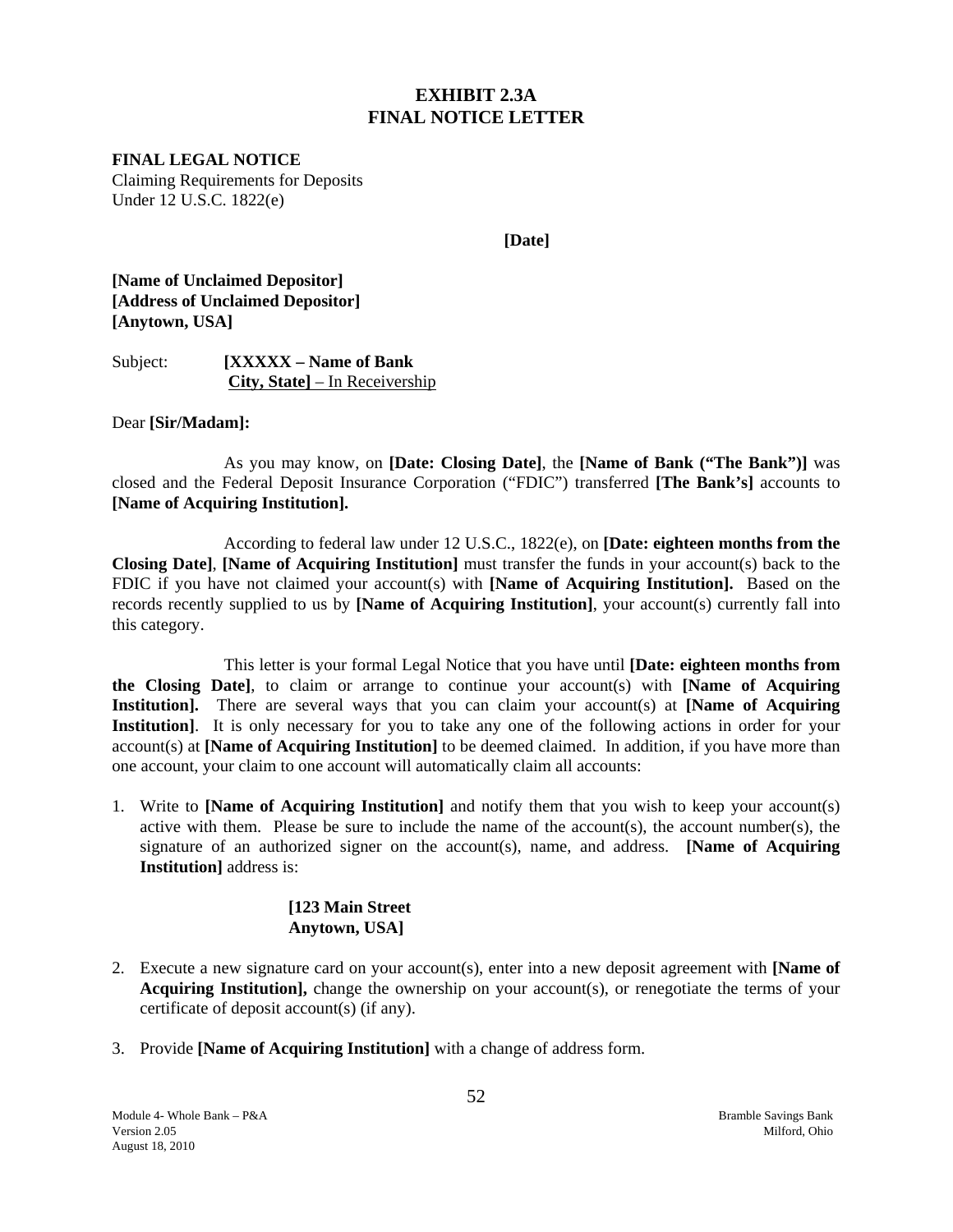# EXHIBIT 2.3A
# FINAL NOTICE LETTER

**FINAL LEGAL NOTICE**
Claiming Requirements for Deposits
Under 12 U.S.C. 1822(e)

**[Date]**

**[Name of Unclaimed Depositor]**
**[Address of Unclaimed Depositor]**
**[Anytown, USA]**

Subject: **[XXXXX – Name of Bank**
**City, State]** – In Receivership

Dear **[Sir/Madam]:**

As you may know, on **[Date: Closing Date]**, the **[Name of Bank ("The Bank")]** was closed and the Federal Deposit Insurance Corporation ("FDIC") transferred **[The Bank's]** accounts to **[Name of Acquiring Institution].**

According to federal law under 12 U.S.C., 1822(e), on **[Date: eighteen months from the Closing Date]**, **[Name of Acquiring Institution]** must transfer the funds in your account(s) back to the FDIC if you have not claimed your account(s) with **[Name of Acquiring Institution].** Based on the records recently supplied to us by **[Name of Acquiring Institution]**, your account(s) currently fall into this category.

This letter is your formal Legal Notice that you have until **[Date: eighteen months from the Closing Date]**, to claim or arrange to continue your account(s) with **[Name of Acquiring Institution].** There are several ways that you can claim your account(s) at **[Name of Acquiring Institution]**. It is only necessary for you to take any one of the following actions in order for your account(s) at **[Name of Acquiring Institution]** to be deemed claimed. In addition, if you have more than one account, your claim to one account will automatically claim all accounts:

1. Write to **[Name of Acquiring Institution]** and notify them that you wish to keep your account(s) active with them. Please be sure to include the name of the account(s), the account number(s), the signature of an authorized signer on the account(s), name, and address. **[Name of Acquiring Institution]** address is:

   **[123 Main Street**
   **Anytown, USA]**

2. Execute a new signature card on your account(s), enter into a new deposit agreement with **[Name of Acquiring Institution],** change the ownership on your account(s), or renegotiate the terms of your certificate of deposit account(s) (if any).

3. Provide **[Name of Acquiring Institution]** with a change of address form.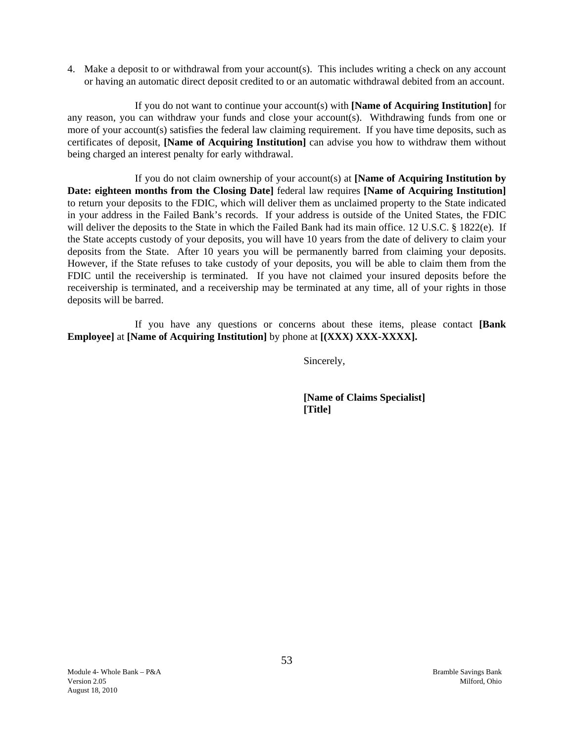4. Make a deposit to or withdrawal from your account(s). This includes writing a check on any account or having an automatic direct deposit credited to or an automatic withdrawal debited from an account.

If you do not want to continue your account(s) with **[Name of Acquiring Institution]** for any reason, you can withdraw your funds and close your account(s). Withdrawing funds from one or more of your account(s) satisfies the federal law claiming requirement. If you have time deposits, such as certificates of deposit, **[Name of Acquiring Institution]** can advise you how to withdraw them without being charged an interest penalty for early withdrawal.

If you do not claim ownership of your account(s) at **[Name of Acquiring Institution by Date: eighteen months from the Closing Date]** federal law requires **[Name of Acquiring Institution]** to return your deposits to the FDIC, which will deliver them as unclaimed property to the State indicated in your address in the Failed Bank's records. If your address is outside of the United States, the FDIC will deliver the deposits to the State in which the Failed Bank had its main office. 12 U.S.C. § 1822(e). If the State accepts custody of your deposits, you will have 10 years from the date of delivery to claim your deposits from the State. After 10 years you will be permanently barred from claiming your deposits. However, if the State refuses to take custody of your deposits, you will be able to claim them from the FDIC until the receivership is terminated. If you have not claimed your insured deposits before the receivership is terminated, and a receivership may be terminated at any time, all of your rights in those deposits will be barred.

If you have any questions or concerns about these items, please contact **[Bank Employee]** at **[Name of Acquiring Institution]** by phone at **[(XXX) XXX-XXXX].**

Sincerely,

**[Name of Claims Specialist]**
**[Title]**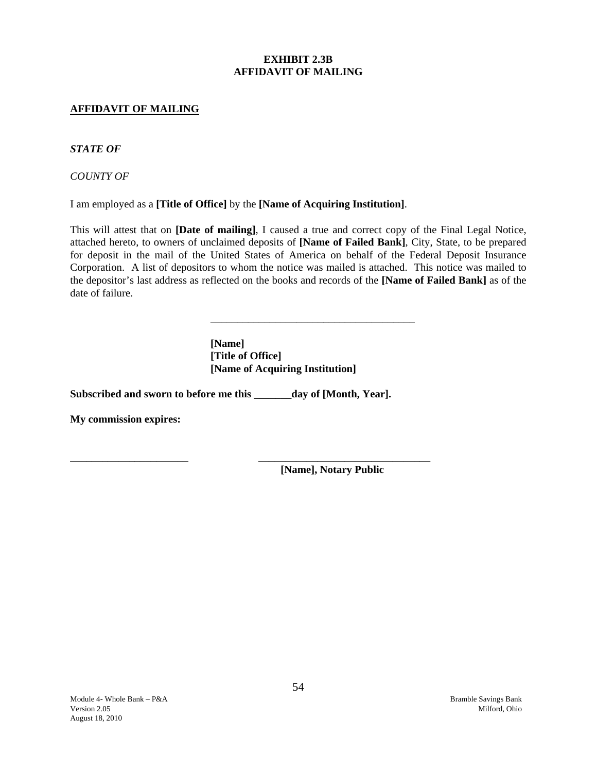**EXHIBIT 2.3B**
**AFFIDAVIT OF MAILING**

**AFFIDAVIT OF MAILING**

***STATE OF***

*COUNTY OF*

I am employed as a **[Title of Office]** by the **[Name of Acquiring Institution]**.

This will attest that on **[Date of mailing]**, I caused a true and correct copy of the Final Legal Notice, attached hereto, to owners of unclaimed deposits of **[Name of Failed Bank]**, City, State, to be prepared for deposit in the mail of the United States of America on behalf of the Federal Deposit Insurance Corporation. A list of depositors to whom the notice was mailed is attached. This notice was mailed to the depositor's last address as reflected on the books and records of the **[Name of Failed Bank]** as of the date of failure.

\_\_\_\_\_\_\_\_\_\_\_\_\_\_\_\_\_\_\_\_\_\_\_\_\_\_\_\_\_\_\_\_\_\_\_\_\_\_

**[Name]**
**[Title of Office]**
**[Name of Acquiring Institution]**

**Subscribed and sworn to before me this \_\_\_\_\_\_\_day of [Month, Year].**

**My commission expires:**

\_\_\_\_\_\_\_\_\_\_\_\_\_\_\_\_\_\_\_\_\_\_ \_\_\_\_\_\_\_\_\_\_\_\_\_\_\_\_\_\_\_\_\_\_\_\_\_\_\_\_\_\_\_\_\_

**[Name], Notary Public**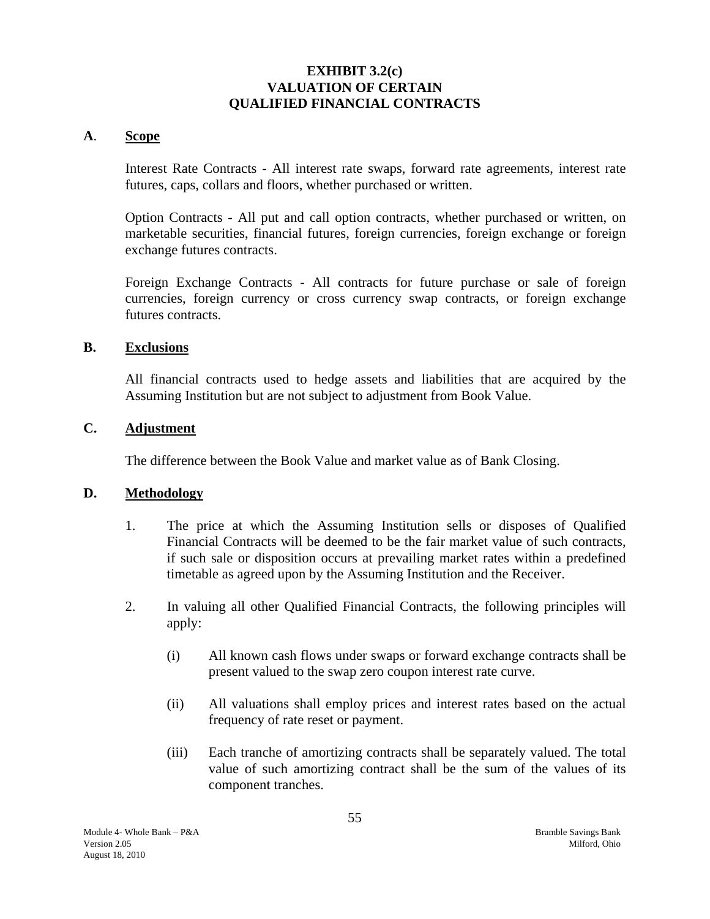# EXHIBIT 3.2(c)
# VALUATION OF CERTAIN
# QUALIFIED FINANCIAL CONTRACTS

## A. Scope

Interest Rate Contracts - All interest rate swaps, forward rate agreements, interest rate futures, caps, collars and floors, whether purchased or written.

Option Contracts - All put and call option contracts, whether purchased or written, on marketable securities, financial futures, foreign currencies, foreign exchange or foreign exchange futures contracts.

Foreign Exchange Contracts - All contracts for future purchase or sale of foreign currencies, foreign currency or cross currency swap contracts, or foreign exchange futures contracts.

## B. Exclusions

All financial contracts used to hedge assets and liabilities that are acquired by the Assuming Institution but are not subject to adjustment from Book Value.

## C. Adjustment

The difference between the Book Value and market value as of Bank Closing.

## D. Methodology

1. The price at which the Assuming Institution sells or disposes of Qualified Financial Contracts will be deemed to be the fair market value of such contracts, if such sale or disposition occurs at prevailing market rates within a predefined timetable as agreed upon by the Assuming Institution and the Receiver.

2. In valuing all other Qualified Financial Contracts, the following principles will apply:

   (i) All known cash flows under swaps or forward exchange contracts shall be present valued to the swap zero coupon interest rate curve.

   (ii) All valuations shall employ prices and interest rates based on the actual frequency of rate reset or payment.

   (iii) Each tranche of amortizing contracts shall be separately valued. The total value of such amortizing contract shall be the sum of the values of its component tranches.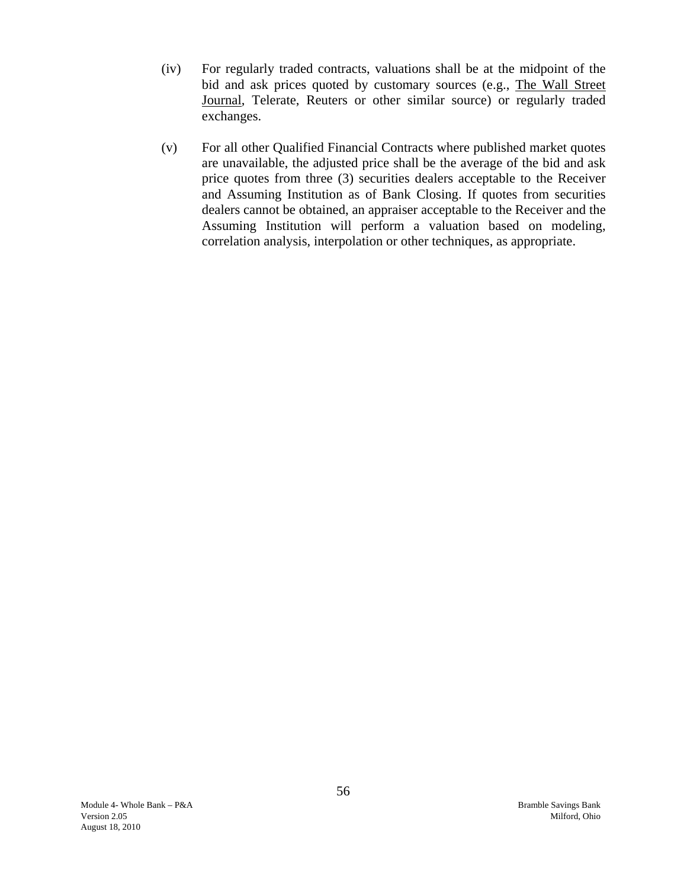(iv) For regularly traded contracts, valuations shall be at the midpoint of the bid and ask prices quoted by customary sources (e.g., The Wall Street Journal, Telerate, Reuters or other similar source) or regularly traded exchanges.

(v) For all other Qualified Financial Contracts where published market quotes are unavailable, the adjusted price shall be the average of the bid and ask price quotes from three (3) securities dealers acceptable to the Receiver and Assuming Institution as of Bank Closing. If quotes from securities dealers cannot be obtained, an appraiser acceptable to the Receiver and the Assuming Institution will perform a valuation based on modeling, correlation analysis, interpolation or other techniques, as appropriate.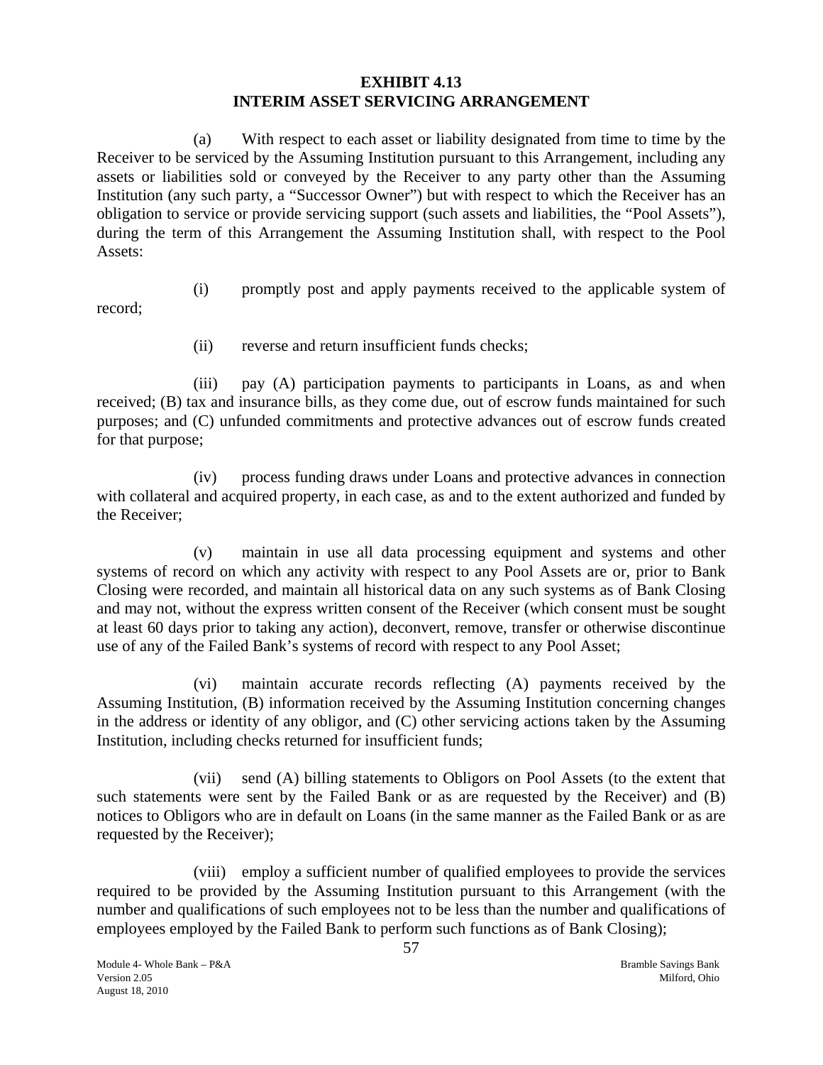**EXHIBIT 4.13**
**INTERIM ASSET SERVICING ARRANGEMENT**

(a) With respect to each asset or liability designated from time to time by the Receiver to be serviced by the Assuming Institution pursuant to this Arrangement, including any assets or liabilities sold or conveyed by the Receiver to any party other than the Assuming Institution (any such party, a "Successor Owner") but with respect to which the Receiver has an obligation to service or provide servicing support (such assets and liabilities, the "Pool Assets"), during the term of this Arrangement the Assuming Institution shall, with respect to the Pool Assets:

(i) promptly post and apply payments received to the applicable system of record;

(ii) reverse and return insufficient funds checks;

(iii) pay (A) participation payments to participants in Loans, as and when received; (B) tax and insurance bills, as they come due, out of escrow funds maintained for such purposes; and (C) unfunded commitments and protective advances out of escrow funds created for that purpose;

(iv) process funding draws under Loans and protective advances in connection with collateral and acquired property, in each case, as and to the extent authorized and funded by the Receiver;

(v) maintain in use all data processing equipment and systems and other systems of record on which any activity with respect to any Pool Assets are or, prior to Bank Closing were recorded, and maintain all historical data on any such systems as of Bank Closing and may not, without the express written consent of the Receiver (which consent must be sought at least 60 days prior to taking any action), deconvert, remove, transfer or otherwise discontinue use of any of the Failed Bank's systems of record with respect to any Pool Asset;

(vi) maintain accurate records reflecting (A) payments received by the Assuming Institution, (B) information received by the Assuming Institution concerning changes in the address or identity of any obligor, and (C) other servicing actions taken by the Assuming Institution, including checks returned for insufficient funds;

(vii) send (A) billing statements to Obligors on Pool Assets (to the extent that such statements were sent by the Failed Bank or as are requested by the Receiver) and (B) notices to Obligors who are in default on Loans (in the same manner as the Failed Bank or as are requested by the Receiver);

(viii) employ a sufficient number of qualified employees to provide the services required to be provided by the Assuming Institution pursuant to this Arrangement (with the number and qualifications of such employees not to be less than the number and qualifications of employees employed by the Failed Bank to perform such functions as of Bank Closing);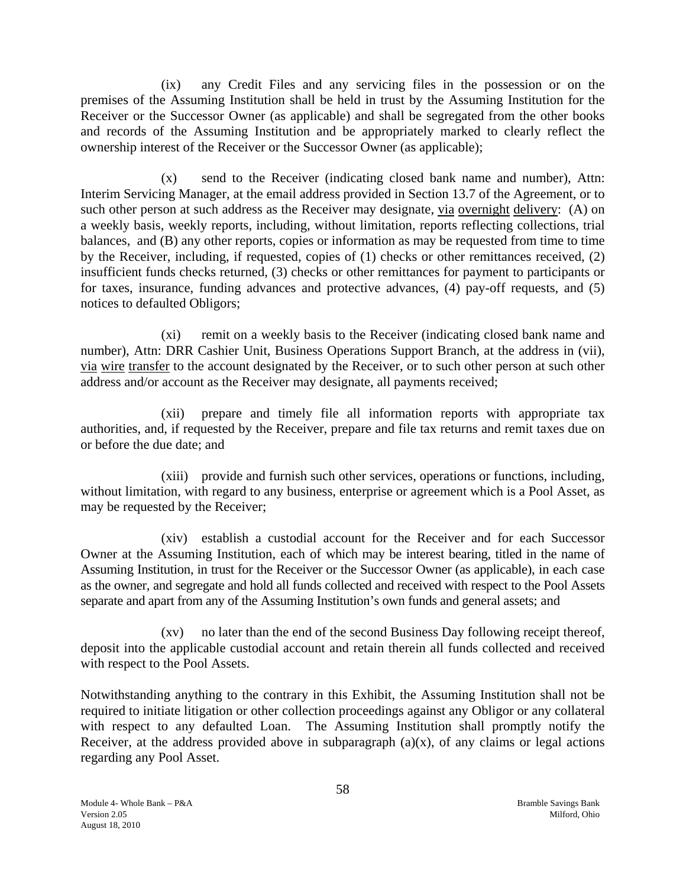(ix) any Credit Files and any servicing files in the possession or on the premises of the Assuming Institution shall be held in trust by the Assuming Institution for the Receiver or the Successor Owner (as applicable) and shall be segregated from the other books and records of the Assuming Institution and be appropriately marked to clearly reflect the ownership interest of the Receiver or the Successor Owner (as applicable);

(x) send to the Receiver (indicating closed bank name and number), Attn: Interim Servicing Manager, at the email address provided in Section 13.7 of the Agreement, or to such other person at such address as the Receiver may designate, via overnight delivery: (A) on a weekly basis, weekly reports, including, without limitation, reports reflecting collections, trial balances, and (B) any other reports, copies or information as may be requested from time to time by the Receiver, including, if requested, copies of (1) checks or other remittances received, (2) insufficient funds checks returned, (3) checks or other remittances for payment to participants or for taxes, insurance, funding advances and protective advances, (4) pay-off requests, and (5) notices to defaulted Obligors;

(xi) remit on a weekly basis to the Receiver (indicating closed bank name and number), Attn: DRR Cashier Unit, Business Operations Support Branch, at the address in (vii), via wire transfer to the account designated by the Receiver, or to such other person at such other address and/or account as the Receiver may designate, all payments received;

(xii) prepare and timely file all information reports with appropriate tax authorities, and, if requested by the Receiver, prepare and file tax returns and remit taxes due on or before the due date; and

(xiii) provide and furnish such other services, operations or functions, including, without limitation, with regard to any business, enterprise or agreement which is a Pool Asset, as may be requested by the Receiver;

(xiv) establish a custodial account for the Receiver and for each Successor Owner at the Assuming Institution, each of which may be interest bearing, titled in the name of Assuming Institution, in trust for the Receiver or the Successor Owner (as applicable), in each case as the owner, and segregate and hold all funds collected and received with respect to the Pool Assets separate and apart from any of the Assuming Institution's own funds and general assets; and

(xv) no later than the end of the second Business Day following receipt thereof, deposit into the applicable custodial account and retain therein all funds collected and received with respect to the Pool Assets.

Notwithstanding anything to the contrary in this Exhibit, the Assuming Institution shall not be required to initiate litigation or other collection proceedings against any Obligor or any collateral with respect to any defaulted Loan. The Assuming Institution shall promptly notify the Receiver, at the address provided above in subparagraph (a)(x), of any claims or legal actions regarding any Pool Asset.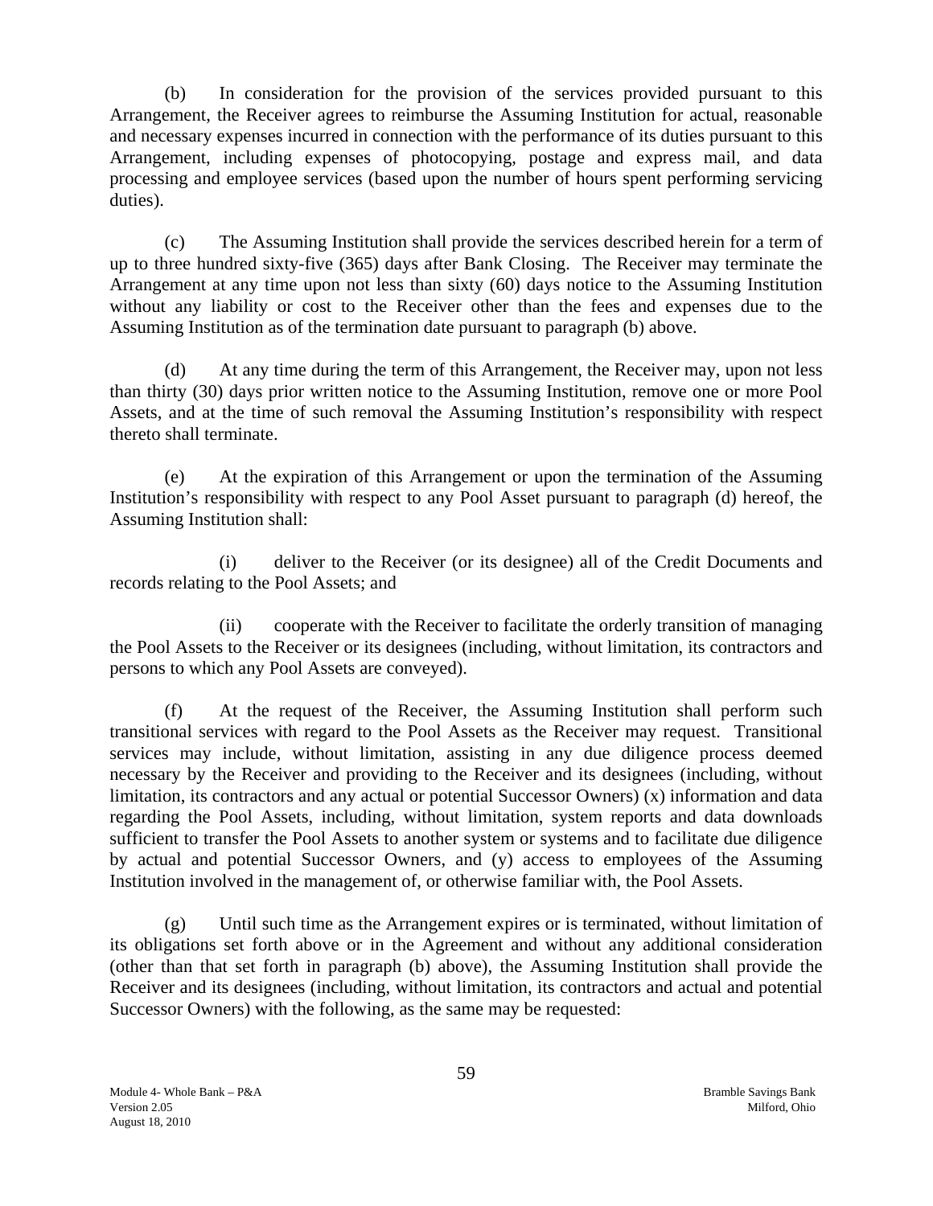(b) In consideration for the provision of the services provided pursuant to this Arrangement, the Receiver agrees to reimburse the Assuming Institution for actual, reasonable and necessary expenses incurred in connection with the performance of its duties pursuant to this Arrangement, including expenses of photocopying, postage and express mail, and data processing and employee services (based upon the number of hours spent performing servicing duties).

(c) The Assuming Institution shall provide the services described herein for a term of up to three hundred sixty-five (365) days after Bank Closing. The Receiver may terminate the Arrangement at any time upon not less than sixty (60) days notice to the Assuming Institution without any liability or cost to the Receiver other than the fees and expenses due to the Assuming Institution as of the termination date pursuant to paragraph (b) above.

(d) At any time during the term of this Arrangement, the Receiver may, upon not less than thirty (30) days prior written notice to the Assuming Institution, remove one or more Pool Assets, and at the time of such removal the Assuming Institution's responsibility with respect thereto shall terminate.

(e) At the expiration of this Arrangement or upon the termination of the Assuming Institution's responsibility with respect to any Pool Asset pursuant to paragraph (d) hereof, the Assuming Institution shall:

(i) deliver to the Receiver (or its designee) all of the Credit Documents and records relating to the Pool Assets; and

(ii) cooperate with the Receiver to facilitate the orderly transition of managing the Pool Assets to the Receiver or its designees (including, without limitation, its contractors and persons to which any Pool Assets are conveyed).

(f) At the request of the Receiver, the Assuming Institution shall perform such transitional services with regard to the Pool Assets as the Receiver may request. Transitional services may include, without limitation, assisting in any due diligence process deemed necessary by the Receiver and providing to the Receiver and its designees (including, without limitation, its contractors and any actual or potential Successor Owners) (x) information and data regarding the Pool Assets, including, without limitation, system reports and data downloads sufficient to transfer the Pool Assets to another system or systems and to facilitate due diligence by actual and potential Successor Owners, and (y) access to employees of the Assuming Institution involved in the management of, or otherwise familiar with, the Pool Assets.

(g) Until such time as the Arrangement expires or is terminated, without limitation of its obligations set forth above or in the Agreement and without any additional consideration (other than that set forth in paragraph (b) above), the Assuming Institution shall provide the Receiver and its designees (including, without limitation, its contractors and actual and potential Successor Owners) with the following, as the same may be requested: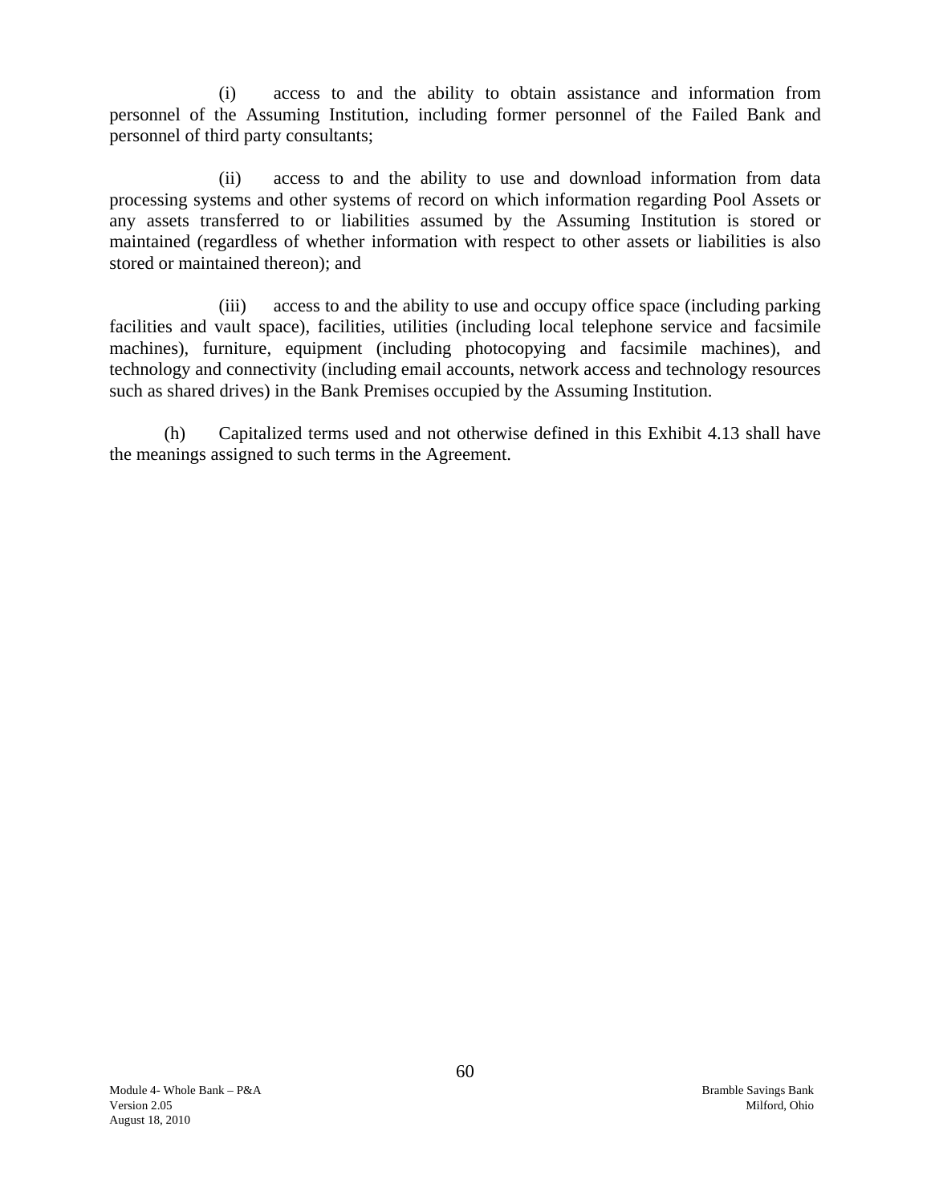(i) access to and the ability to obtain assistance and information from personnel of the Assuming Institution, including former personnel of the Failed Bank and personnel of third party consultants;

(ii) access to and the ability to use and download information from data processing systems and other systems of record on which information regarding Pool Assets or any assets transferred to or liabilities assumed by the Assuming Institution is stored or maintained (regardless of whether information with respect to other assets or liabilities is also stored or maintained thereon); and

(iii) access to and the ability to use and occupy office space (including parking facilities and vault space), facilities, utilities (including local telephone service and facsimile machines), furniture, equipment (including photocopying and facsimile machines), and technology and connectivity (including email accounts, network access and technology resources such as shared drives) in the Bank Premises occupied by the Assuming Institution.

(h) Capitalized terms used and not otherwise defined in this Exhibit 4.13 shall have the meanings assigned to such terms in the Agreement.